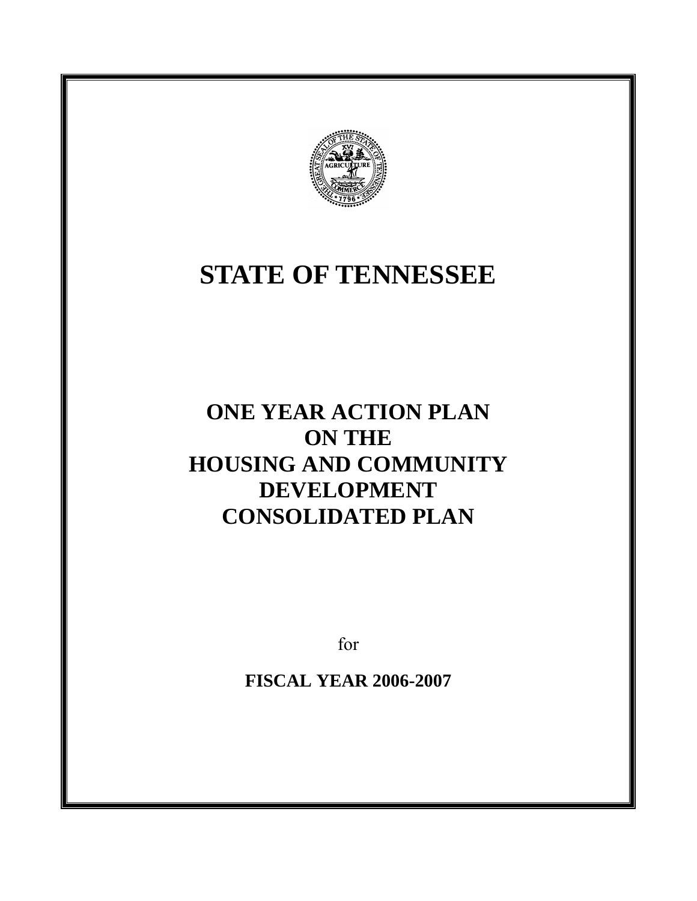# STATE OF TENNESSEE

## ONE YEAR ACTION PLAN ON THE HOUSING AND COMMUNITY DEVELOPMENT CONSOLIDATED PLAN

for

**FISCAL YEAR 2006-2007**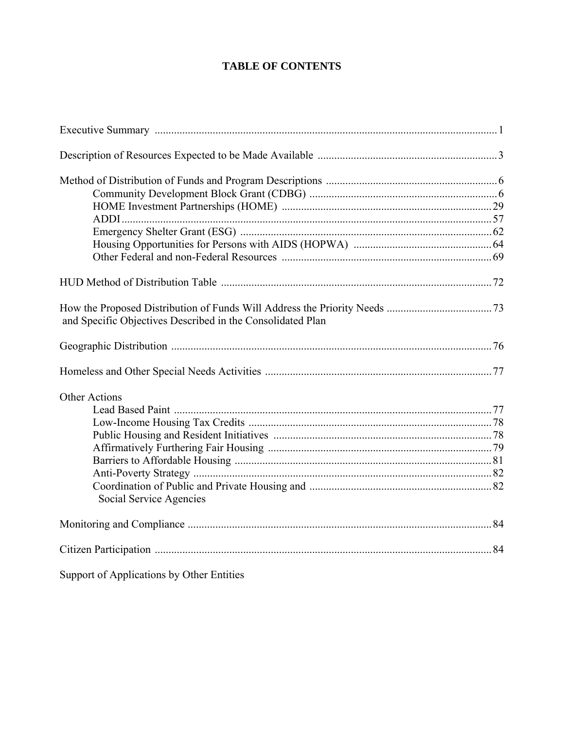# TABLE OF CONTENTS

Executive Summary .......... 1

Description of Resources Expected to be Made Available .......... 3

Method of Distribution of Funds and Program Descriptions .......... 6
- Community Development Block Grant (CDBG) .......... 6
- HOME Investment Partnerships (HOME) .......... 29
- ADDI .......... 57
- Emergency Shelter Grant (ESG) .......... 62
- Housing Opportunities for Persons with AIDS (HOPWA) .......... 64
- Other Federal and non-Federal Resources .......... 69

HUD Method of Distribution Table .......... 72

How the Proposed Distribution of Funds Will Address the Priority Needs and Specific Objectives Described in the Consolidated Plan .......... 73

Geographic Distribution .......... 76

Homeless and Other Special Needs Activities .......... 77

Other Actions
- Lead Based Paint .......... 77
- Low-Income Housing Tax Credits .......... 78
- Public Housing and Resident Initiatives .......... 78
- Affirmatively Furthering Fair Housing .......... 79
- Barriers to Affordable Housing .......... 81
- Anti-Poverty Strategy .......... 82
- Coordination of Public and Private Housing and Social Service Agencies .......... 82

Monitoring and Compliance .......... 84

Citizen Participation .......... 84

Support of Applications by Other Entities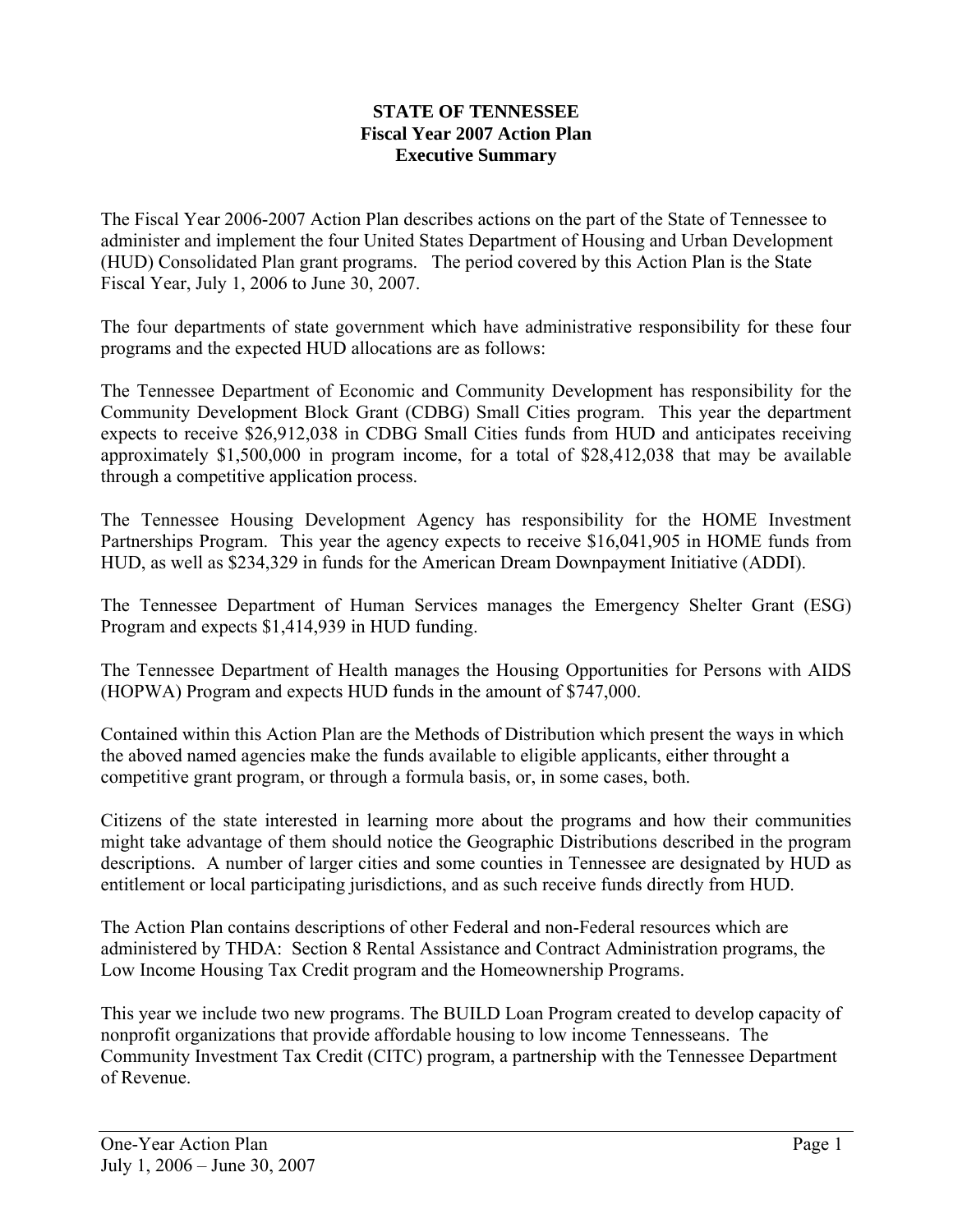**STATE OF TENNESSEE**
**Fiscal Year 2007 Action Plan**
**Executive Summary**

The Fiscal Year 2006-2007 Action Plan describes actions on the part of the State of Tennessee to administer and implement the four United States Department of Housing and Urban Development (HUD) Consolidated Plan grant programs. The period covered by this Action Plan is the State Fiscal Year, July 1, 2006 to June 30, 2007.

The four departments of state government which have administrative responsibility for these four programs and the expected HUD allocations are as follows:

The Tennessee Department of Economic and Community Development has responsibility for the Community Development Block Grant (CDBG) Small Cities program. This year the department expects to receive $26,912,038 in CDBG Small Cities funds from HUD and anticipates receiving approximately $1,500,000 in program income, for a total of $28,412,038 that may be available through a competitive application process.

The Tennessee Housing Development Agency has responsibility for the HOME Investment Partnerships Program. This year the agency expects to receive $16,041,905 in HOME funds from HUD, as well as $234,329 in funds for the American Dream Downpayment Initiative (ADDI).

The Tennessee Department of Human Services manages the Emergency Shelter Grant (ESG) Program and expects $1,414,939 in HUD funding.

The Tennessee Department of Health manages the Housing Opportunities for Persons with AIDS (HOPWA) Program and expects HUD funds in the amount of $747,000.

Contained within this Action Plan are the Methods of Distribution which present the ways in which the aboved named agencies make the funds available to eligible applicants, either throught a competitive grant program, or through a formula basis, or, in some cases, both.

Citizens of the state interested in learning more about the programs and how their communities might take advantage of them should notice the Geographic Distributions described in the program descriptions. A number of larger cities and some counties in Tennessee are designated by HUD as entitlement or local participating jurisdictions, and as such receive funds directly from HUD.

The Action Plan contains descriptions of other Federal and non-Federal resources which are administered by THDA: Section 8 Rental Assistance and Contract Administration programs, the Low Income Housing Tax Credit program and the Homeownership Programs.

This year we include two new programs. The BUILD Loan Program created to develop capacity of nonprofit organizations that provide affordable housing to low income Tennesseans. The Community Investment Tax Credit (CITC) program, a partnership with the Tennessee Department of Revenue.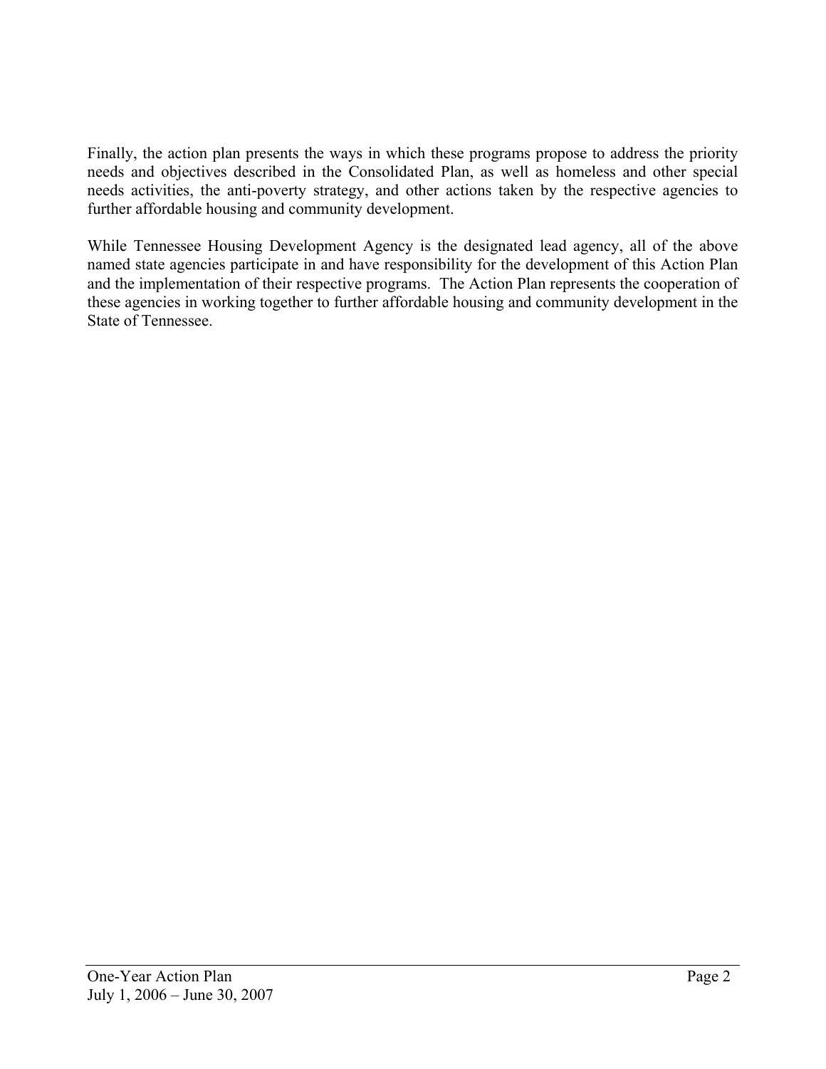Finally, the action plan presents the ways in which these programs propose to address the priority needs and objectives described in the Consolidated Plan, as well as homeless and other special needs activities, the anti-poverty strategy, and other actions taken by the respective agencies to further affordable housing and community development.

While Tennessee Housing Development Agency is the designated lead agency, all of the above named state agencies participate in and have responsibility for the development of this Action Plan and the implementation of their respective programs. The Action Plan represents the cooperation of these agencies in working together to further affordable housing and community development in the State of Tennessee.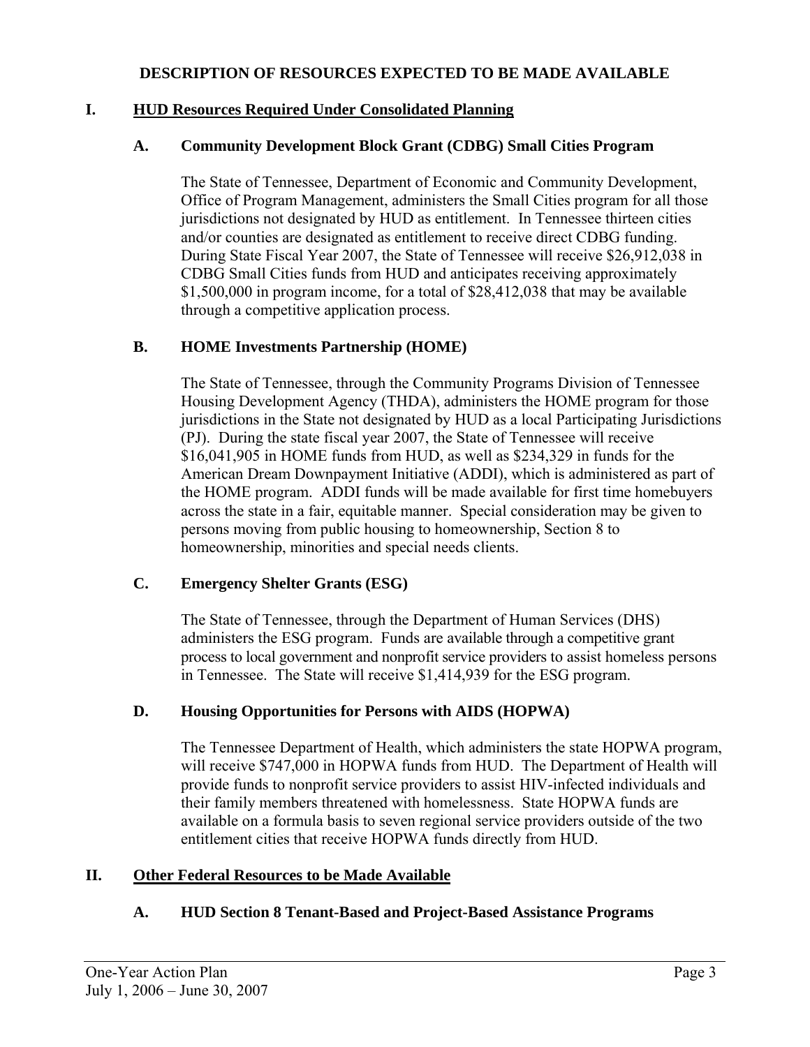# DESCRIPTION OF RESOURCES EXPECTED TO BE MADE AVAILABLE

## I. HUD Resources Required Under Consolidated Planning

### A. Community Development Block Grant (CDBG) Small Cities Program

The State of Tennessee, Department of Economic and Community Development, Office of Program Management, administers the Small Cities program for all those jurisdictions not designated by HUD as entitlement. In Tennessee thirteen cities and/or counties are designated as entitlement to receive direct CDBG funding. During State Fiscal Year 2007, the State of Tennessee will receive $26,912,038 in CDBG Small Cities funds from HUD and anticipates receiving approximately $1,500,000 in program income, for a total of $28,412,038 that may be available through a competitive application process.

### B. HOME Investments Partnership (HOME)

The State of Tennessee, through the Community Programs Division of Tennessee Housing Development Agency (THDA), administers the HOME program for those jurisdictions in the State not designated by HUD as a local Participating Jurisdictions (PJ). During the state fiscal year 2007, the State of Tennessee will receive $16,041,905 in HOME funds from HUD, as well as $234,329 in funds for the American Dream Downpayment Initiative (ADDI), which is administered as part of the HOME program. ADDI funds will be made available for first time homebuyers across the state in a fair, equitable manner. Special consideration may be given to persons moving from public housing to homeownership, Section 8 to homeownership, minorities and special needs clients.

### C. Emergency Shelter Grants (ESG)

The State of Tennessee, through the Department of Human Services (DHS) administers the ESG program. Funds are available through a competitive grant process to local government and nonprofit service providers to assist homeless persons in Tennessee. The State will receive $1,414,939 for the ESG program.

### D. Housing Opportunities for Persons with AIDS (HOPWA)

The Tennessee Department of Health, which administers the state HOPWA program, will receive $747,000 in HOPWA funds from HUD. The Department of Health will provide funds to nonprofit service providers to assist HIV-infected individuals and their family members threatened with homelessness. State HOPWA funds are available on a formula basis to seven regional service providers outside of the two entitlement cities that receive HOPWA funds directly from HUD.

## II. Other Federal Resources to be Made Available

### A. HUD Section 8 Tenant-Based and Project-Based Assistance Programs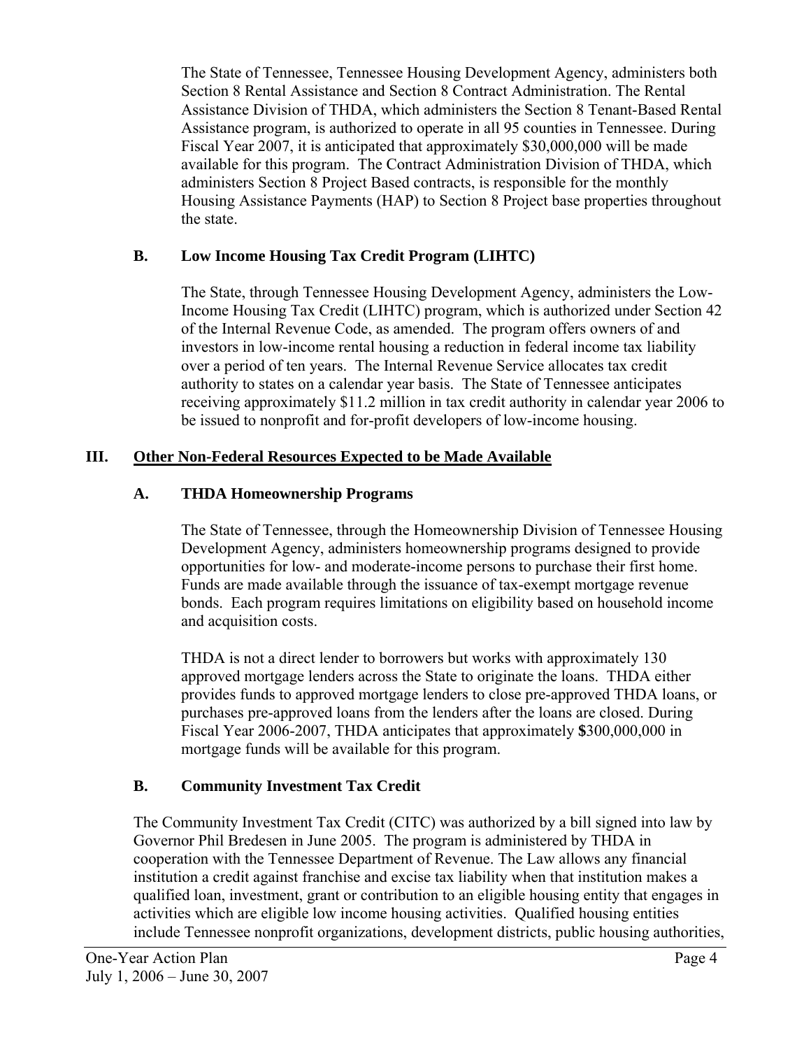The State of Tennessee, Tennessee Housing Development Agency, administers both Section 8 Rental Assistance and Section 8 Contract Administration. The Rental Assistance Division of THDA, which administers the Section 8 Tenant-Based Rental Assistance program, is authorized to operate in all 95 counties in Tennessee. During Fiscal Year 2007, it is anticipated that approximately $30,000,000 will be made available for this program. The Contract Administration Division of THDA, which administers Section 8 Project Based contracts, is responsible for the monthly Housing Assistance Payments (HAP) to Section 8 Project base properties throughout the state.

### B. Low Income Housing Tax Credit Program (LIHTC)

The State, through Tennessee Housing Development Agency, administers the Low-Income Housing Tax Credit (LIHTC) program, which is authorized under Section 42 of the Internal Revenue Code, as amended. The program offers owners of and investors in low-income rental housing a reduction in federal income tax liability over a period of ten years. The Internal Revenue Service allocates tax credit authority to states on a calendar year basis. The State of Tennessee anticipates receiving approximately $11.2 million in tax credit authority in calendar year 2006 to be issued to nonprofit and for-profit developers of low-income housing.

## III. Other Non-Federal Resources Expected to be Made Available

### A. THDA Homeownership Programs

The State of Tennessee, through the Homeownership Division of Tennessee Housing Development Agency, administers homeownership programs designed to provide opportunities for low- and moderate-income persons to purchase their first home. Funds are made available through the issuance of tax-exempt mortgage revenue bonds. Each program requires limitations on eligibility based on household income and acquisition costs.

THDA is not a direct lender to borrowers but works with approximately 130 approved mortgage lenders across the State to originate the loans. THDA either provides funds to approved mortgage lenders to close pre-approved THDA loans, or purchases pre-approved loans from the lenders after the loans are closed. During Fiscal Year 2006-2007, THDA anticipates that approximately **$**300,000,000 in mortgage funds will be available for this program.

### B. Community Investment Tax Credit

The Community Investment Tax Credit (CITC) was authorized by a bill signed into law by Governor Phil Bredesen in June 2005. The program is administered by THDA in cooperation with the Tennessee Department of Revenue. The Law allows any financial institution a credit against franchise and excise tax liability when that institution makes a qualified loan, investment, grant or contribution to an eligible housing entity that engages in activities which are eligible low income housing activities. Qualified housing entities include Tennessee nonprofit organizations, development districts, public housing authorities,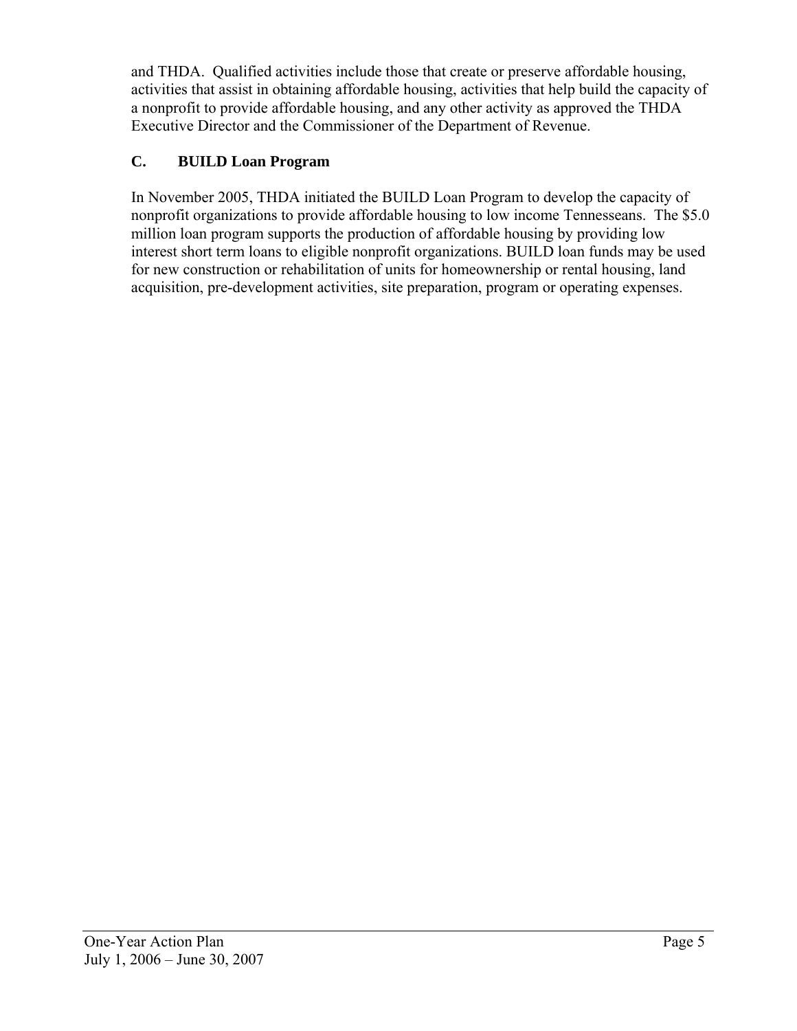and THDA. Qualified activities include those that create or preserve affordable housing, activities that assist in obtaining affordable housing, activities that help build the capacity of a nonprofit to provide affordable housing, and any other activity as approved the THDA Executive Director and the Commissioner of the Department of Revenue.

### C. BUILD Loan Program

In November 2005, THDA initiated the BUILD Loan Program to develop the capacity of nonprofit organizations to provide affordable housing to low income Tennesseans. The $5.0 million loan program supports the production of affordable housing by providing low interest short term loans to eligible nonprofit organizations. BUILD loan funds may be used for new construction or rehabilitation of units for homeownership or rental housing, land acquisition, pre-development activities, site preparation, program or operating expenses.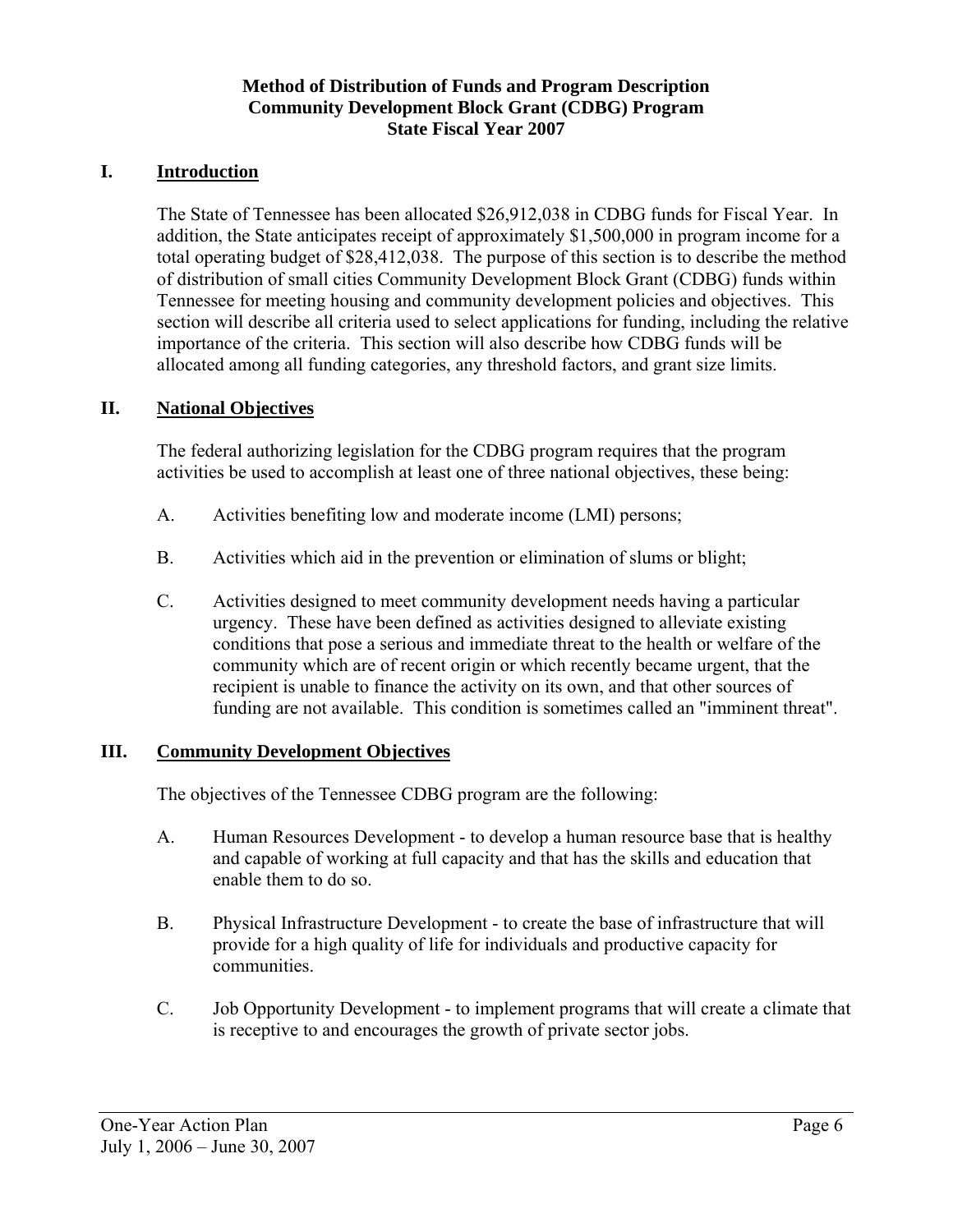**Method of Distribution of Funds and Program Description**
**Community Development Block Grant (CDBG) Program**
**State Fiscal Year 2007**

## I. Introduction

The State of Tennessee has been allocated $26,912,038 in CDBG funds for Fiscal Year. In addition, the State anticipates receipt of approximately $1,500,000 in program income for a total operating budget of $28,412,038. The purpose of this section is to describe the method of distribution of small cities Community Development Block Grant (CDBG) funds within Tennessee for meeting housing and community development policies and objectives. This section will describe all criteria used to select applications for funding, including the relative importance of the criteria. This section will also describe how CDBG funds will be allocated among all funding categories, any threshold factors, and grant size limits.

## II. National Objectives

The federal authorizing legislation for the CDBG program requires that the program activities be used to accomplish at least one of three national objectives, these being:

A. Activities benefiting low and moderate income (LMI) persons;

B. Activities which aid in the prevention or elimination of slums or blight;

C. Activities designed to meet community development needs having a particular urgency. These have been defined as activities designed to alleviate existing conditions that pose a serious and immediate threat to the health or welfare of the community which are of recent origin or which recently became urgent, that the recipient is unable to finance the activity on its own, and that other sources of funding are not available. This condition is sometimes called an "imminent threat".

## III. Community Development Objectives

The objectives of the Tennessee CDBG program are the following:

A. Human Resources Development - to develop a human resource base that is healthy and capable of working at full capacity and that has the skills and education that enable them to do so.

B. Physical Infrastructure Development - to create the base of infrastructure that will provide for a high quality of life for individuals and productive capacity for communities.

C. Job Opportunity Development - to implement programs that will create a climate that is receptive to and encourages the growth of private sector jobs.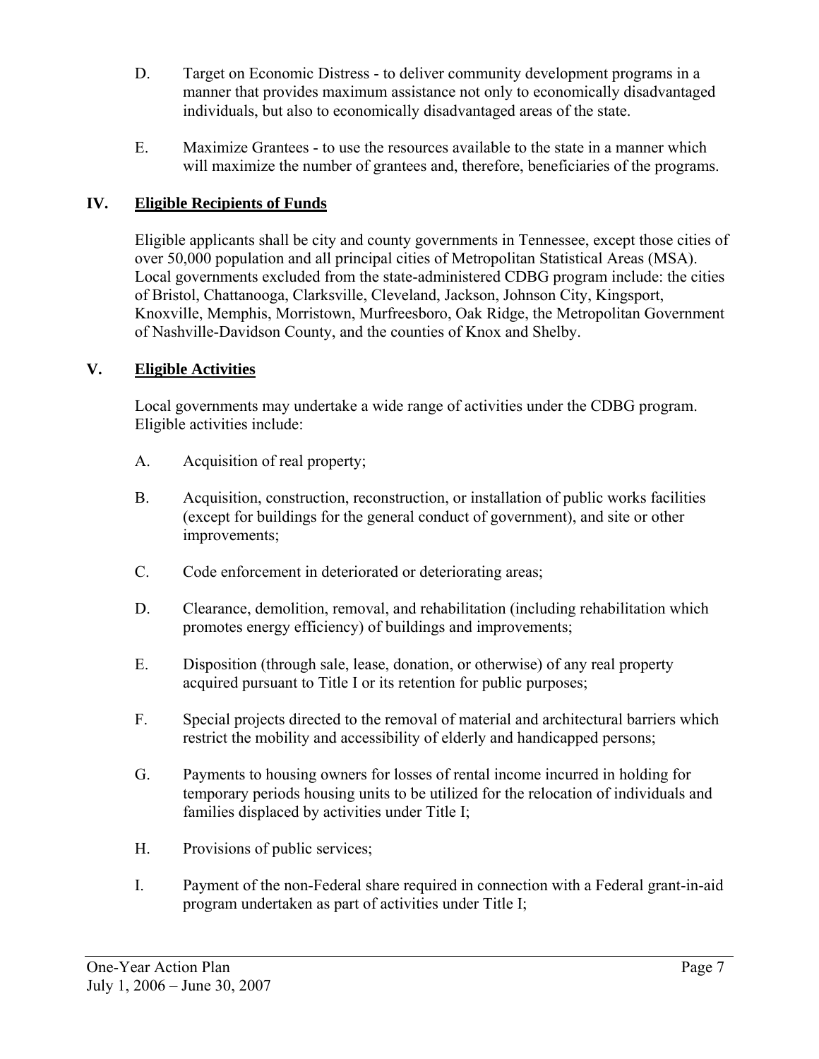D. Target on Economic Distress - to deliver community development programs in a manner that provides maximum assistance not only to economically disadvantaged individuals, but also to economically disadvantaged areas of the state.

E. Maximize Grantees - to use the resources available to the state in a manner which will maximize the number of grantees and, therefore, beneficiaries of the programs.

## IV. Eligible Recipients of Funds

Eligible applicants shall be city and county governments in Tennessee, except those cities of over 50,000 population and all principal cities of Metropolitan Statistical Areas (MSA). Local governments excluded from the state-administered CDBG program include: the cities of Bristol, Chattanooga, Clarksville, Cleveland, Jackson, Johnson City, Kingsport, Knoxville, Memphis, Morristown, Murfreesboro, Oak Ridge, the Metropolitan Government of Nashville-Davidson County, and the counties of Knox and Shelby.

## V. Eligible Activities

Local governments may undertake a wide range of activities under the CDBG program. Eligible activities include:

A. Acquisition of real property;

B. Acquisition, construction, reconstruction, or installation of public works facilities (except for buildings for the general conduct of government), and site or other improvements;

C. Code enforcement in deteriorated or deteriorating areas;

D. Clearance, demolition, removal, and rehabilitation (including rehabilitation which promotes energy efficiency) of buildings and improvements;

E. Disposition (through sale, lease, donation, or otherwise) of any real property acquired pursuant to Title I or its retention for public purposes;

F. Special projects directed to the removal of material and architectural barriers which restrict the mobility and accessibility of elderly and handicapped persons;

G. Payments to housing owners for losses of rental income incurred in holding for temporary periods housing units to be utilized for the relocation of individuals and families displaced by activities under Title I;

H. Provisions of public services;

I. Payment of the non-Federal share required in connection with a Federal grant-in-aid program undertaken as part of activities under Title I;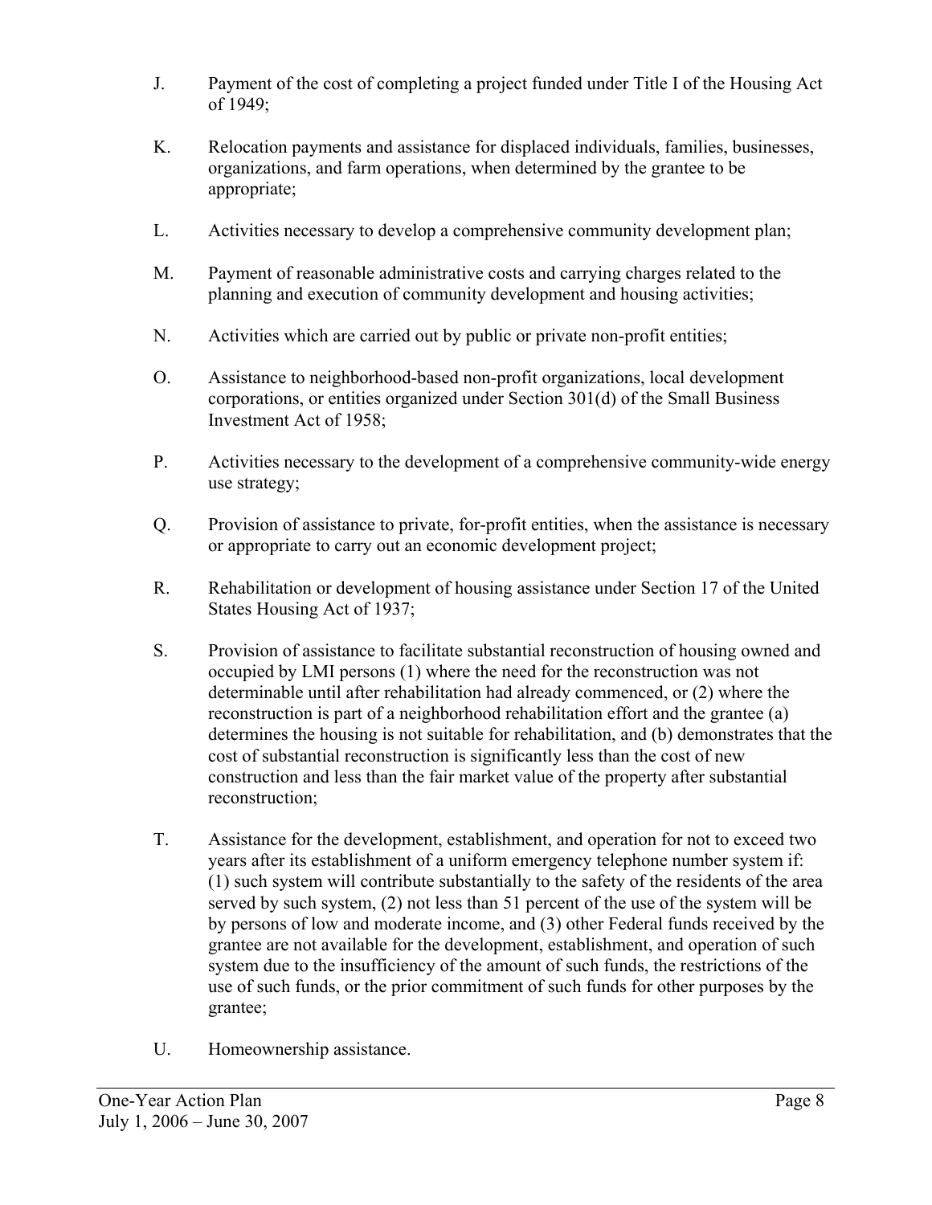J. Payment of the cost of completing a project funded under Title I of the Housing Act of 1949;

K. Relocation payments and assistance for displaced individuals, families, businesses, organizations, and farm operations, when determined by the grantee to be appropriate;

L. Activities necessary to develop a comprehensive community development plan;

M. Payment of reasonable administrative costs and carrying charges related to the planning and execution of community development and housing activities;

N. Activities which are carried out by public or private non-profit entities;

O. Assistance to neighborhood-based non-profit organizations, local development corporations, or entities organized under Section 301(d) of the Small Business Investment Act of 1958;

P. Activities necessary to the development of a comprehensive community-wide energy use strategy;

Q. Provision of assistance to private, for-profit entities, when the assistance is necessary or appropriate to carry out an economic development project;

R. Rehabilitation or development of housing assistance under Section 17 of the United States Housing Act of 1937;

S. Provision of assistance to facilitate substantial reconstruction of housing owned and occupied by LMI persons (1) where the need for the reconstruction was not determinable until after rehabilitation had already commenced, or (2) where the reconstruction is part of a neighborhood rehabilitation effort and the grantee (a) determines the housing is not suitable for rehabilitation, and (b) demonstrates that the cost of substantial reconstruction is significantly less than the cost of new construction and less than the fair market value of the property after substantial reconstruction;

T. Assistance for the development, establishment, and operation for not to exceed two years after its establishment of a uniform emergency telephone number system if: (1) such system will contribute substantially to the safety of the residents of the area served by such system, (2) not less than 51 percent of the use of the system will be by persons of low and moderate income, and (3) other Federal funds received by the grantee are not available for the development, establishment, and operation of such system due to the insufficiency of the amount of such funds, the restrictions of the use of such funds, or the prior commitment of such funds for other purposes by the grantee;

U. Homeownership assistance.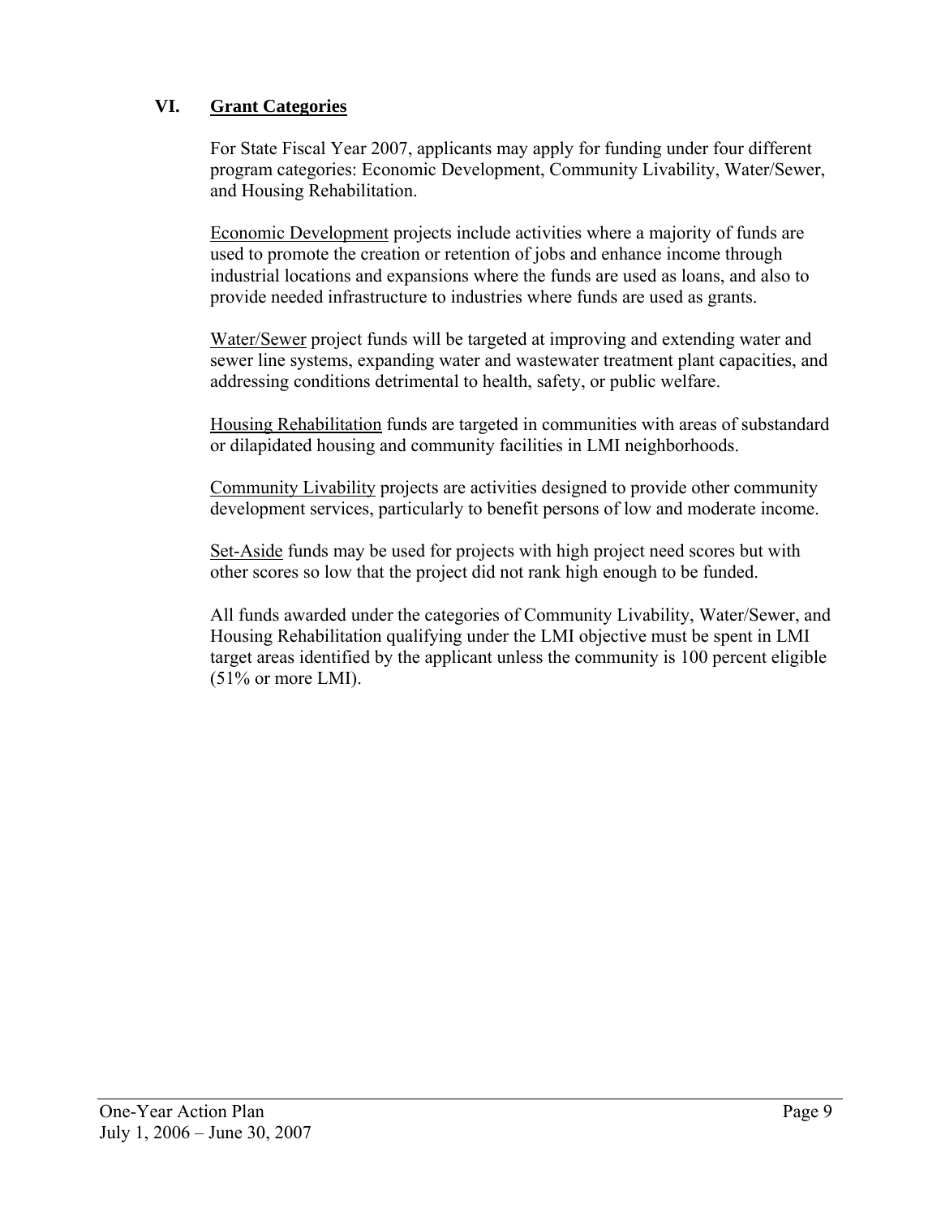## VI. Grant Categories

For State Fiscal Year 2007, applicants may apply for funding under four different program categories: Economic Development, Community Livability, Water/Sewer, and Housing Rehabilitation.

Economic Development projects include activities where a majority of funds are used to promote the creation or retention of jobs and enhance income through industrial locations and expansions where the funds are used as loans, and also to provide needed infrastructure to industries where funds are used as grants.

Water/Sewer project funds will be targeted at improving and extending water and sewer line systems, expanding water and wastewater treatment plant capacities, and addressing conditions detrimental to health, safety, or public welfare.

Housing Rehabilitation funds are targeted in communities with areas of substandard or dilapidated housing and community facilities in LMI neighborhoods.

Community Livability projects are activities designed to provide other community development services, particularly to benefit persons of low and moderate income.

Set-Aside funds may be used for projects with high project need scores but with other scores so low that the project did not rank high enough to be funded.

All funds awarded under the categories of Community Livability, Water/Sewer, and Housing Rehabilitation qualifying under the LMI objective must be spent in LMI target areas identified by the applicant unless the community is 100 percent eligible (51% or more LMI).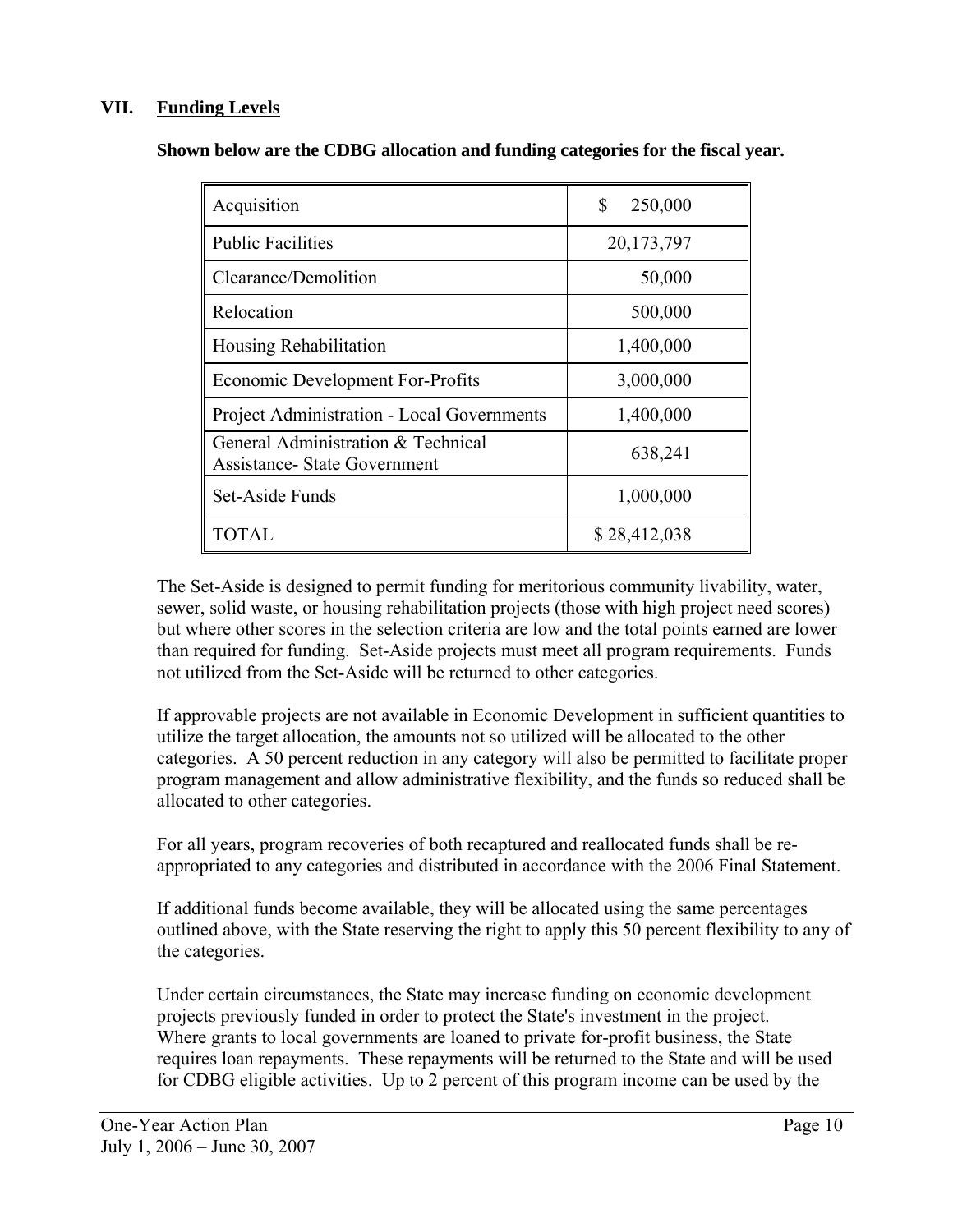## VII. Funding Levels

**Shown below are the CDBG allocation and funding categories for the fiscal year.**

| Category | Amount |
|---|---|
| Acquisition | $ 250,000 |
| Public Facilities | 20,173,797 |
| Clearance/Demolition | 50,000 |
| Relocation | 500,000 |
| Housing Rehabilitation | 1,400,000 |
| Economic Development For-Profits | 3,000,000 |
| Project Administration - Local Governments | 1,400,000 |
| General Administration & Technical Assistance- State Government | 638,241 |
| Set-Aside Funds | 1,000,000 |
| TOTAL | $ 28,412,038 |

The Set-Aside is designed to permit funding for meritorious community livability, water, sewer, solid waste, or housing rehabilitation projects (those with high project need scores) but where other scores in the selection criteria are low and the total points earned are lower than required for funding. Set-Aside projects must meet all program requirements. Funds not utilized from the Set-Aside will be returned to other categories.

If approvable projects are not available in Economic Development in sufficient quantities to utilize the target allocation, the amounts not so utilized will be allocated to the other categories. A 50 percent reduction in any category will also be permitted to facilitate proper program management and allow administrative flexibility, and the funds so reduced shall be allocated to other categories.

For all years, program recoveries of both recaptured and reallocated funds shall be re-appropriated to any categories and distributed in accordance with the 2006 Final Statement.

If additional funds become available, they will be allocated using the same percentages outlined above, with the State reserving the right to apply this 50 percent flexibility to any of the categories.

Under certain circumstances, the State may increase funding on economic development projects previously funded in order to protect the State's investment in the project. Where grants to local governments are loaned to private for-profit business, the State requires loan repayments. These repayments will be returned to the State and will be used for CDBG eligible activities. Up to 2 percent of this program income can be used by the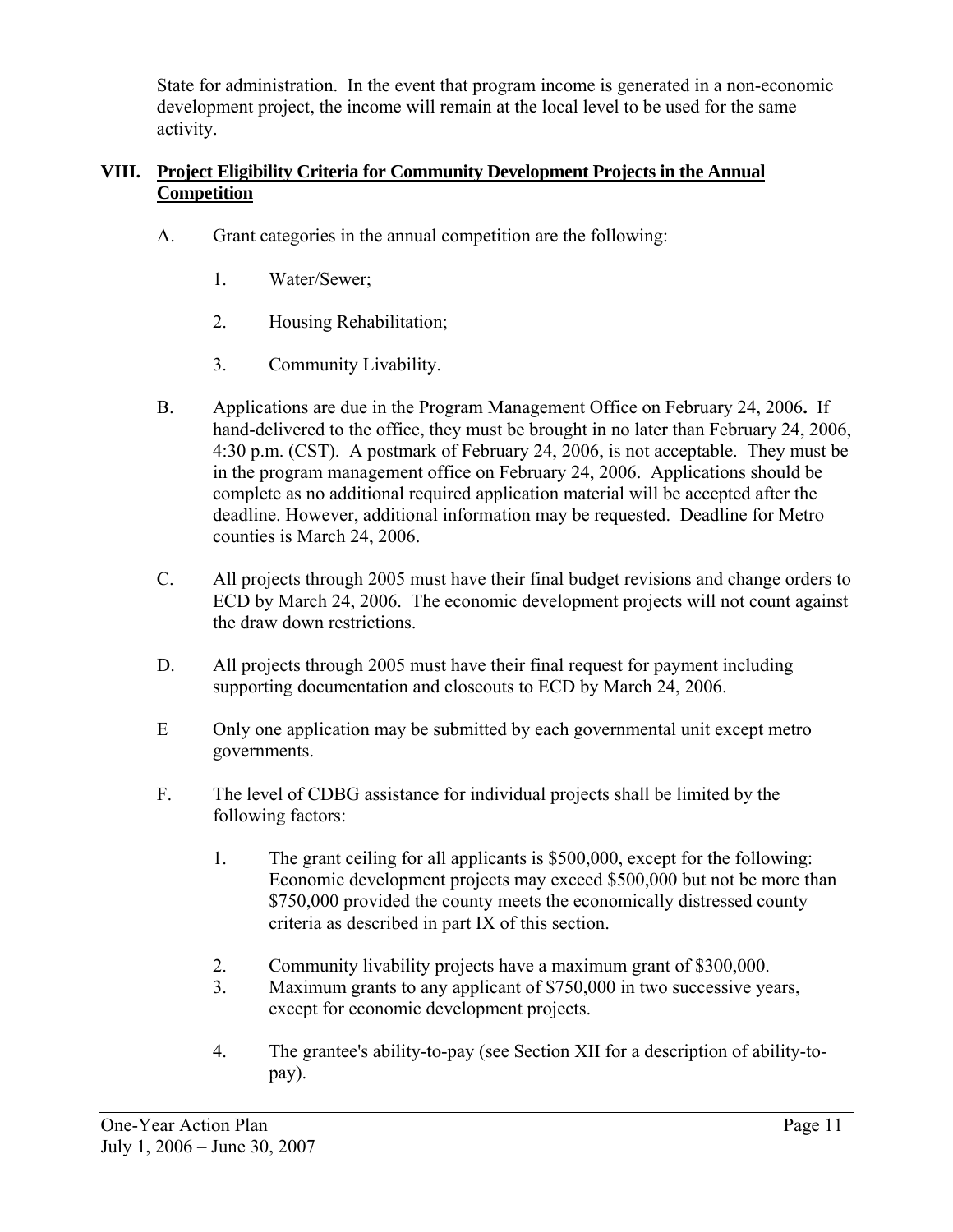State for administration. In the event that program income is generated in a non-economic development project, the income will remain at the local level to be used for the same activity.

## VIII. Project Eligibility Criteria for Community Development Projects in the Annual Competition

A. Grant categories in the annual competition are the following:

1. Water/Sewer;

2. Housing Rehabilitation;

3. Community Livability.

B. Applications are due in the Program Management Office on February 24, 2006**.** If hand-delivered to the office, they must be brought in no later than February 24, 2006, 4:30 p.m. (CST). A postmark of February 24, 2006, is not acceptable. They must be in the program management office on February 24, 2006. Applications should be complete as no additional required application material will be accepted after the deadline. However, additional information may be requested. Deadline for Metro counties is March 24, 2006.

C. All projects through 2005 must have their final budget revisions and change orders to ECD by March 24, 2006. The economic development projects will not count against the draw down restrictions.

D. All projects through 2005 must have their final request for payment including supporting documentation and closeouts to ECD by March 24, 2006.

E Only one application may be submitted by each governmental unit except metro governments.

F. The level of CDBG assistance for individual projects shall be limited by the following factors:

1. The grant ceiling for all applicants is $500,000, except for the following: Economic development projects may exceed $500,000 but not be more than $750,000 provided the county meets the economically distressed county criteria as described in part IX of this section.

2. Community livability projects have a maximum grant of $300,000.
3. Maximum grants to any applicant of $750,000 in two successive years, except for economic development projects.

4. The grantee's ability-to-pay (see Section XII for a description of ability-to-pay).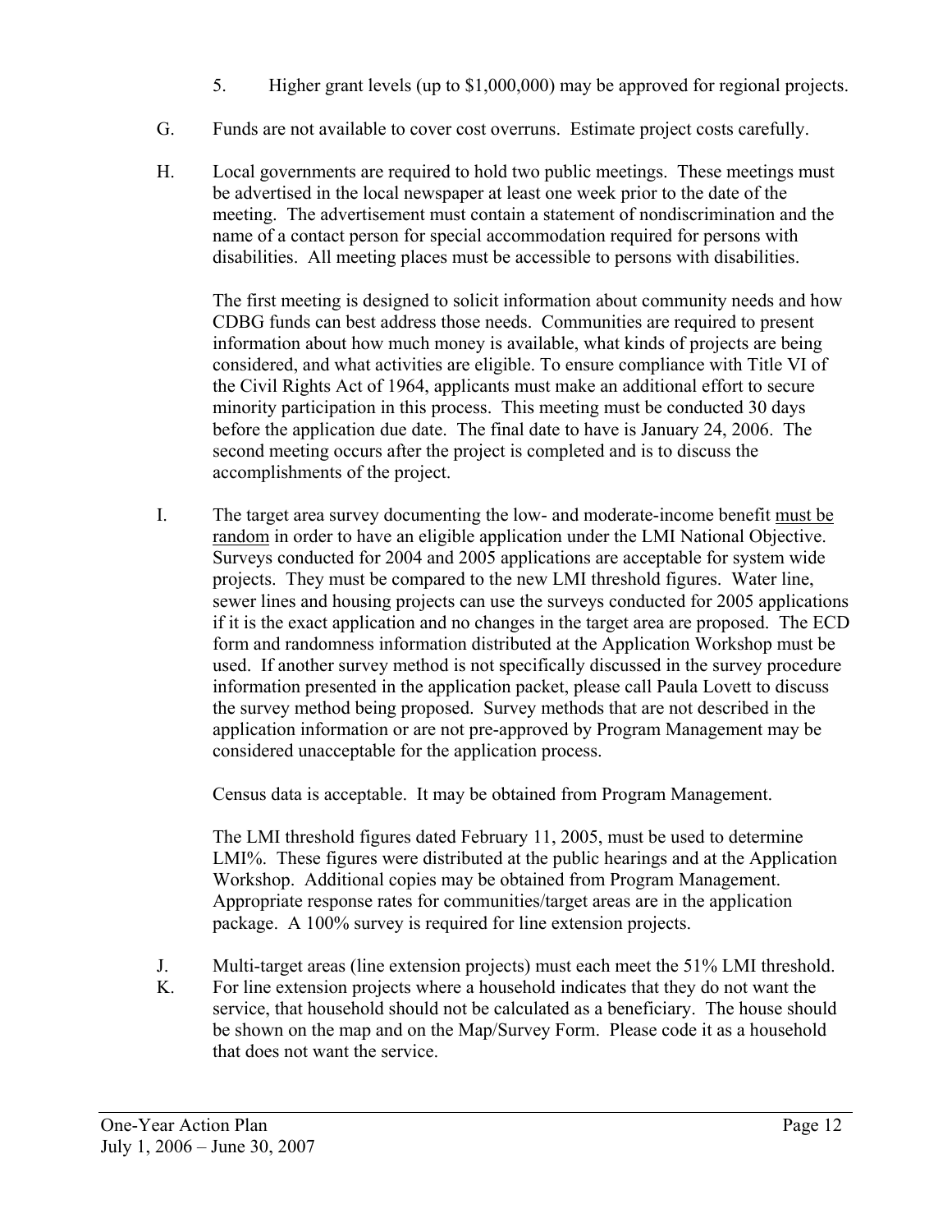5. Higher grant levels (up to $1,000,000) may be approved for regional projects.

G. Funds are not available to cover cost overruns. Estimate project costs carefully.

H. Local governments are required to hold two public meetings. These meetings must be advertised in the local newspaper at least one week prior to the date of the meeting. The advertisement must contain a statement of nondiscrimination and the name of a contact person for special accommodation required for persons with disabilities. All meeting places must be accessible to persons with disabilities.

   The first meeting is designed to solicit information about community needs and how CDBG funds can best address those needs. Communities are required to present information about how much money is available, what kinds of projects are being considered, and what activities are eligible. To ensure compliance with Title VI of the Civil Rights Act of 1964, applicants must make an additional effort to secure minority participation in this process. This meeting must be conducted 30 days before the application due date. The final date to have is January 24, 2006. The second meeting occurs after the project is completed and is to discuss the accomplishments of the project.

I. The target area survey documenting the low- and moderate-income benefit <u>must be random</u> in order to have an eligible application under the LMI National Objective. Surveys conducted for 2004 and 2005 applications are acceptable for system wide projects. They must be compared to the new LMI threshold figures. Water line, sewer lines and housing projects can use the surveys conducted for 2005 applications if it is the exact application and no changes in the target area are proposed. The ECD form and randomness information distributed at the Application Workshop must be used. If another survey method is not specifically discussed in the survey procedure information presented in the application packet, please call Paula Lovett to discuss the survey method being proposed. Survey methods that are not described in the application information or are not pre-approved by Program Management may be considered unacceptable for the application process.

   Census data is acceptable. It may be obtained from Program Management.

   The LMI threshold figures dated February 11, 2005, must be used to determine LMI%. These figures were distributed at the public hearings and at the Application Workshop. Additional copies may be obtained from Program Management. Appropriate response rates for communities/target areas are in the application package. A 100% survey is required for line extension projects.

J. Multi-target areas (line extension projects) must each meet the 51% LMI threshold.

K. For line extension projects where a household indicates that they do not want the service, that household should not be calculated as a beneficiary. The house should be shown on the map and on the Map/Survey Form. Please code it as a household that does not want the service.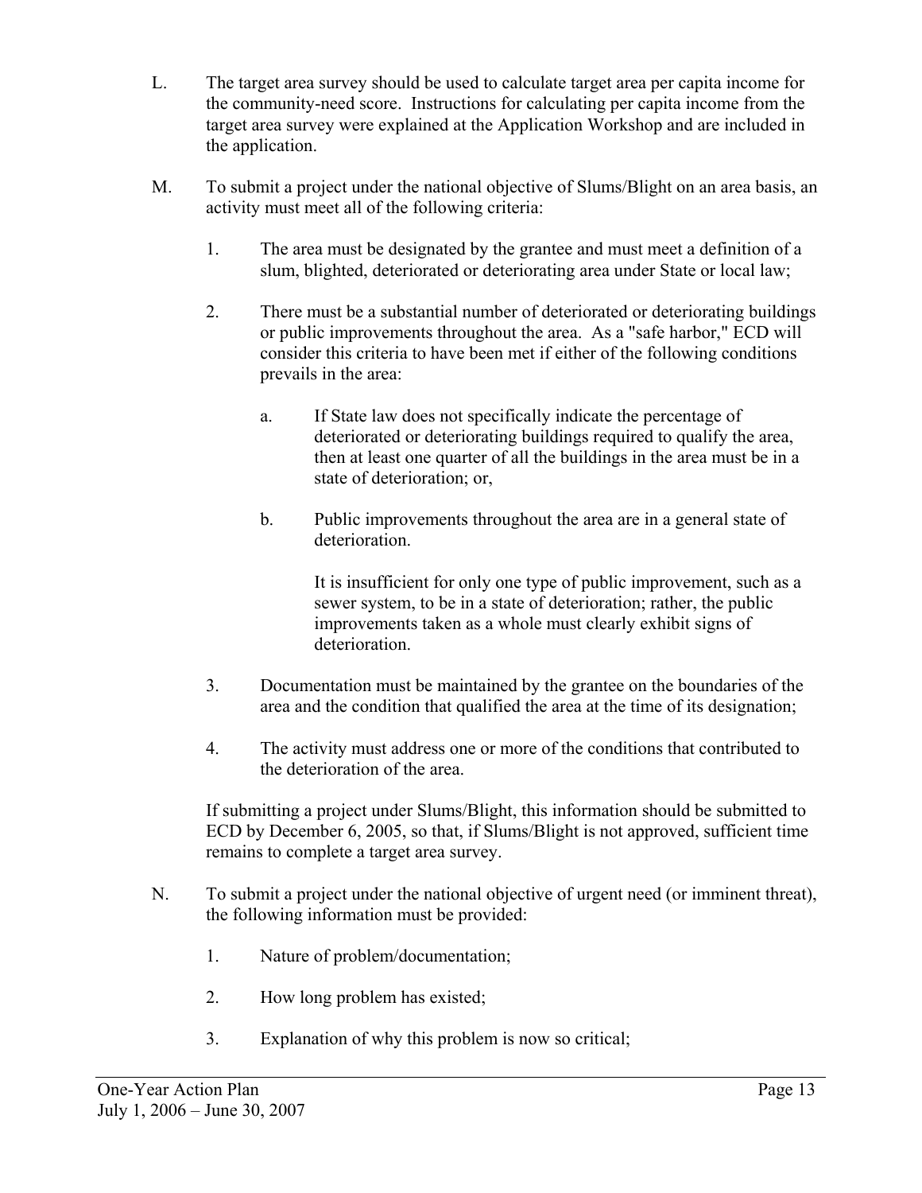L. The target area survey should be used to calculate target area per capita income for the community-need score. Instructions for calculating per capita income from the target area survey were explained at the Application Workshop and are included in the application.

M. To submit a project under the national objective of Slums/Blight on an area basis, an activity must meet all of the following criteria:

   1. The area must be designated by the grantee and must meet a definition of a slum, blighted, deteriorated or deteriorating area under State or local law;

   2. There must be a substantial number of deteriorated or deteriorating buildings or public improvements throughout the area. As a "safe harbor," ECD will consider this criteria to have been met if either of the following conditions prevails in the area:

      a. If State law does not specifically indicate the percentage of deteriorated or deteriorating buildings required to qualify the area, then at least one quarter of all the buildings in the area must be in a state of deterioration; or,

      b. Public improvements throughout the area are in a general state of deterioration.

         It is insufficient for only one type of public improvement, such as a sewer system, to be in a state of deterioration; rather, the public improvements taken as a whole must clearly exhibit signs of deterioration.

   3. Documentation must be maintained by the grantee on the boundaries of the area and the condition that qualified the area at the time of its designation;

   4. The activity must address one or more of the conditions that contributed to the deterioration of the area.

   If submitting a project under Slums/Blight, this information should be submitted to ECD by December 6, 2005, so that, if Slums/Blight is not approved, sufficient time remains to complete a target area survey.

N. To submit a project under the national objective of urgent need (or imminent threat), the following information must be provided:

   1. Nature of problem/documentation;

   2. How long problem has existed;

   3. Explanation of why this problem is now so critical;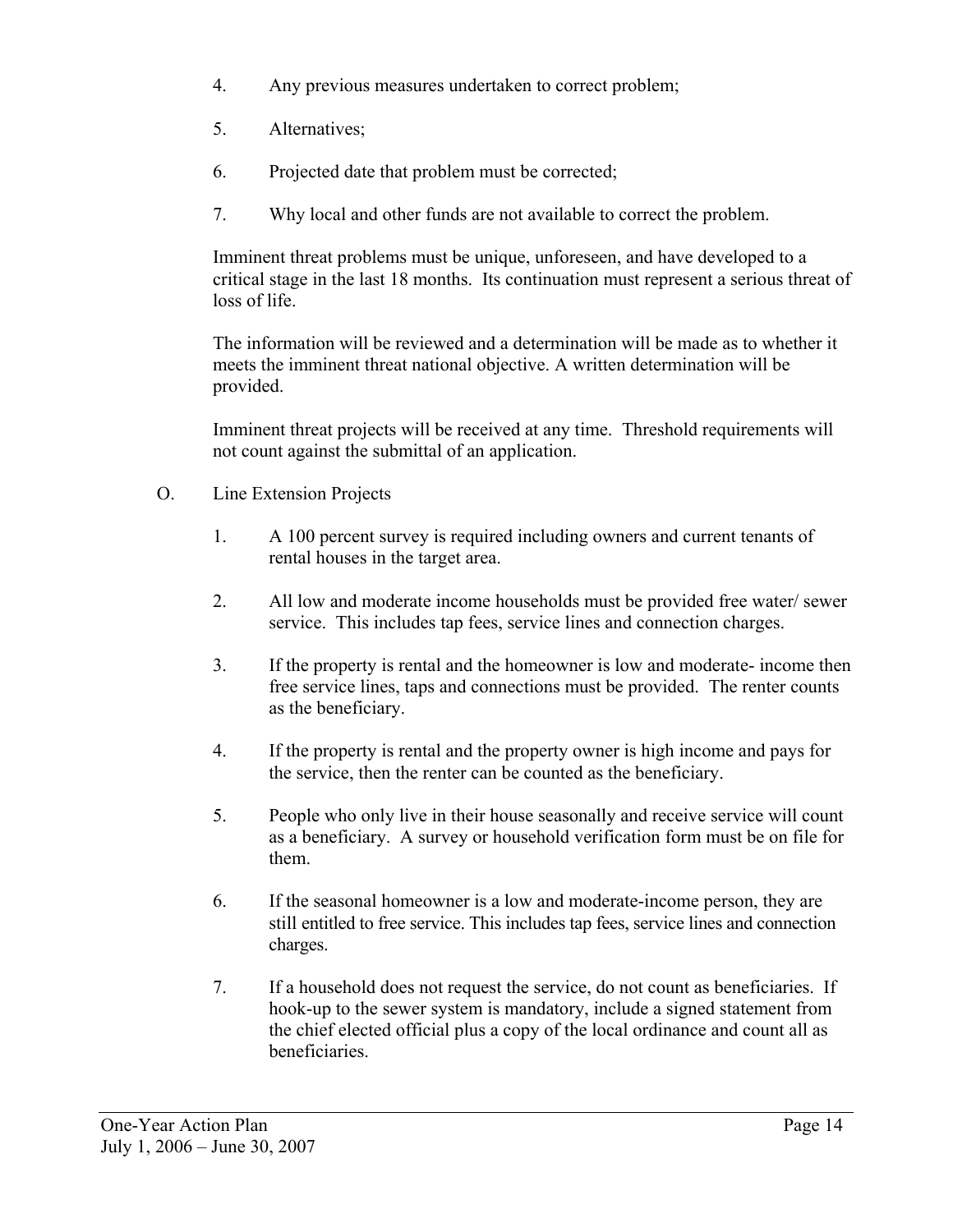4. Any previous measures undertaken to correct problem;

5. Alternatives;

6. Projected date that problem must be corrected;

7. Why local and other funds are not available to correct the problem.

Imminent threat problems must be unique, unforeseen, and have developed to a critical stage in the last 18 months. Its continuation must represent a serious threat of loss of life.

The information will be reviewed and a determination will be made as to whether it meets the imminent threat national objective. A written determination will be provided.

Imminent threat projects will be received at any time. Threshold requirements will not count against the submittal of an application.

O. Line Extension Projects

1. A 100 percent survey is required including owners and current tenants of rental houses in the target area.

2. All low and moderate income households must be provided free water/ sewer service. This includes tap fees, service lines and connection charges.

3. If the property is rental and the homeowner is low and moderate- income then free service lines, taps and connections must be provided. The renter counts as the beneficiary.

4. If the property is rental and the property owner is high income and pays for the service, then the renter can be counted as the beneficiary.

5. People who only live in their house seasonally and receive service will count as a beneficiary. A survey or household verification form must be on file for them.

6. If the seasonal homeowner is a low and moderate-income person, they are still entitled to free service. This includes tap fees, service lines and connection charges.

7. If a household does not request the service, do not count as beneficiaries. If hook-up to the sewer system is mandatory, include a signed statement from the chief elected official plus a copy of the local ordinance and count all as beneficiaries.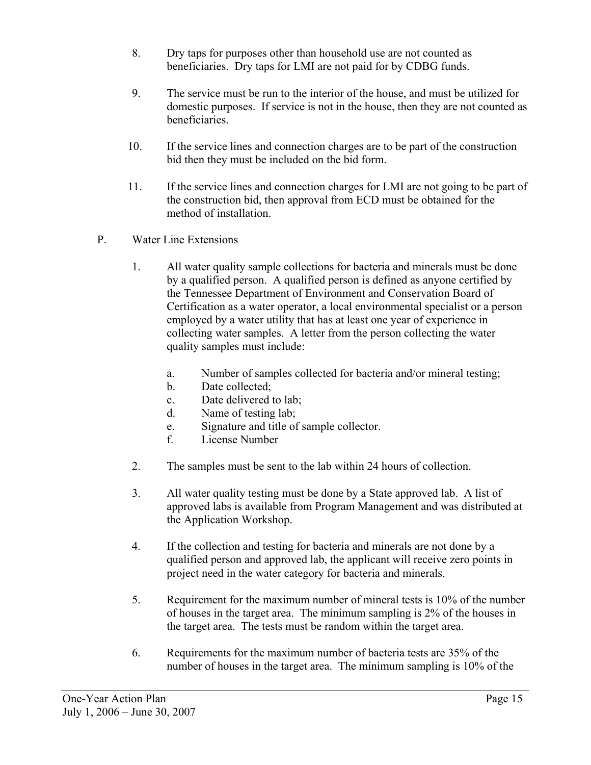8. Dry taps for purposes other than household use are not counted as beneficiaries. Dry taps for LMI are not paid for by CDBG funds.

9. The service must be run to the interior of the house, and must be utilized for domestic purposes. If service is not in the house, then they are not counted as beneficiaries.

10. If the service lines and connection charges are to be part of the construction bid then they must be included on the bid form.

11. If the service lines and connection charges for LMI are not going to be part of the construction bid, then approval from ECD must be obtained for the method of installation.

P. Water Line Extensions

1. All water quality sample collections for bacteria and minerals must be done by a qualified person. A qualified person is defined as anyone certified by the Tennessee Department of Environment and Conservation Board of Certification as a water operator, a local environmental specialist or a person employed by a water utility that has at least one year of experience in collecting water samples. A letter from the person collecting the water quality samples must include:

    a. Number of samples collected for bacteria and/or mineral testing;
    b. Date collected;
    c. Date delivered to lab;
    d. Name of testing lab;
    e. Signature and title of sample collector.
    f. License Number

2. The samples must be sent to the lab within 24 hours of collection.

3. All water quality testing must be done by a State approved lab. A list of approved labs is available from Program Management and was distributed at the Application Workshop.

4. If the collection and testing for bacteria and minerals are not done by a qualified person and approved lab, the applicant will receive zero points in project need in the water category for bacteria and minerals.

5. Requirement for the maximum number of mineral tests is 10% of the number of houses in the target area. The minimum sampling is 2% of the houses in the target area. The tests must be random within the target area.

6. Requirements for the maximum number of bacteria tests are 35% of the number of houses in the target area. The minimum sampling is 10% of the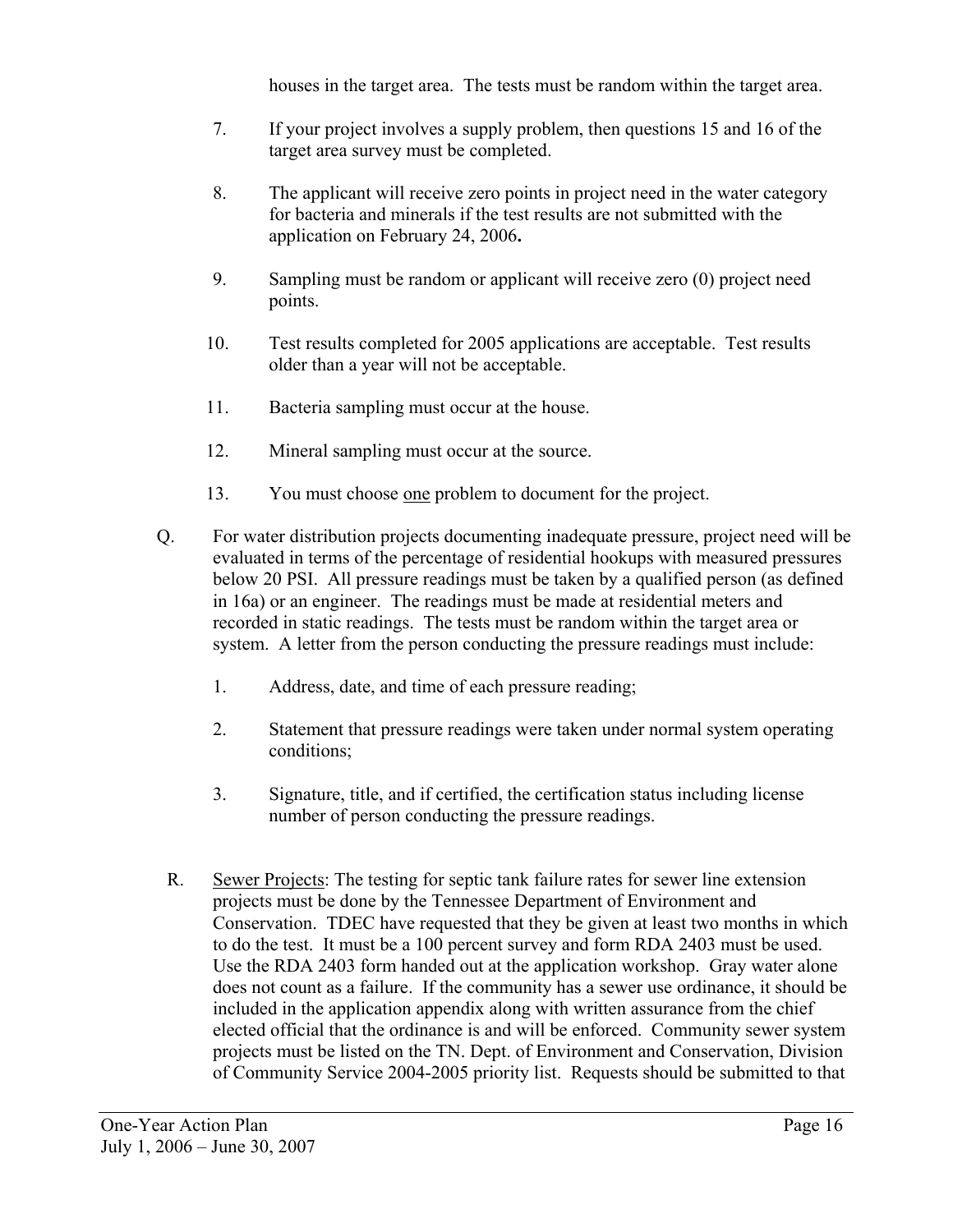houses in the target area. The tests must be random within the target area.

7. If your project involves a supply problem, then questions 15 and 16 of the target area survey must be completed.

8. The applicant will receive zero points in project need in the water category for bacteria and minerals if the test results are not submitted with the application on February 24, 2006**.**

9. Sampling must be random or applicant will receive zero (0) project need points.

10. Test results completed for 2005 applications are acceptable. Test results older than a year will not be acceptable.

11. Bacteria sampling must occur at the house.

12. Mineral sampling must occur at the source.

13. You must choose <u>one</u> problem to document for the project.

Q. For water distribution projects documenting inadequate pressure, project need will be evaluated in terms of the percentage of residential hookups with measured pressures below 20 PSI. All pressure readings must be taken by a qualified person (as defined in 16a) or an engineer. The readings must be made at residential meters and recorded in static readings. The tests must be random within the target area or system. A letter from the person conducting the pressure readings must include:

1. Address, date, and time of each pressure reading;

2. Statement that pressure readings were taken under normal system operating conditions;

3. Signature, title, and if certified, the certification status including license number of person conducting the pressure readings.

R. <u>Sewer Projects</u>: The testing for septic tank failure rates for sewer line extension projects must be done by the Tennessee Department of Environment and Conservation. TDEC have requested that they be given at least two months in which to do the test. It must be a 100 percent survey and form RDA 2403 must be used. Use the RDA 2403 form handed out at the application workshop. Gray water alone does not count as a failure. If the community has a sewer use ordinance, it should be included in the application appendix along with written assurance from the chief elected official that the ordinance is and will be enforced. Community sewer system projects must be listed on the TN. Dept. of Environment and Conservation, Division of Community Service 2004-2005 priority list. Requests should be submitted to that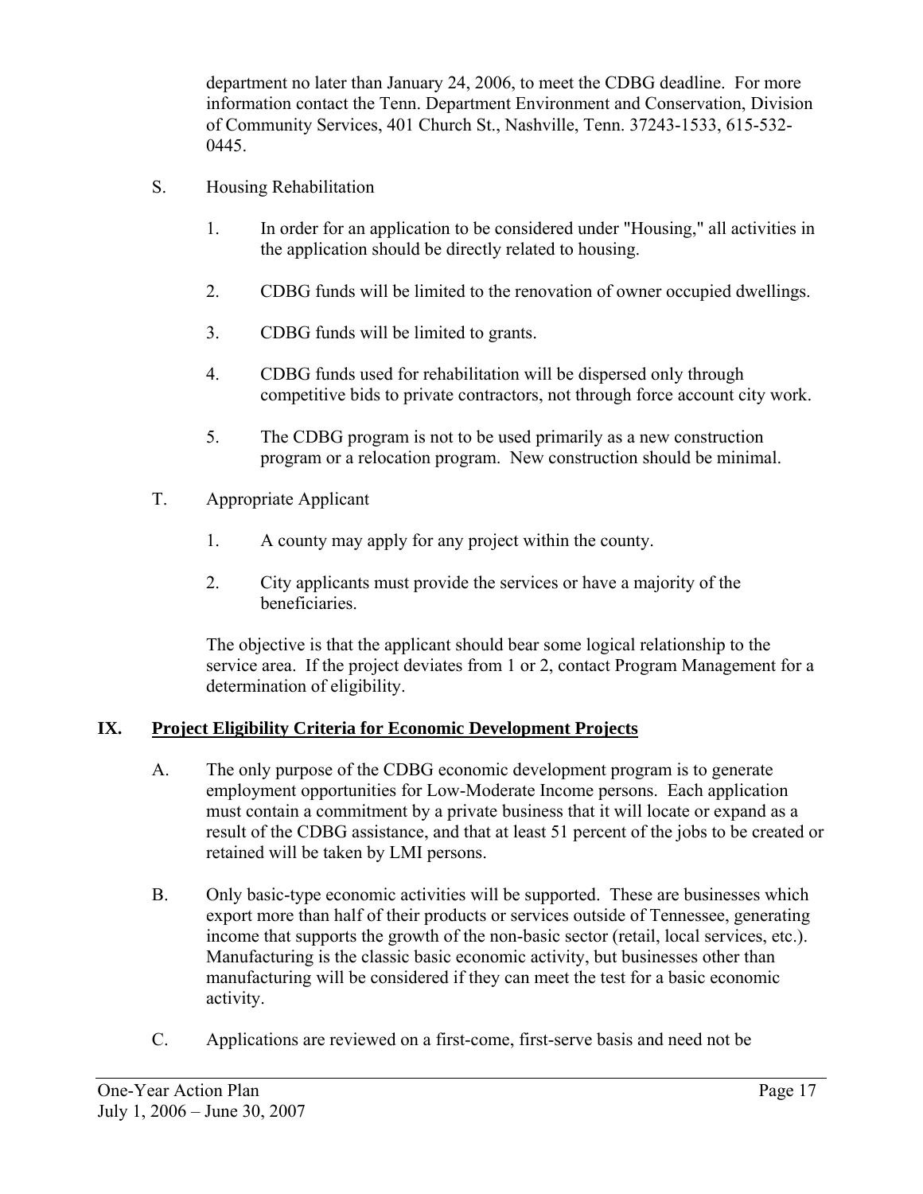department no later than January 24, 2006, to meet the CDBG deadline. For more information contact the Tenn. Department Environment and Conservation, Division of Community Services, 401 Church St., Nashville, Tenn. 37243-1533, 615-532-0445.

S. Housing Rehabilitation

1. In order for an application to be considered under "Housing," all activities in the application should be directly related to housing.

2. CDBG funds will be limited to the renovation of owner occupied dwellings.

3. CDBG funds will be limited to grants.

4. CDBG funds used for rehabilitation will be dispersed only through competitive bids to private contractors, not through force account city work.

5. The CDBG program is not to be used primarily as a new construction program or a relocation program. New construction should be minimal.

T. Appropriate Applicant

1. A county may apply for any project within the county.

2. City applicants must provide the services or have a majority of the beneficiaries.

The objective is that the applicant should bear some logical relationship to the service area. If the project deviates from 1 or 2, contact Program Management for a determination of eligibility.

## IX. Project Eligibility Criteria for Economic Development Projects

A. The only purpose of the CDBG economic development program is to generate employment opportunities for Low-Moderate Income persons. Each application must contain a commitment by a private business that it will locate or expand as a result of the CDBG assistance, and that at least 51 percent of the jobs to be created or retained will be taken by LMI persons.

B. Only basic-type economic activities will be supported. These are businesses which export more than half of their products or services outside of Tennessee, generating income that supports the growth of the non-basic sector (retail, local services, etc.). Manufacturing is the classic basic economic activity, but businesses other than manufacturing will be considered if they can meet the test for a basic economic activity.

C. Applications are reviewed on a first-come, first-serve basis and need not be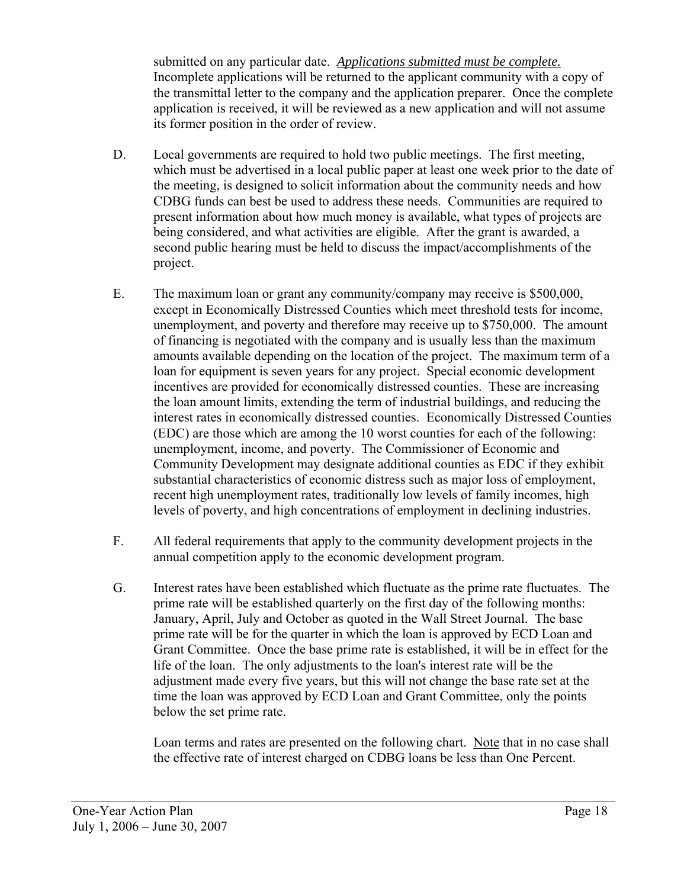submitted on any particular date. *Applications submitted must be complete.* Incomplete applications will be returned to the applicant community with a copy of the transmittal letter to the company and the application preparer. Once the complete application is received, it will be reviewed as a new application and will not assume its former position in the order of review.

D. Local governments are required to hold two public meetings. The first meeting, which must be advertised in a local public paper at least one week prior to the date of the meeting, is designed to solicit information about the community needs and how CDBG funds can best be used to address these needs. Communities are required to present information about how much money is available, what types of projects are being considered, and what activities are eligible. After the grant is awarded, a second public hearing must be held to discuss the impact/accomplishments of the project.

E. The maximum loan or grant any community/company may receive is $500,000, except in Economically Distressed Counties which meet threshold tests for income, unemployment, and poverty and therefore may receive up to $750,000. The amount of financing is negotiated with the company and is usually less than the maximum amounts available depending on the location of the project. The maximum term of a loan for equipment is seven years for any project. Special economic development incentives are provided for economically distressed counties. These are increasing the loan amount limits, extending the term of industrial buildings, and reducing the interest rates in economically distressed counties. Economically Distressed Counties (EDC) are those which are among the 10 worst counties for each of the following: unemployment, income, and poverty. The Commissioner of Economic and Community Development may designate additional counties as EDC if they exhibit substantial characteristics of economic distress such as major loss of employment, recent high unemployment rates, traditionally low levels of family incomes, high levels of poverty, and high concentrations of employment in declining industries.

F. All federal requirements that apply to the community development projects in the annual competition apply to the economic development program.

G. Interest rates have been established which fluctuate as the prime rate fluctuates. The prime rate will be established quarterly on the first day of the following months: January, April, July and October as quoted in the Wall Street Journal. The base prime rate will be for the quarter in which the loan is approved by ECD Loan and Grant Committee. Once the base prime rate is established, it will be in effect for the life of the loan. The only adjustments to the loan's interest rate will be the adjustment made every five years, but this will not change the base rate set at the time the loan was approved by ECD Loan and Grant Committee, only the points below the set prime rate.

Loan terms and rates are presented on the following chart. Note that in no case shall the effective rate of interest charged on CDBG loans be less than One Percent.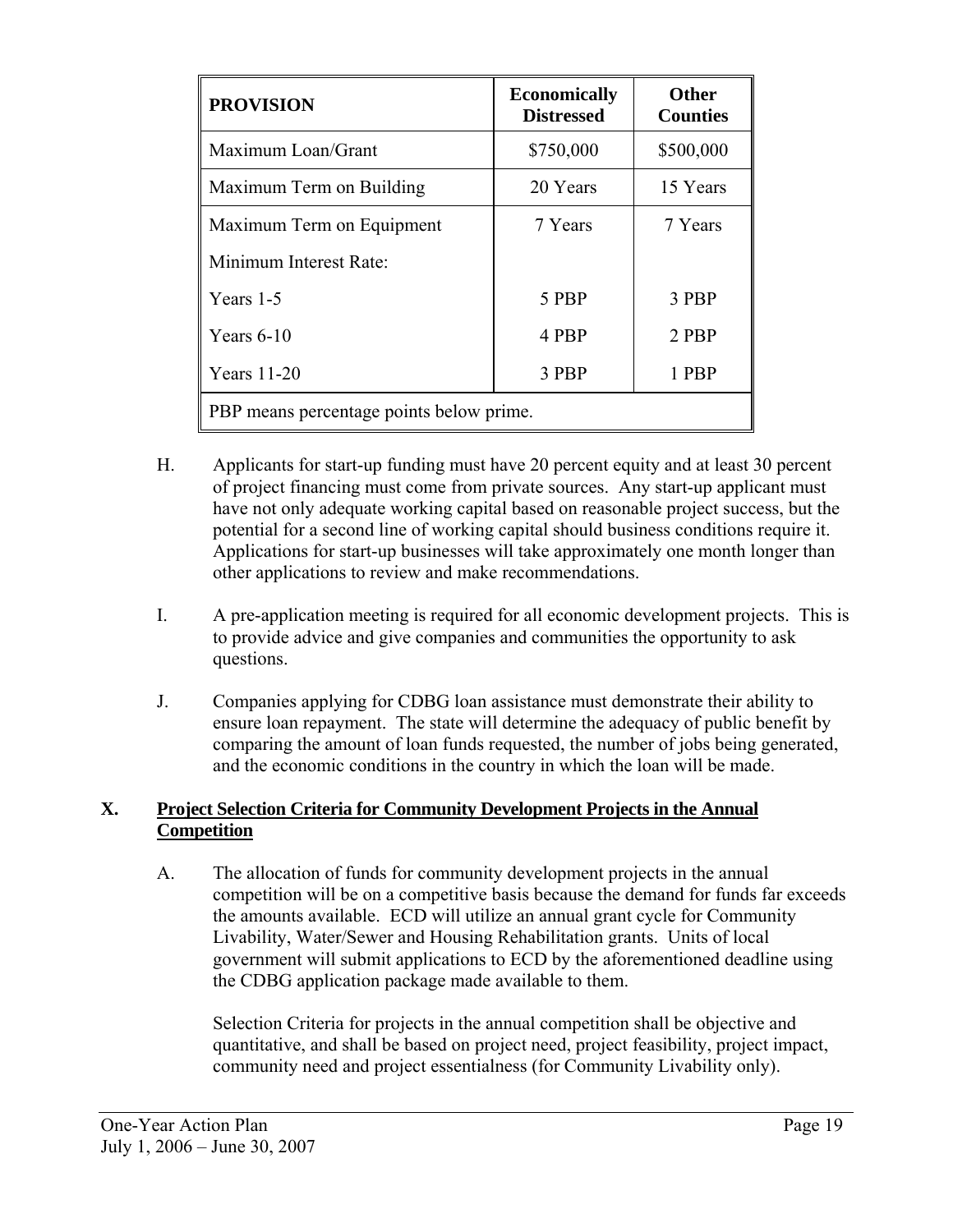| PROVISION | Economically Distressed | Other Counties |
|---|---|---|
| Maximum Loan/Grant | $750,000 | $500,000 |
| Maximum Term on Building | 20 Years | 15 Years |
| Maximum Term on Equipment | 7 Years | 7 Years |
| Minimum Interest Rate: | | |
| Years 1-5 | 5 PBP | 3 PBP |
| Years 6-10 | 4 PBP | 2 PBP |
| Years 11-20 | 3 PBP | 1 PBP |
| PBP means percentage points below prime. | | |

H. Applicants for start-up funding must have 20 percent equity and at least 30 percent of project financing must come from private sources. Any start-up applicant must have not only adequate working capital based on reasonable project success, but the potential for a second line of working capital should business conditions require it. Applications for start-up businesses will take approximately one month longer than other applications to review and make recommendations.

I. A pre-application meeting is required for all economic development projects. This is to provide advice and give companies and communities the opportunity to ask questions.

J. Companies applying for CDBG loan assistance must demonstrate their ability to ensure loan repayment. The state will determine the adequacy of public benefit by comparing the amount of loan funds requested, the number of jobs being generated, and the economic conditions in the country in which the loan will be made.

## X. Project Selection Criteria for Community Development Projects in the Annual Competition

A. The allocation of funds for community development projects in the annual competition will be on a competitive basis because the demand for funds far exceeds the amounts available. ECD will utilize an annual grant cycle for Community Livability, Water/Sewer and Housing Rehabilitation grants. Units of local government will submit applications to ECD by the aforementioned deadline using the CDBG application package made available to them.

Selection Criteria for projects in the annual competition shall be objective and quantitative, and shall be based on project need, project feasibility, project impact, community need and project essentialness (for Community Livability only).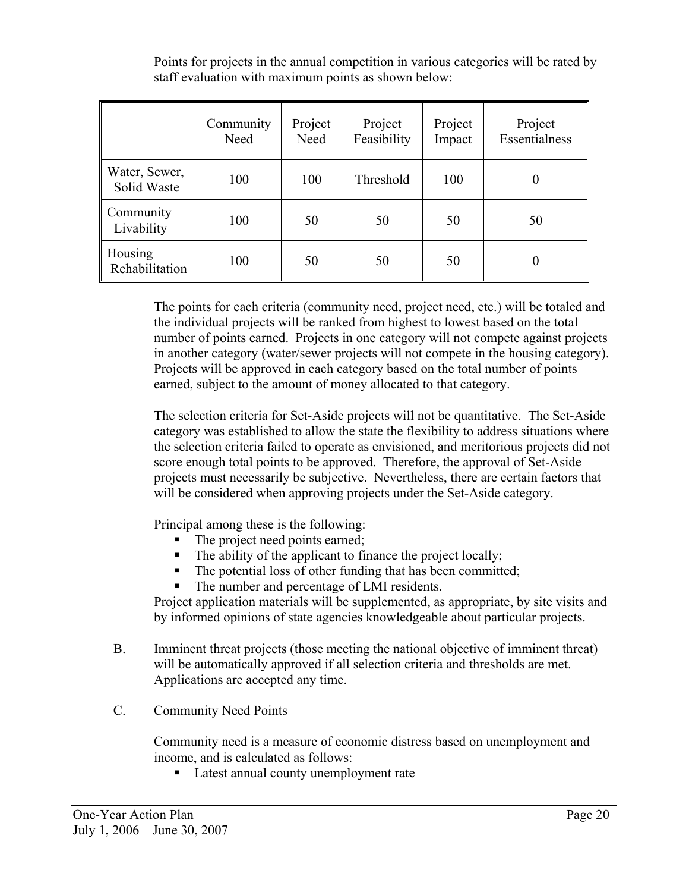Points for projects in the annual competition in various categories will be rated by staff evaluation with maximum points as shown below:

| | Community Need | Project Need | Project Feasibility | Project Impact | Project Essentialness |
|---|---|---|---|---|---|
| Water, Sewer, Solid Waste | 100 | 100 | Threshold | 100 | 0 |
| Community Livability | 100 | 50 | 50 | 50 | 50 |
| Housing Rehabilitation | 100 | 50 | 50 | 50 | 0 |

The points for each criteria (community need, project need, etc.) will be totaled and the individual projects will be ranked from highest to lowest based on the total number of points earned. Projects in one category will not compete against projects in another category (water/sewer projects will not compete in the housing category). Projects will be approved in each category based on the total number of points earned, subject to the amount of money allocated to that category.

The selection criteria for Set-Aside projects will not be quantitative. The Set-Aside category was established to allow the state the flexibility to address situations where the selection criteria failed to operate as envisioned, and meritorious projects did not score enough total points to be approved. Therefore, the approval of Set-Aside projects must necessarily be subjective. Nevertheless, there are certain factors that will be considered when approving projects under the Set-Aside category.

Principal among these is the following:

- The project need points earned;
- The ability of the applicant to finance the project locally;
- The potential loss of other funding that has been committed;
- The number and percentage of LMI residents.

Project application materials will be supplemented, as appropriate, by site visits and by informed opinions of state agencies knowledgeable about particular projects.

B. Imminent threat projects (those meeting the national objective of imminent threat) will be automatically approved if all selection criteria and thresholds are met. Applications are accepted any time.

C. Community Need Points

Community need is a measure of economic distress based on unemployment and income, and is calculated as follows:

- Latest annual county unemployment rate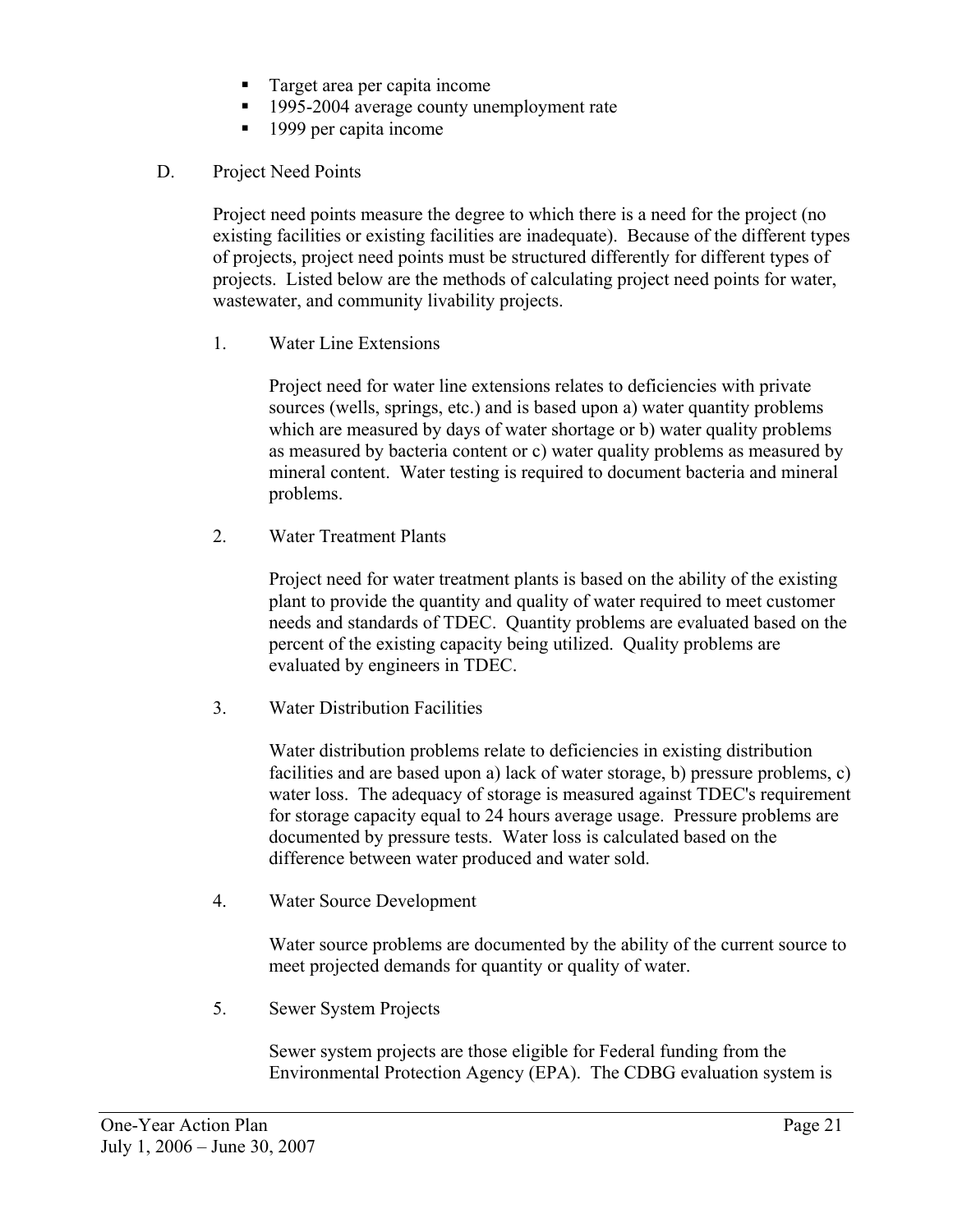- Target area per capita income
- 1995-2004 average county unemployment rate
- 1999 per capita income

D. Project Need Points

Project need points measure the degree to which there is a need for the project (no existing facilities or existing facilities are inadequate). Because of the different types of projects, project need points must be structured differently for different types of projects. Listed below are the methods of calculating project need points for water, wastewater, and community livability projects.

1. Water Line Extensions

   Project need for water line extensions relates to deficiencies with private sources (wells, springs, etc.) and is based upon a) water quantity problems which are measured by days of water shortage or b) water quality problems as measured by bacteria content or c) water quality problems as measured by mineral content. Water testing is required to document bacteria and mineral problems.

2. Water Treatment Plants

   Project need for water treatment plants is based on the ability of the existing plant to provide the quantity and quality of water required to meet customer needs and standards of TDEC. Quantity problems are evaluated based on the percent of the existing capacity being utilized. Quality problems are evaluated by engineers in TDEC.

3. Water Distribution Facilities

   Water distribution problems relate to deficiencies in existing distribution facilities and are based upon a) lack of water storage, b) pressure problems, c) water loss. The adequacy of storage is measured against TDEC's requirement for storage capacity equal to 24 hours average usage. Pressure problems are documented by pressure tests. Water loss is calculated based on the difference between water produced and water sold.

4. Water Source Development

   Water source problems are documented by the ability of the current source to meet projected demands for quantity or quality of water.

5. Sewer System Projects

   Sewer system projects are those eligible for Federal funding from the Environmental Protection Agency (EPA). The CDBG evaluation system is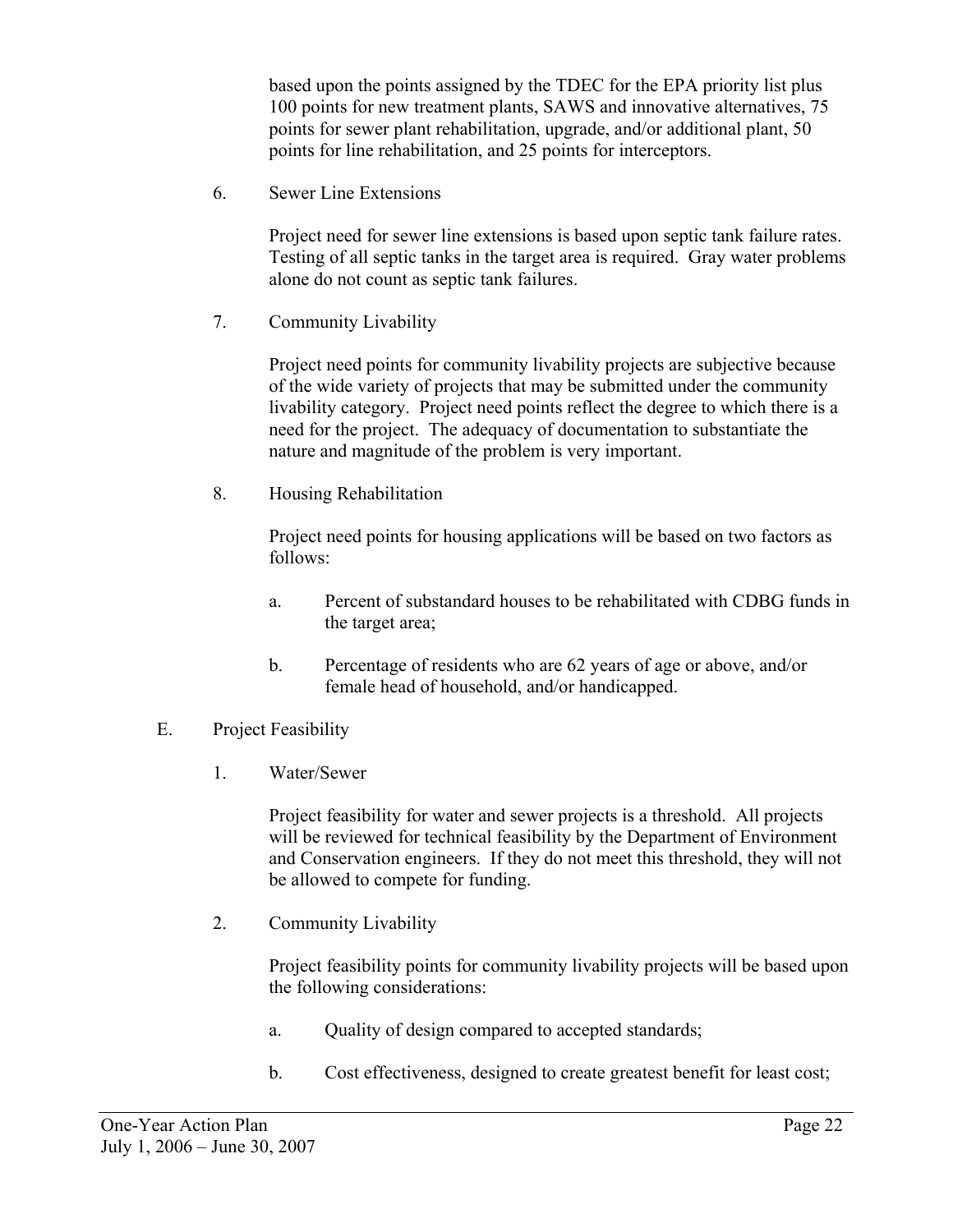based upon the points assigned by the TDEC for the EPA priority list plus 100 points for new treatment plants, SAWS and innovative alternatives, 75 points for sewer plant rehabilitation, upgrade, and/or additional plant, 50 points for line rehabilitation, and 25 points for interceptors.

6. Sewer Line Extensions

   Project need for sewer line extensions is based upon septic tank failure rates. Testing of all septic tanks in the target area is required. Gray water problems alone do not count as septic tank failures.

7. Community Livability

   Project need points for community livability projects are subjective because of the wide variety of projects that may be submitted under the community livability category. Project need points reflect the degree to which there is a need for the project. The adequacy of documentation to substantiate the nature and magnitude of the problem is very important.

8. Housing Rehabilitation

   Project need points for housing applications will be based on two factors as follows:

   a. Percent of substandard houses to be rehabilitated with CDBG funds in the target area;

   b. Percentage of residents who are 62 years of age or above, and/or female head of household, and/or handicapped.

E. Project Feasibility

1. Water/Sewer

   Project feasibility for water and sewer projects is a threshold. All projects will be reviewed for technical feasibility by the Department of Environment and Conservation engineers. If they do not meet this threshold, they will not be allowed to compete for funding.

2. Community Livability

   Project feasibility points for community livability projects will be based upon the following considerations:

   a. Quality of design compared to accepted standards;

   b. Cost effectiveness, designed to create greatest benefit for least cost;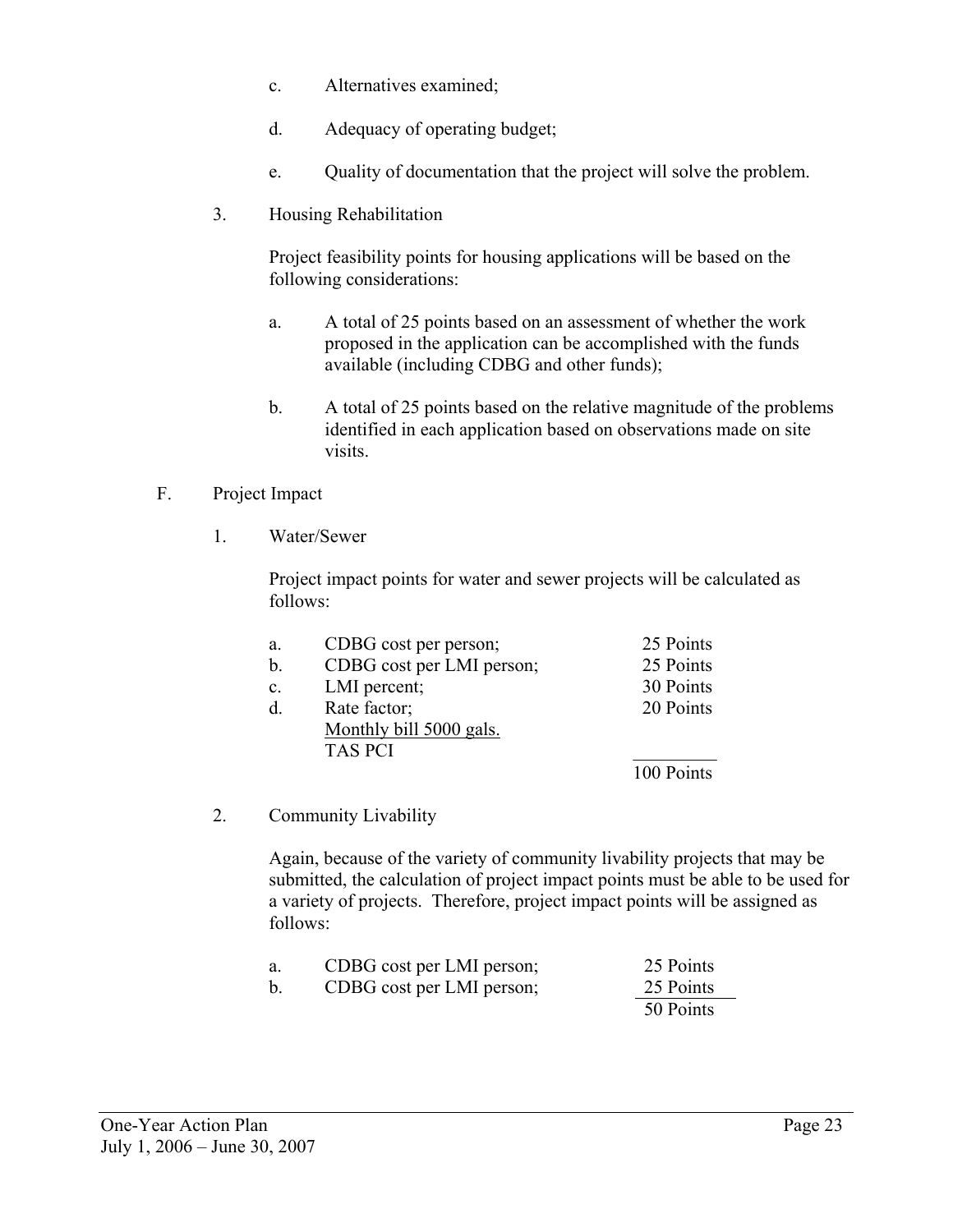c. Alternatives examined;

d. Adequacy of operating budget;

e. Quality of documentation that the project will solve the problem.

3. Housing Rehabilitation

   Project feasibility points for housing applications will be based on the following considerations:

   a. A total of 25 points based on an assessment of whether the work proposed in the application can be accomplished with the funds available (including CDBG and other funds);

   b. A total of 25 points based on the relative magnitude of the problems identified in each application based on observations made on site visits.

F. Project Impact

1. Water/Sewer

   Project impact points for water and sewer projects will be calculated as follows:

| | | |
|---|---|---|
| a. | CDBG cost per person; | 25 Points |
| b. | CDBG cost per LMI person; | 25 Points |
| c. | LMI percent; | 30 Points |
| d. | Rate factor; <u>Monthly bill 5000 gals.</u> TAS PCI | 20 Points |
| | | 100 Points |

2. Community Livability

   Again, because of the variety of community livability projects that may be submitted, the calculation of project impact points must be able to be used for a variety of projects. Therefore, project impact points will be assigned as follows:

| | | |
|---|---|---|
| a. | CDBG cost per LMI person; | 25 Points |
| b. | CDBG cost per LMI person; | 25 Points |
| | | 50 Points |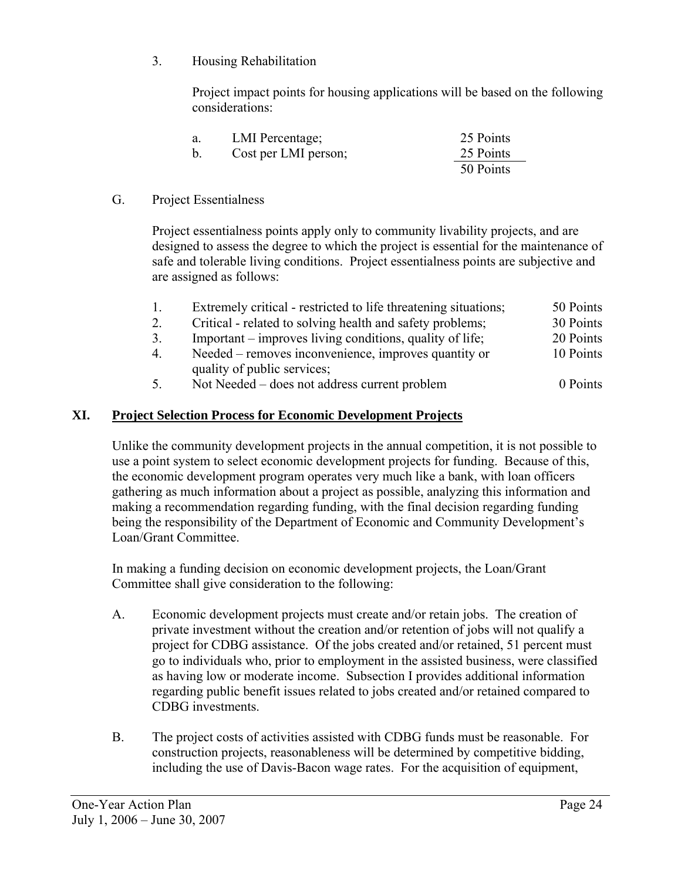3. Housing Rehabilitation

   Project impact points for housing applications will be based on the following considerations:

| | | |
|---|---|---|
| a. | LMI Percentage; | 25 Points |
| b. | Cost per LMI person; | 25 Points |
| | | 50 Points |

G. Project Essentialness

Project essentialness points apply only to community livability projects, and are designed to assess the degree to which the project is essential for the maintenance of safe and tolerable living conditions. Project essentialness points are subjective and are assigned as follows:

| | | |
|---|---|---|
| 1. | Extremely critical - restricted to life threatening situations; | 50 Points |
| 2. | Critical - related to solving health and safety problems; | 30 Points |
| 3. | Important – improves living conditions, quality of life; | 20 Points |
| 4. | Needed – removes inconvenience, improves quantity or quality of public services; | 10 Points |
| 5. | Not Needed – does not address current problem | 0 Points |

## XI. Project Selection Process for Economic Development Projects

Unlike the community development projects in the annual competition, it is not possible to use a point system to select economic development projects for funding. Because of this, the economic development program operates very much like a bank, with loan officers gathering as much information about a project as possible, analyzing this information and making a recommendation regarding funding, with the final decision regarding funding being the responsibility of the Department of Economic and Community Development's Loan/Grant Committee.

In making a funding decision on economic development projects, the Loan/Grant Committee shall give consideration to the following:

A. Economic development projects must create and/or retain jobs. The creation of private investment without the creation and/or retention of jobs will not qualify a project for CDBG assistance. Of the jobs created and/or retained, 51 percent must go to individuals who, prior to employment in the assisted business, were classified as having low or moderate income. Subsection I provides additional information regarding public benefit issues related to jobs created and/or retained compared to CDBG investments.

B. The project costs of activities assisted with CDBG funds must be reasonable. For construction projects, reasonableness will be determined by competitive bidding, including the use of Davis-Bacon wage rates. For the acquisition of equipment,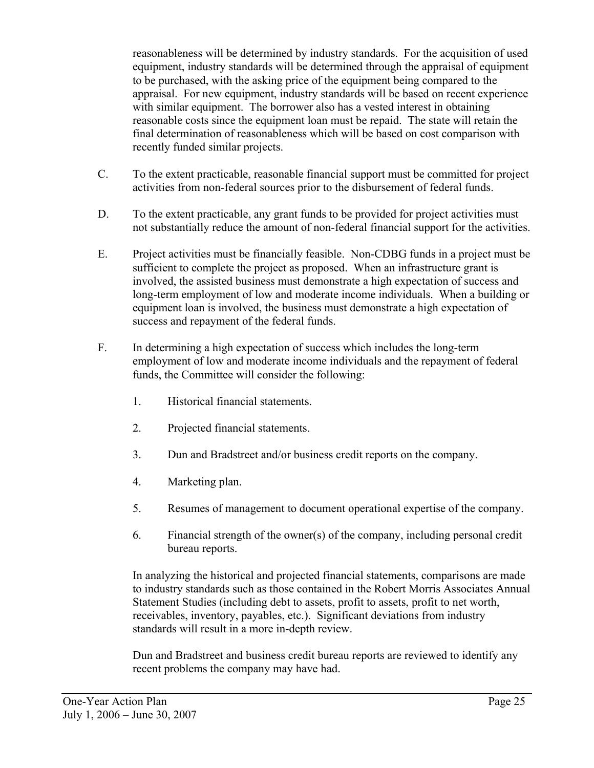reasonableness will be determined by industry standards. For the acquisition of used equipment, industry standards will be determined through the appraisal of equipment to be purchased, with the asking price of the equipment being compared to the appraisal. For new equipment, industry standards will be based on recent experience with similar equipment. The borrower also has a vested interest in obtaining reasonable costs since the equipment loan must be repaid. The state will retain the final determination of reasonableness which will be based on cost comparison with recently funded similar projects.

C. To the extent practicable, reasonable financial support must be committed for project activities from non-federal sources prior to the disbursement of federal funds.

D. To the extent practicable, any grant funds to be provided for project activities must not substantially reduce the amount of non-federal financial support for the activities.

E. Project activities must be financially feasible. Non-CDBG funds in a project must be sufficient to complete the project as proposed. When an infrastructure grant is involved, the assisted business must demonstrate a high expectation of success and long-term employment of low and moderate income individuals. When a building or equipment loan is involved, the business must demonstrate a high expectation of success and repayment of the federal funds.

F. In determining a high expectation of success which includes the long-term employment of low and moderate income individuals and the repayment of federal funds, the Committee will consider the following:

1. Historical financial statements.

2. Projected financial statements.

3. Dun and Bradstreet and/or business credit reports on the company.

4. Marketing plan.

5. Resumes of management to document operational expertise of the company.

6. Financial strength of the owner(s) of the company, including personal credit bureau reports.

In analyzing the historical and projected financial statements, comparisons are made to industry standards such as those contained in the Robert Morris Associates Annual Statement Studies (including debt to assets, profit to assets, profit to net worth, receivables, inventory, payables, etc.). Significant deviations from industry standards will result in a more in-depth review.

Dun and Bradstreet and business credit bureau reports are reviewed to identify any recent problems the company may have had.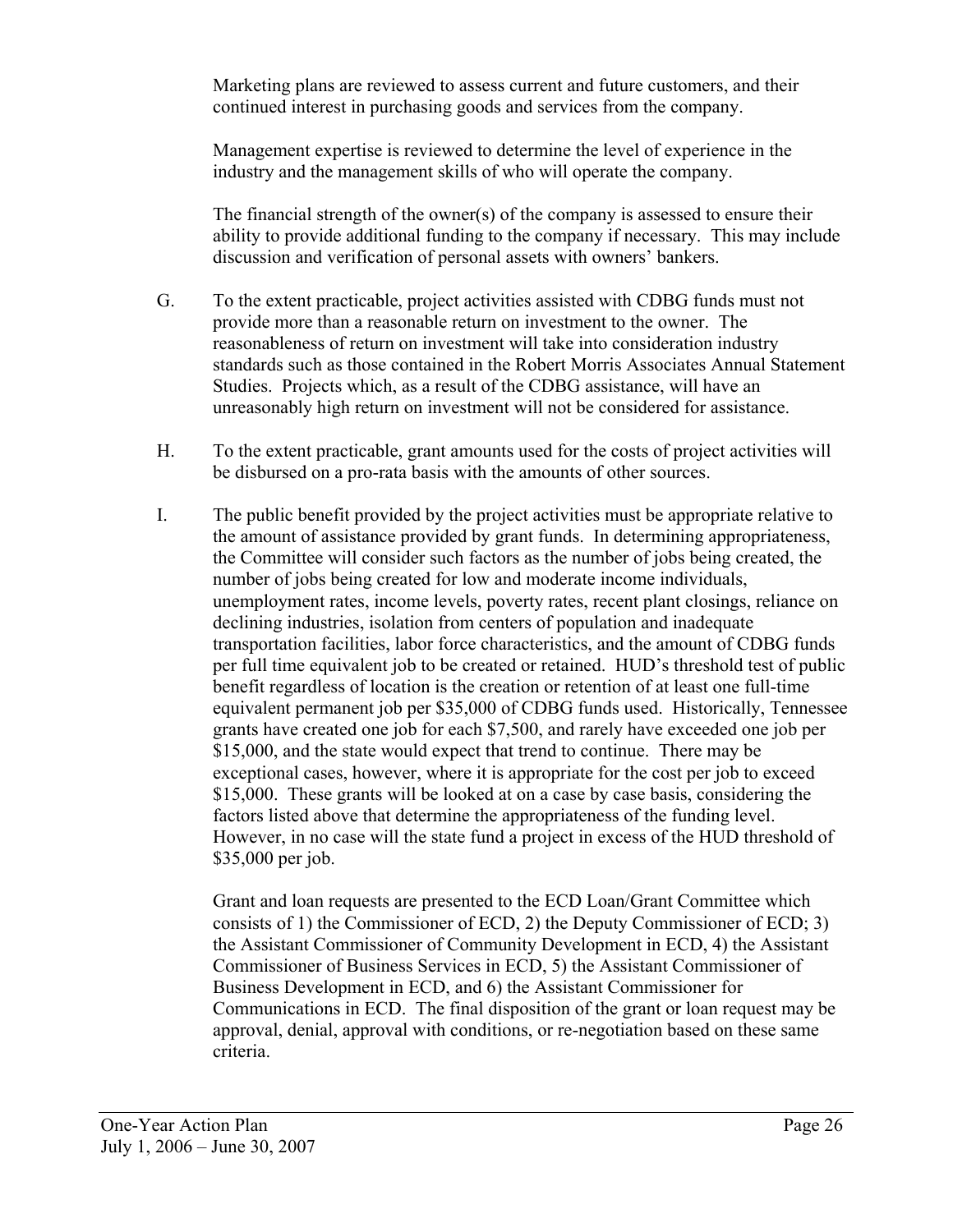Marketing plans are reviewed to assess current and future customers, and their continued interest in purchasing goods and services from the company.

Management expertise is reviewed to determine the level of experience in the industry and the management skills of who will operate the company.

The financial strength of the owner(s) of the company is assessed to ensure their ability to provide additional funding to the company if necessary. This may include discussion and verification of personal assets with owners' bankers.

G. To the extent practicable, project activities assisted with CDBG funds must not provide more than a reasonable return on investment to the owner. The reasonableness of return on investment will take into consideration industry standards such as those contained in the Robert Morris Associates Annual Statement Studies. Projects which, as a result of the CDBG assistance, will have an unreasonably high return on investment will not be considered for assistance.

H. To the extent practicable, grant amounts used for the costs of project activities will be disbursed on a pro-rata basis with the amounts of other sources.

I. The public benefit provided by the project activities must be appropriate relative to the amount of assistance provided by grant funds. In determining appropriateness, the Committee will consider such factors as the number of jobs being created, the number of jobs being created for low and moderate income individuals, unemployment rates, income levels, poverty rates, recent plant closings, reliance on declining industries, isolation from centers of population and inadequate transportation facilities, labor force characteristics, and the amount of CDBG funds per full time equivalent job to be created or retained. HUD's threshold test of public benefit regardless of location is the creation or retention of at least one full-time equivalent permanent job per $35,000 of CDBG funds used. Historically, Tennessee grants have created one job for each $7,500, and rarely have exceeded one job per $15,000, and the state would expect that trend to continue. There may be exceptional cases, however, where it is appropriate for the cost per job to exceed $15,000. These grants will be looked at on a case by case basis, considering the factors listed above that determine the appropriateness of the funding level. However, in no case will the state fund a project in excess of the HUD threshold of $35,000 per job.

Grant and loan requests are presented to the ECD Loan/Grant Committee which consists of 1) the Commissioner of ECD, 2) the Deputy Commissioner of ECD; 3) the Assistant Commissioner of Community Development in ECD, 4) the Assistant Commissioner of Business Services in ECD, 5) the Assistant Commissioner of Business Development in ECD, and 6) the Assistant Commissioner for Communications in ECD. The final disposition of the grant or loan request may be approval, denial, approval with conditions, or re-negotiation based on these same criteria.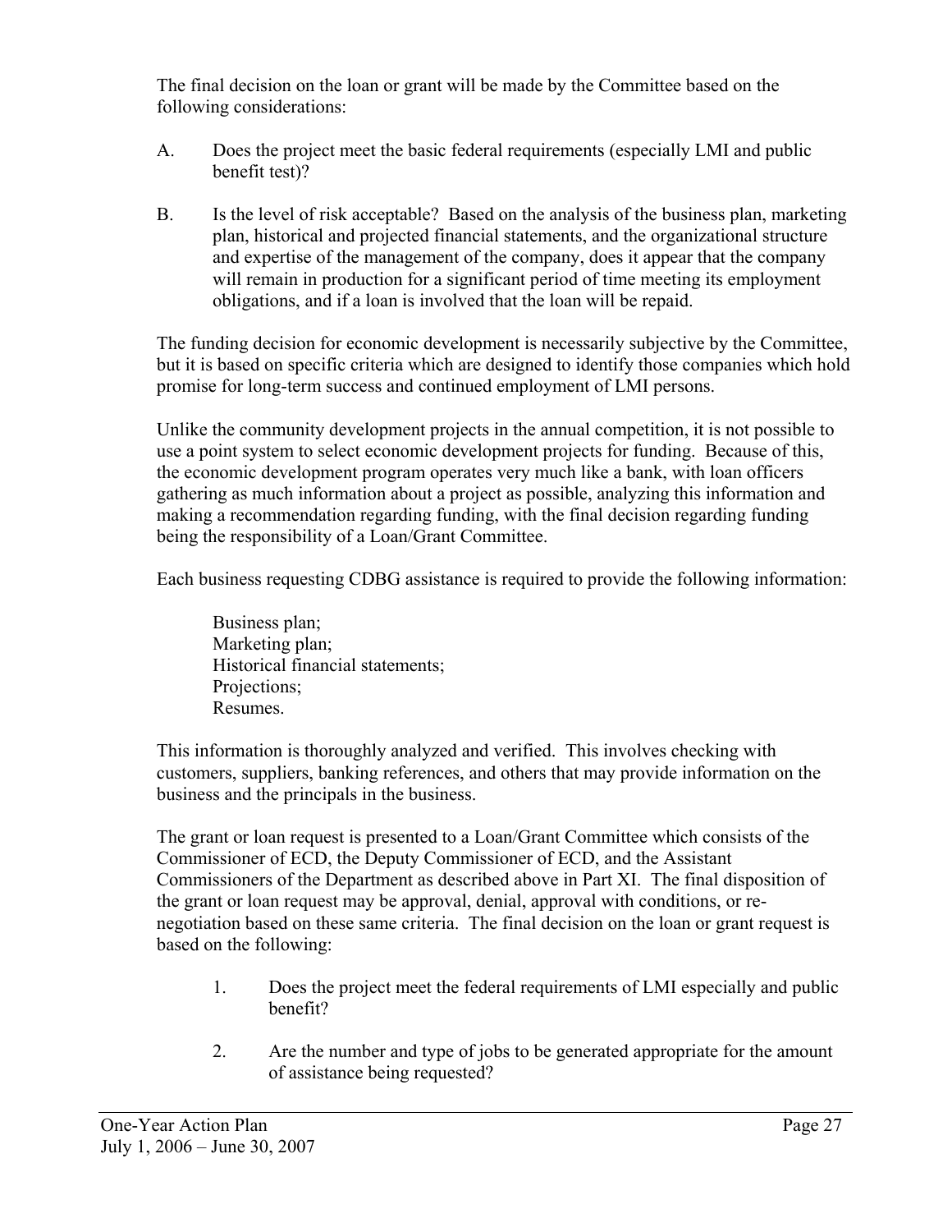The final decision on the loan or grant will be made by the Committee based on the following considerations:

A. Does the project meet the basic federal requirements (especially LMI and public benefit test)?

B. Is the level of risk acceptable? Based on the analysis of the business plan, marketing plan, historical and projected financial statements, and the organizational structure and expertise of the management of the company, does it appear that the company will remain in production for a significant period of time meeting its employment obligations, and if a loan is involved that the loan will be repaid.

The funding decision for economic development is necessarily subjective by the Committee, but it is based on specific criteria which are designed to identify those companies which hold promise for long-term success and continued employment of LMI persons.

Unlike the community development projects in the annual competition, it is not possible to use a point system to select economic development projects for funding. Because of this, the economic development program operates very much like a bank, with loan officers gathering as much information about a project as possible, analyzing this information and making a recommendation regarding funding, with the final decision regarding funding being the responsibility of a Loan/Grant Committee.

Each business requesting CDBG assistance is required to provide the following information:

Business plan;
Marketing plan;
Historical financial statements;
Projections;
Resumes.

This information is thoroughly analyzed and verified. This involves checking with customers, suppliers, banking references, and others that may provide information on the business and the principals in the business.

The grant or loan request is presented to a Loan/Grant Committee which consists of the Commissioner of ECD, the Deputy Commissioner of ECD, and the Assistant Commissioners of the Department as described above in Part XI. The final disposition of the grant or loan request may be approval, denial, approval with conditions, or re-negotiation based on these same criteria. The final decision on the loan or grant request is based on the following:

1. Does the project meet the federal requirements of LMI especially and public benefit?

2. Are the number and type of jobs to be generated appropriate for the amount of assistance being requested?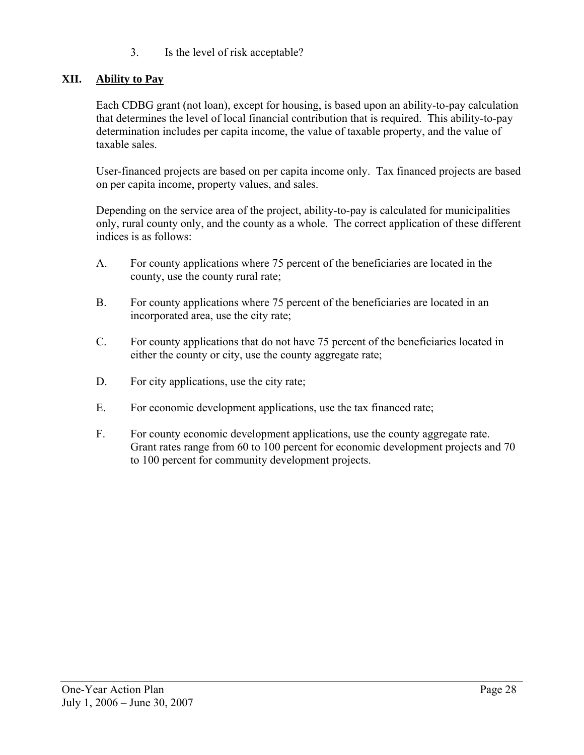3. Is the level of risk acceptable?

## XII. Ability to Pay

Each CDBG grant (not loan), except for housing, is based upon an ability-to-pay calculation that determines the level of local financial contribution that is required. This ability-to-pay determination includes per capita income, the value of taxable property, and the value of taxable sales.

User-financed projects are based on per capita income only. Tax financed projects are based on per capita income, property values, and sales.

Depending on the service area of the project, ability-to-pay is calculated for municipalities only, rural county only, and the county as a whole. The correct application of these different indices is as follows:

A. For county applications where 75 percent of the beneficiaries are located in the county, use the county rural rate;

B. For county applications where 75 percent of the beneficiaries are located in an incorporated area, use the city rate;

C. For county applications that do not have 75 percent of the beneficiaries located in either the county or city, use the county aggregate rate;

D. For city applications, use the city rate;

E. For economic development applications, use the tax financed rate;

F. For county economic development applications, use the county aggregate rate. Grant rates range from 60 to 100 percent for economic development projects and 70 to 100 percent for community development projects.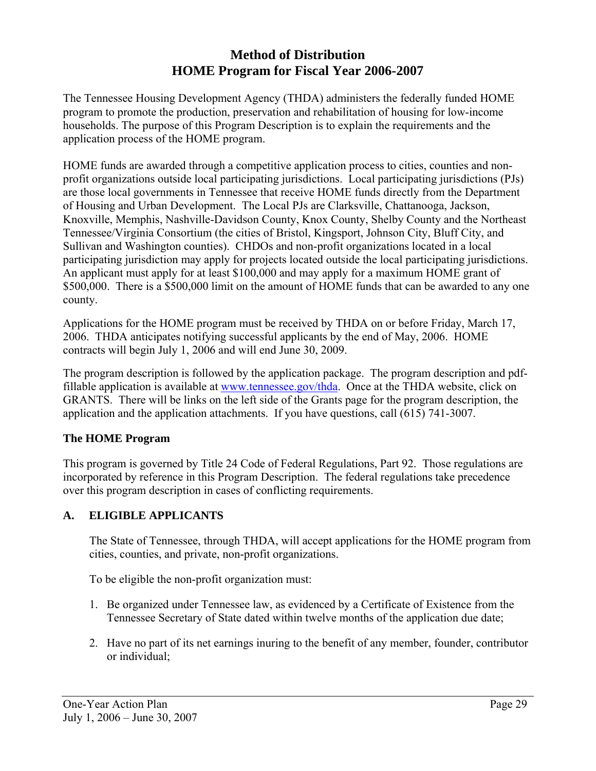# Method of Distribution
# HOME Program for Fiscal Year 2006-2007

The Tennessee Housing Development Agency (THDA) administers the federally funded HOME program to promote the production, preservation and rehabilitation of housing for low-income households. The purpose of this Program Description is to explain the requirements and the application process of the HOME program.

HOME funds are awarded through a competitive application process to cities, counties and non-profit organizations outside local participating jurisdictions. Local participating jurisdictions (PJs) are those local governments in Tennessee that receive HOME funds directly from the Department of Housing and Urban Development. The Local PJs are Clarksville, Chattanooga, Jackson, Knoxville, Memphis, Nashville-Davidson County, Knox County, Shelby County and the Northeast Tennessee/Virginia Consortium (the cities of Bristol, Kingsport, Johnson City, Bluff City, and Sullivan and Washington counties). CHDOs and non-profit organizations located in a local participating jurisdiction may apply for projects located outside the local participating jurisdictions. An applicant must apply for at least $100,000 and may apply for a maximum HOME grant of $500,000. There is a $500,000 limit on the amount of HOME funds that can be awarded to any one county.

Applications for the HOME program must be received by THDA on or before Friday, March 17, 2006. THDA anticipates notifying successful applicants by the end of May, 2006. HOME contracts will begin July 1, 2006 and will end June 30, 2009.

The program description is followed by the application package. The program description and pdf-fillable application is available at [www.tennessee.gov/thda](http://www.tennessee.gov/thda). Once at the THDA website, click on GRANTS. There will be links on the left side of the Grants page for the program description, the application and the application attachments. If you have questions, call (615) 741-3007.

### The HOME Program

This program is governed by Title 24 Code of Federal Regulations, Part 92. Those regulations are incorporated by reference in this Program Description. The federal regulations take precedence over this program description in cases of conflicting requirements.

### A. ELIGIBLE APPLICANTS

The State of Tennessee, through THDA, will accept applications for the HOME program from cities, counties, and private, non-profit organizations.

To be eligible the non-profit organization must:

1. Be organized under Tennessee law, as evidenced by a Certificate of Existence from the Tennessee Secretary of State dated within twelve months of the application due date;
2. Have no part of its net earnings inuring to the benefit of any member, founder, contributor or individual;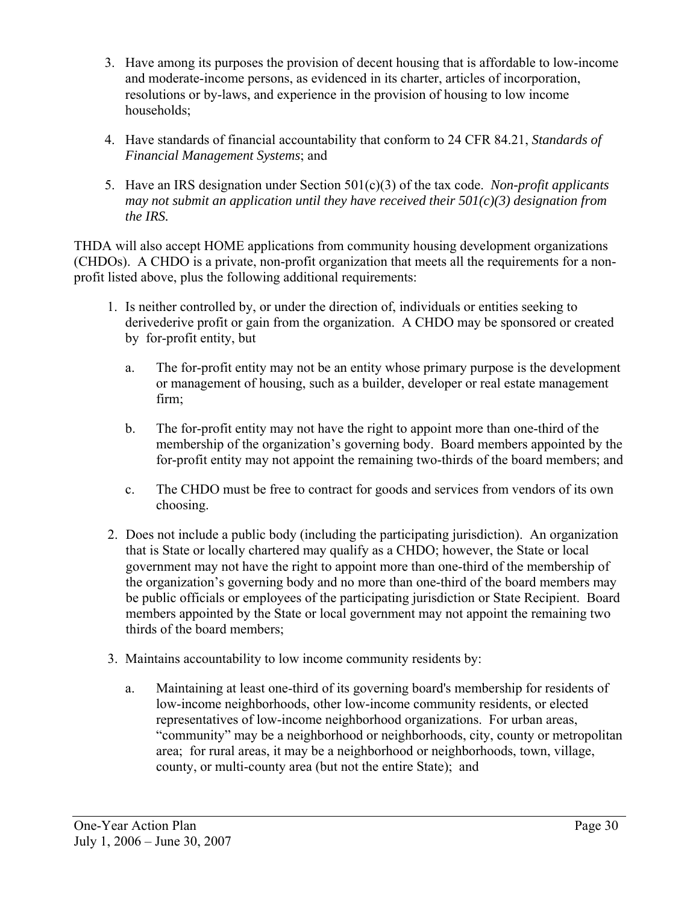3. Have among its purposes the provision of decent housing that is affordable to low-income and moderate-income persons, as evidenced in its charter, articles of incorporation, resolutions or by-laws, and experience in the provision of housing to low income households;

4. Have standards of financial accountability that conform to 24 CFR 84.21, *Standards of Financial Management Systems*; and

5. Have an IRS designation under Section 501(c)(3) of the tax code. *Non-profit applicants may not submit an application until they have received their 501(c)(3) designation from the IRS.*

THDA will also accept HOME applications from community housing development organizations (CHDOs). A CHDO is a private, non-profit organization that meets all the requirements for a non-profit listed above, plus the following additional requirements:

1. Is neither controlled by, or under the direction of, individuals or entities seeking to derivederive profit or gain from the organization. A CHDO may be sponsored or created by for-profit entity, but

   a. The for-profit entity may not be an entity whose primary purpose is the development or management of housing, such as a builder, developer or real estate management firm;

   b. The for-profit entity may not have the right to appoint more than one-third of the membership of the organization's governing body. Board members appointed by the for-profit entity may not appoint the remaining two-thirds of the board members; and

   c. The CHDO must be free to contract for goods and services from vendors of its own choosing.

2. Does not include a public body (including the participating jurisdiction). An organization that is State or locally chartered may qualify as a CHDO; however, the State or local government may not have the right to appoint more than one-third of the membership of the organization's governing body and no more than one-third of the board members may be public officials or employees of the participating jurisdiction or State Recipient. Board members appointed by the State or local government may not appoint the remaining two thirds of the board members;

3. Maintains accountability to low income community residents by:

   a. Maintaining at least one-third of its governing board's membership for residents of low-income neighborhoods, other low-income community residents, or elected representatives of low-income neighborhood organizations. For urban areas, "community" may be a neighborhood or neighborhoods, city, county or metropolitan area; for rural areas, it may be a neighborhood or neighborhoods, town, village, county, or multi-county area (but not the entire State); and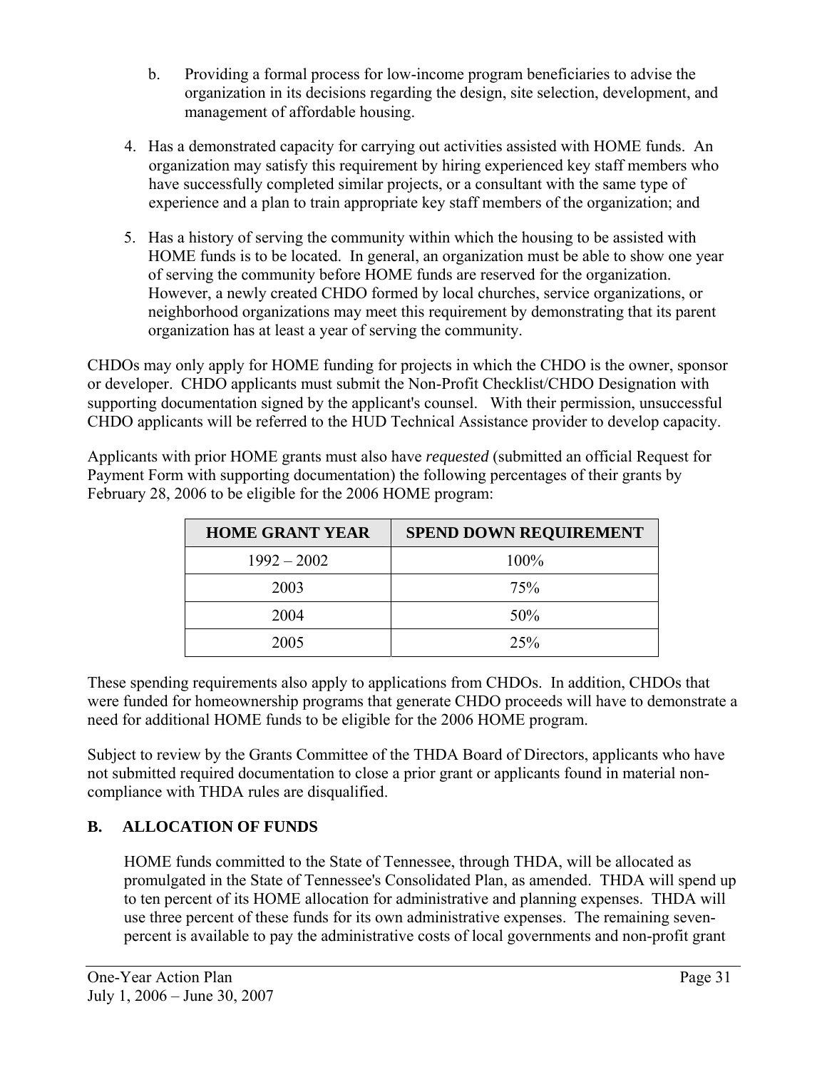b. Providing a formal process for low-income program beneficiaries to advise the organization in its decisions regarding the design, site selection, development, and management of affordable housing.

4. Has a demonstrated capacity for carrying out activities assisted with HOME funds. An organization may satisfy this requirement by hiring experienced key staff members who have successfully completed similar projects, or a consultant with the same type of experience and a plan to train appropriate key staff members of the organization; and

5. Has a history of serving the community within which the housing to be assisted with HOME funds is to be located. In general, an organization must be able to show one year of serving the community before HOME funds are reserved for the organization. However, a newly created CHDO formed by local churches, service organizations, or neighborhood organizations may meet this requirement by demonstrating that its parent organization has at least a year of serving the community.

CHDOs may only apply for HOME funding for projects in which the CHDO is the owner, sponsor or developer. CHDO applicants must submit the Non-Profit Checklist/CHDO Designation with supporting documentation signed by the applicant's counsel. With their permission, unsuccessful CHDO applicants will be referred to the HUD Technical Assistance provider to develop capacity.

Applicants with prior HOME grants must also have *requested* (submitted an official Request for Payment Form with supporting documentation) the following percentages of their grants by February 28, 2006 to be eligible for the 2006 HOME program:

| HOME GRANT YEAR | SPEND DOWN REQUIREMENT |
|---|---|
| 1992 – 2002 | 100% |
| 2003 | 75% |
| 2004 | 50% |
| 2005 | 25% |

These spending requirements also apply to applications from CHDOs. In addition, CHDOs that were funded for homeownership programs that generate CHDO proceeds will have to demonstrate a need for additional HOME funds to be eligible for the 2006 HOME program.

Subject to review by the Grants Committee of the THDA Board of Directors, applicants who have not submitted required documentation to close a prior grant or applicants found in material non-compliance with THDA rules are disqualified.

## B. ALLOCATION OF FUNDS

HOME funds committed to the State of Tennessee, through THDA, will be allocated as promulgated in the State of Tennessee's Consolidated Plan, as amended. THDA will spend up to ten percent of its HOME allocation for administrative and planning expenses. THDA will use three percent of these funds for its own administrative expenses. The remaining seven-percent is available to pay the administrative costs of local governments and non-profit grant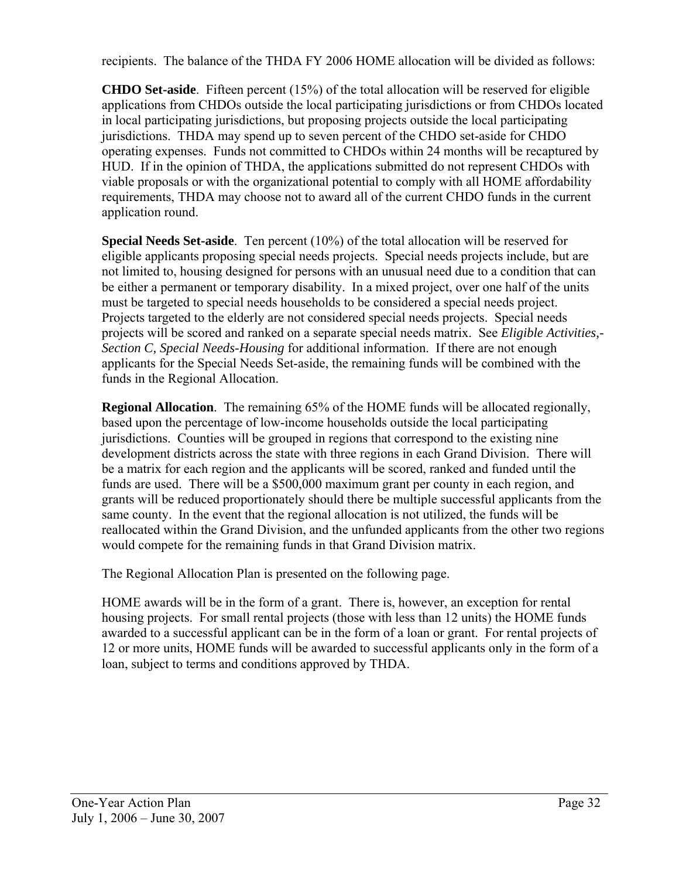recipients. The balance of the THDA FY 2006 HOME allocation will be divided as follows:

**CHDO Set-aside**. Fifteen percent (15%) of the total allocation will be reserved for eligible applications from CHDOs outside the local participating jurisdictions or from CHDOs located in local participating jurisdictions, but proposing projects outside the local participating jurisdictions. THDA may spend up to seven percent of the CHDO set-aside for CHDO operating expenses. Funds not committed to CHDOs within 24 months will be recaptured by HUD. If in the opinion of THDA, the applications submitted do not represent CHDOs with viable proposals or with the organizational potential to comply with all HOME affordability requirements, THDA may choose not to award all of the current CHDO funds in the current application round.

**Special Needs Set-aside**. Ten percent (10%) of the total allocation will be reserved for eligible applicants proposing special needs projects. Special needs projects include, but are not limited to, housing designed for persons with an unusual need due to a condition that can be either a permanent or temporary disability. In a mixed project, over one half of the units must be targeted to special needs households to be considered a special needs project. Projects targeted to the elderly are not considered special needs projects. Special needs projects will be scored and ranked on a separate special needs matrix. See *Eligible Activities,- Section C, Special Needs-Housing* for additional information. If there are not enough applicants for the Special Needs Set-aside, the remaining funds will be combined with the funds in the Regional Allocation.

**Regional Allocation**. The remaining 65% of the HOME funds will be allocated regionally, based upon the percentage of low-income households outside the local participating jurisdictions. Counties will be grouped in regions that correspond to the existing nine development districts across the state with three regions in each Grand Division. There will be a matrix for each region and the applicants will be scored, ranked and funded until the funds are used. There will be a $500,000 maximum grant per county in each region, and grants will be reduced proportionately should there be multiple successful applicants from the same county. In the event that the regional allocation is not utilized, the funds will be reallocated within the Grand Division, and the unfunded applicants from the other two regions would compete for the remaining funds in that Grand Division matrix.

The Regional Allocation Plan is presented on the following page.

HOME awards will be in the form of a grant. There is, however, an exception for rental housing projects. For small rental projects (those with less than 12 units) the HOME funds awarded to a successful applicant can be in the form of a loan or grant. For rental projects of 12 or more units, HOME funds will be awarded to successful applicants only in the form of a loan, subject to terms and conditions approved by THDA.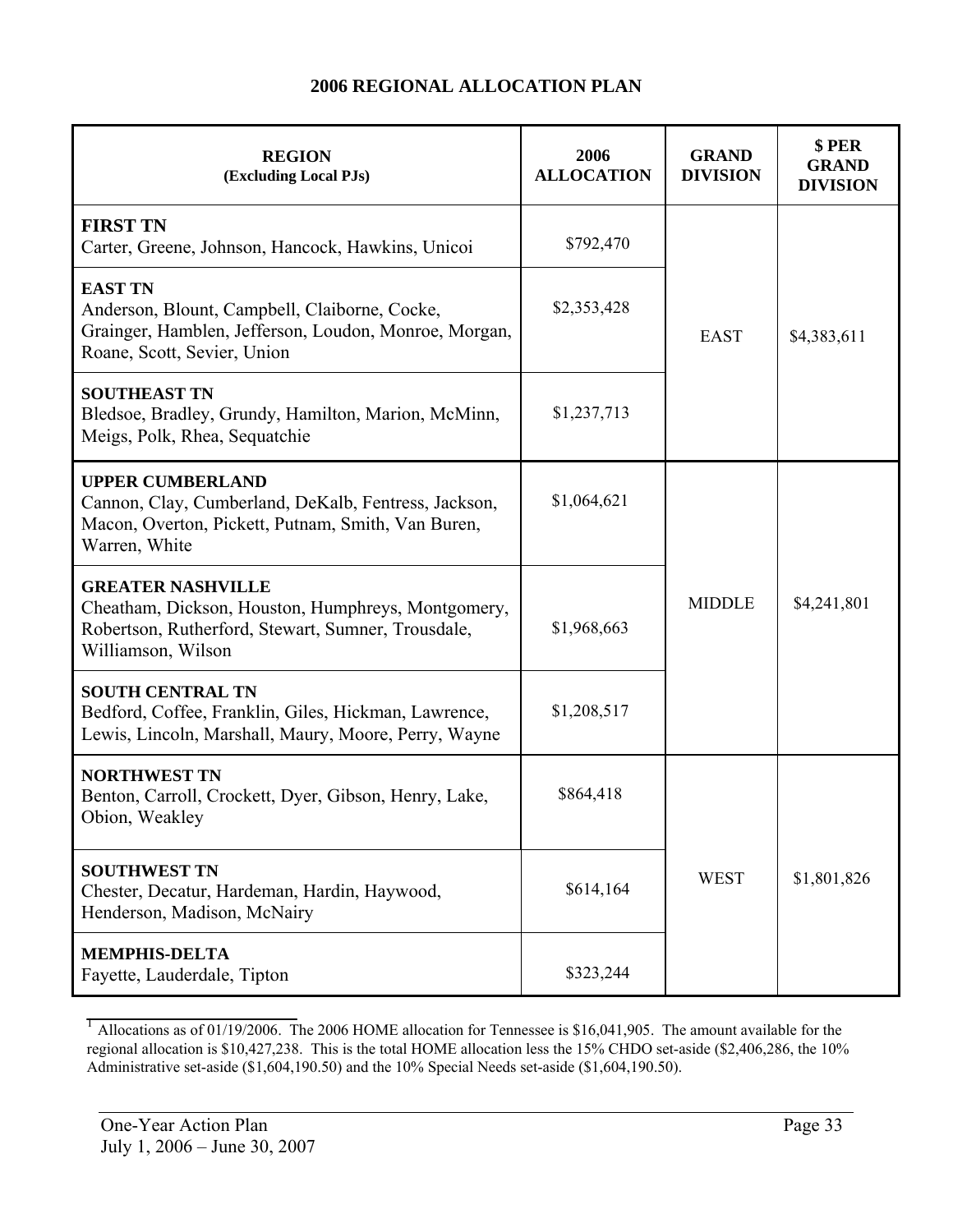## 2006 REGIONAL ALLOCATION PLAN

| REGION (Excluding Local PJs) | 2006 ALLOCATION | GRAND DIVISION | $ PER GRAND DIVISION |
|---|---|---|---|
| **FIRST TN** Carter, Greene, Johnson, Hancock, Hawkins, Unicoi | $792,470 | EAST | $4,383,611 |
| **EAST TN** Anderson, Blount, Campbell, Claiborne, Cocke, Grainger, Hamblen, Jefferson, Loudon, Monroe, Morgan, Roane, Scott, Sevier, Union | $2,353,428 | | |
| **SOUTHEAST TN** Bledsoe, Bradley, Grundy, Hamilton, Marion, McMinn, Meigs, Polk, Rhea, Sequatchie | $1,237,713 | | |
| **UPPER CUMBERLAND** Cannon, Clay, Cumberland, DeKalb, Fentress, Jackson, Macon, Overton, Pickett, Putnam, Smith, Van Buren, Warren, White | $1,064,621 | MIDDLE | $4,241,801 |
| **GREATER NASHVILLE** Cheatham, Dickson, Houston, Humphreys, Montgomery, Robertson, Rutherford, Stewart, Sumner, Trousdale, Williamson, Wilson | $1,968,663 | | |
| **SOUTH CENTRAL TN** Bedford, Coffee, Franklin, Giles, Hickman, Lawrence, Lewis, Lincoln, Marshall, Maury, Moore, Perry, Wayne | $1,208,517 | | |
| **NORTHWEST TN** Benton, Carroll, Crockett, Dyer, Gibson, Henry, Lake, Obion, Weakley | $864,418 | WEST | $1,801,826 |
| **SOUTHWEST TN** Chester, Decatur, Hardeman, Hardin, Haywood, Henderson, Madison, McNairy | $614,164 | | |
| **MEMPHIS-DELTA** Fayette, Lauderdale, Tipton | $323,244 | | |

[1] Allocations as of 01/19/2006. The 2006 HOME allocation for Tennessee is $16,041,905. The amount available for the regional allocation is $10,427,238. This is the total HOME allocation less the 15% CHDO set-aside ($2,406,286, the 10% Administrative set-aside ($1,604,190.50) and the 10% Special Needs set-aside ($1,604,190.50).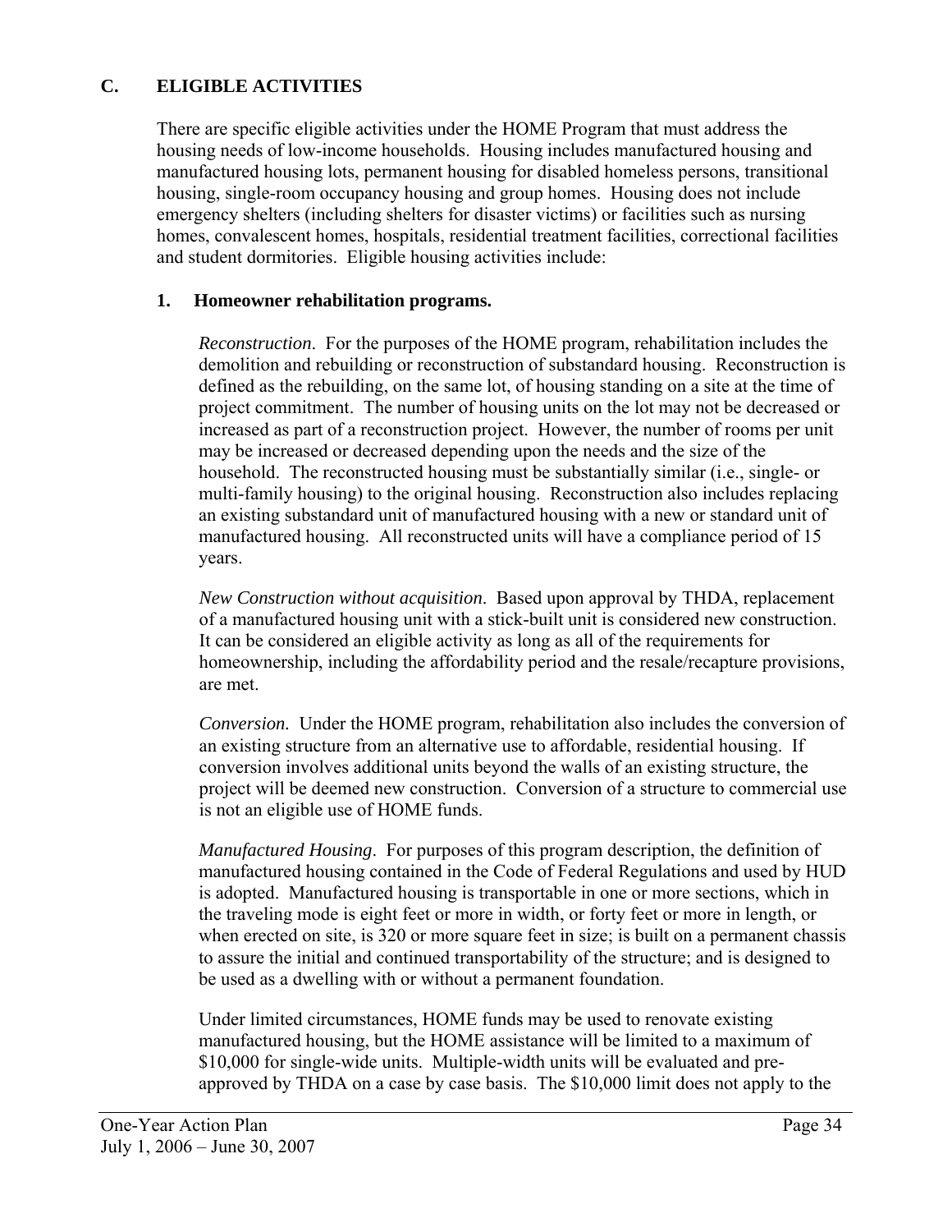## C. ELIGIBLE ACTIVITIES

There are specific eligible activities under the HOME Program that must address the housing needs of low-income households. Housing includes manufactured housing and manufactured housing lots, permanent housing for disabled homeless persons, transitional housing, single-room occupancy housing and group homes. Housing does not include emergency shelters (including shelters for disaster victims) or facilities such as nursing homes, convalescent homes, hospitals, residential treatment facilities, correctional facilities and student dormitories. Eligible housing activities include:

### 1. Homeowner rehabilitation programs.

*Reconstruction*. For the purposes of the HOME program, rehabilitation includes the demolition and rebuilding or reconstruction of substandard housing. Reconstruction is defined as the rebuilding, on the same lot, of housing standing on a site at the time of project commitment. The number of housing units on the lot may not be decreased or increased as part of a reconstruction project. However, the number of rooms per unit may be increased or decreased depending upon the needs and the size of the household. The reconstructed housing must be substantially similar (i.e., single- or multi-family housing) to the original housing. Reconstruction also includes replacing an existing substandard unit of manufactured housing with a new or standard unit of manufactured housing. All reconstructed units will have a compliance period of 15 years.

*New Construction without acquisition*. Based upon approval by THDA, replacement of a manufactured housing unit with a stick-built unit is considered new construction. It can be considered an eligible activity as long as all of the requirements for homeownership, including the affordability period and the resale/recapture provisions, are met.

*Conversion.* Under the HOME program, rehabilitation also includes the conversion of an existing structure from an alternative use to affordable, residential housing. If conversion involves additional units beyond the walls of an existing structure, the project will be deemed new construction. Conversion of a structure to commercial use is not an eligible use of HOME funds.

*Manufactured Housing*. For purposes of this program description, the definition of manufactured housing contained in the Code of Federal Regulations and used by HUD is adopted. Manufactured housing is transportable in one or more sections, which in the traveling mode is eight feet or more in width, or forty feet or more in length, or when erected on site, is 320 or more square feet in size; is built on a permanent chassis to assure the initial and continued transportability of the structure; and is designed to be used as a dwelling with or without a permanent foundation.

Under limited circumstances, HOME funds may be used to renovate existing manufactured housing, but the HOME assistance will be limited to a maximum of $10,000 for single-wide units. Multiple-width units will be evaluated and pre-approved by THDA on a case by case basis. The $10,000 limit does not apply to the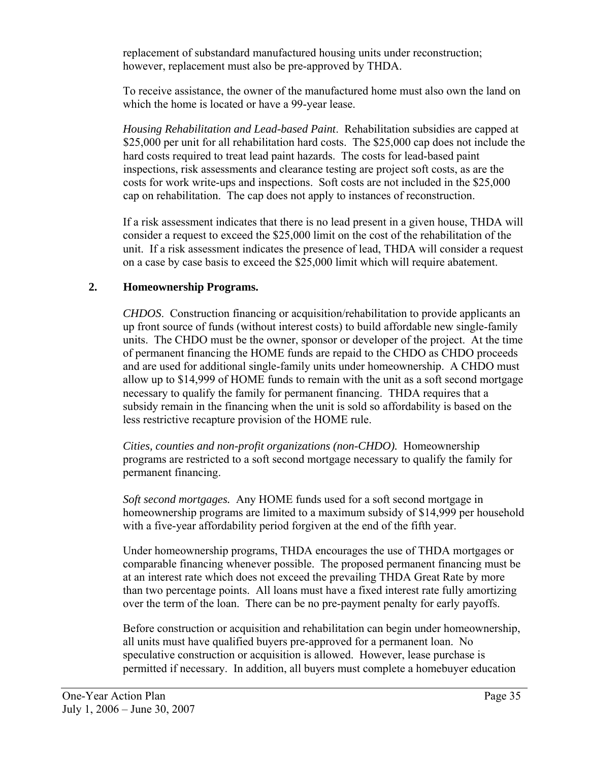replacement of substandard manufactured housing units under reconstruction; however, replacement must also be pre-approved by THDA.

To receive assistance, the owner of the manufactured home must also own the land on which the home is located or have a 99-year lease.

*Housing Rehabilitation and Lead-based Paint*. Rehabilitation subsidies are capped at $25,000 per unit for all rehabilitation hard costs. The $25,000 cap does not include the hard costs required to treat lead paint hazards. The costs for lead-based paint inspections, risk assessments and clearance testing are project soft costs, as are the costs for work write-ups and inspections. Soft costs are not included in the $25,000 cap on rehabilitation. The cap does not apply to instances of reconstruction.

If a risk assessment indicates that there is no lead present in a given house, THDA will consider a request to exceed the $25,000 limit on the cost of the rehabilitation of the unit. If a risk assessment indicates the presence of lead, THDA will consider a request on a case by case basis to exceed the $25,000 limit which will require abatement.

**2. Homeownership Programs.**

*CHDOS*. Construction financing or acquisition/rehabilitation to provide applicants an up front source of funds (without interest costs) to build affordable new single-family units. The CHDO must be the owner, sponsor or developer of the project. At the time of permanent financing the HOME funds are repaid to the CHDO as CHDO proceeds and are used for additional single-family units under homeownership. A CHDO must allow up to $14,999 of HOME funds to remain with the unit as a soft second mortgage necessary to qualify the family for permanent financing. THDA requires that a subsidy remain in the financing when the unit is sold so affordability is based on the less restrictive recapture provision of the HOME rule.

*Cities, counties and non-profit organizations (non-CHDO).* Homeownership programs are restricted to a soft second mortgage necessary to qualify the family for permanent financing.

*Soft second mortgages.* Any HOME funds used for a soft second mortgage in homeownership programs are limited to a maximum subsidy of $14,999 per household with a five-year affordability period forgiven at the end of the fifth year.

Under homeownership programs, THDA encourages the use of THDA mortgages or comparable financing whenever possible. The proposed permanent financing must be at an interest rate which does not exceed the prevailing THDA Great Rate by more than two percentage points. All loans must have a fixed interest rate fully amortizing over the term of the loan. There can be no pre-payment penalty for early payoffs.

Before construction or acquisition and rehabilitation can begin under homeownership, all units must have qualified buyers pre-approved for a permanent loan. No speculative construction or acquisition is allowed. However, lease purchase is permitted if necessary. In addition, all buyers must complete a homebuyer education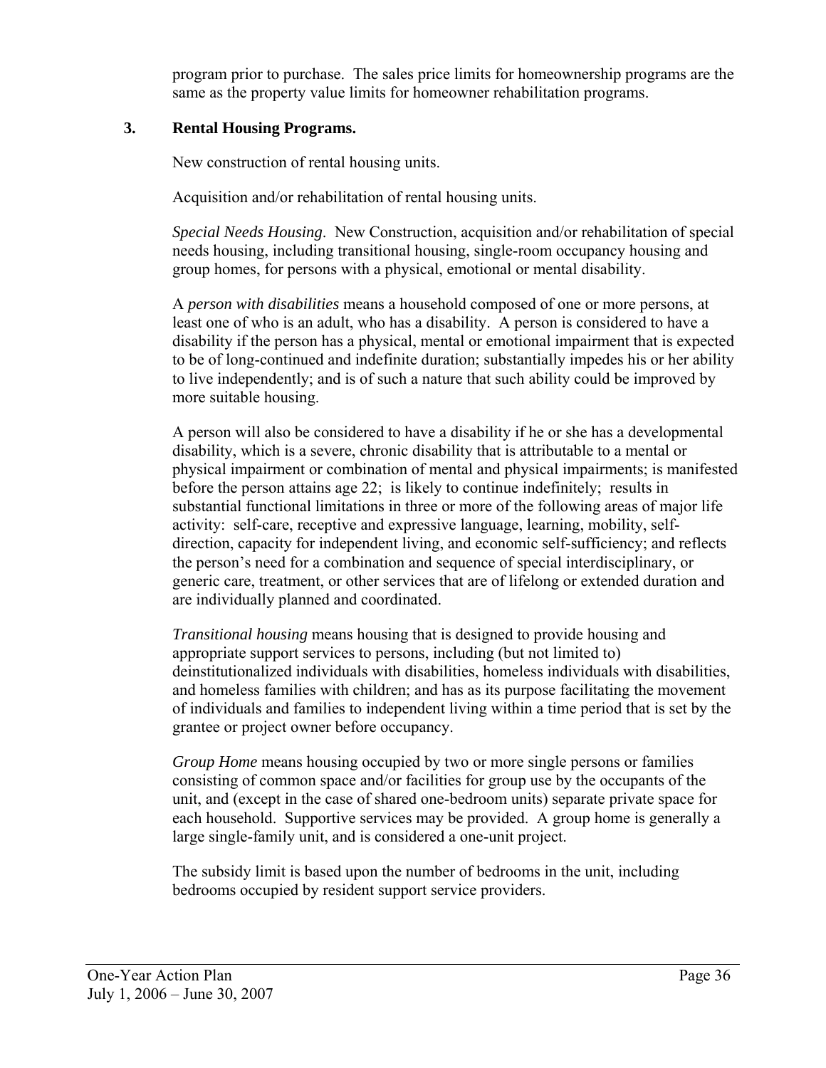program prior to purchase. The sales price limits for homeownership programs are the same as the property value limits for homeowner rehabilitation programs.

### 3. Rental Housing Programs.

New construction of rental housing units.

Acquisition and/or rehabilitation of rental housing units.

*Special Needs Housing*. New Construction, acquisition and/or rehabilitation of special needs housing, including transitional housing, single-room occupancy housing and group homes, for persons with a physical, emotional or mental disability.

A *person with disabilities* means a household composed of one or more persons, at least one of who is an adult, who has a disability. A person is considered to have a disability if the person has a physical, mental or emotional impairment that is expected to be of long-continued and indefinite duration; substantially impedes his or her ability to live independently; and is of such a nature that such ability could be improved by more suitable housing.

A person will also be considered to have a disability if he or she has a developmental disability, which is a severe, chronic disability that is attributable to a mental or physical impairment or combination of mental and physical impairments; is manifested before the person attains age 22; is likely to continue indefinitely; results in substantial functional limitations in three or more of the following areas of major life activity: self-care, receptive and expressive language, learning, mobility, self-direction, capacity for independent living, and economic self-sufficiency; and reflects the person's need for a combination and sequence of special interdisciplinary, or generic care, treatment, or other services that are of lifelong or extended duration and are individually planned and coordinated.

*Transitional housing* means housing that is designed to provide housing and appropriate support services to persons, including (but not limited to) deinstitutionalized individuals with disabilities, homeless individuals with disabilities, and homeless families with children; and has as its purpose facilitating the movement of individuals and families to independent living within a time period that is set by the grantee or project owner before occupancy.

*Group Home* means housing occupied by two or more single persons or families consisting of common space and/or facilities for group use by the occupants of the unit, and (except in the case of shared one-bedroom units) separate private space for each household. Supportive services may be provided. A group home is generally a large single-family unit, and is considered a one-unit project.

The subsidy limit is based upon the number of bedrooms in the unit, including bedrooms occupied by resident support service providers.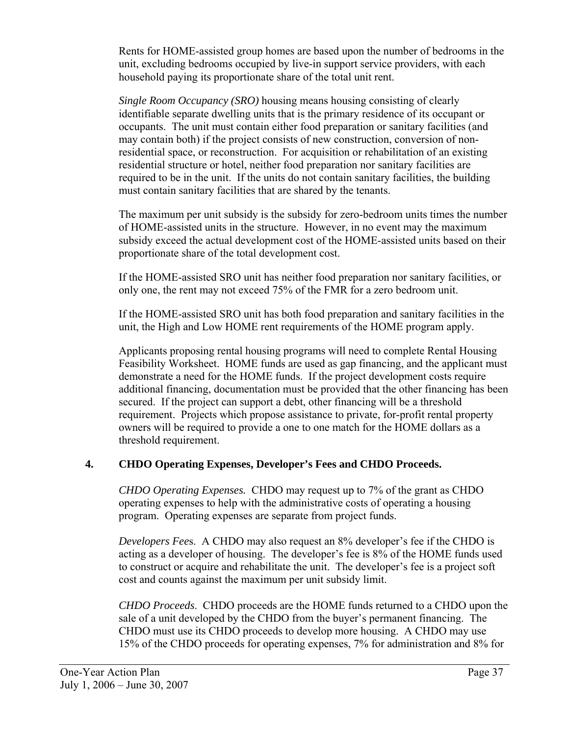Rents for HOME-assisted group homes are based upon the number of bedrooms in the unit, excluding bedrooms occupied by live-in support service providers, with each household paying its proportionate share of the total unit rent.

*Single Room Occupancy (SRO)* housing means housing consisting of clearly identifiable separate dwelling units that is the primary residence of its occupant or occupants. The unit must contain either food preparation or sanitary facilities (and may contain both) if the project consists of new construction, conversion of non-residential space, or reconstruction. For acquisition or rehabilitation of an existing residential structure or hotel, neither food preparation nor sanitary facilities are required to be in the unit. If the units do not contain sanitary facilities, the building must contain sanitary facilities that are shared by the tenants.

The maximum per unit subsidy is the subsidy for zero-bedroom units times the number of HOME-assisted units in the structure. However, in no event may the maximum subsidy exceed the actual development cost of the HOME-assisted units based on their proportionate share of the total development cost.

If the HOME-assisted SRO unit has neither food preparation nor sanitary facilities, or only one, the rent may not exceed 75% of the FMR for a zero bedroom unit.

If the HOME-assisted SRO unit has both food preparation and sanitary facilities in the unit, the High and Low HOME rent requirements of the HOME program apply.

Applicants proposing rental housing programs will need to complete Rental Housing Feasibility Worksheet. HOME funds are used as gap financing, and the applicant must demonstrate a need for the HOME funds. If the project development costs require additional financing, documentation must be provided that the other financing has been secured. If the project can support a debt, other financing will be a threshold requirement. Projects which propose assistance to private, for-profit rental property owners will be required to provide a one to one match for the HOME dollars as a threshold requirement.

### 4. CHDO Operating Expenses, Developer's Fees and CHDO Proceeds.

*CHDO Operating Expenses.* CHDO may request up to 7% of the grant as CHDO operating expenses to help with the administrative costs of operating a housing program. Operating expenses are separate from project funds.

*Developers Fee*s. A CHDO may also request an 8% developer's fee if the CHDO is acting as a developer of housing. The developer's fee is 8% of the HOME funds used to construct or acquire and rehabilitate the unit. The developer's fee is a project soft cost and counts against the maximum per unit subsidy limit.

*CHDO Proceeds*. CHDO proceeds are the HOME funds returned to a CHDO upon the sale of a unit developed by the CHDO from the buyer's permanent financing. The CHDO must use its CHDO proceeds to develop more housing. A CHDO may use 15% of the CHDO proceeds for operating expenses, 7% for administration and 8% for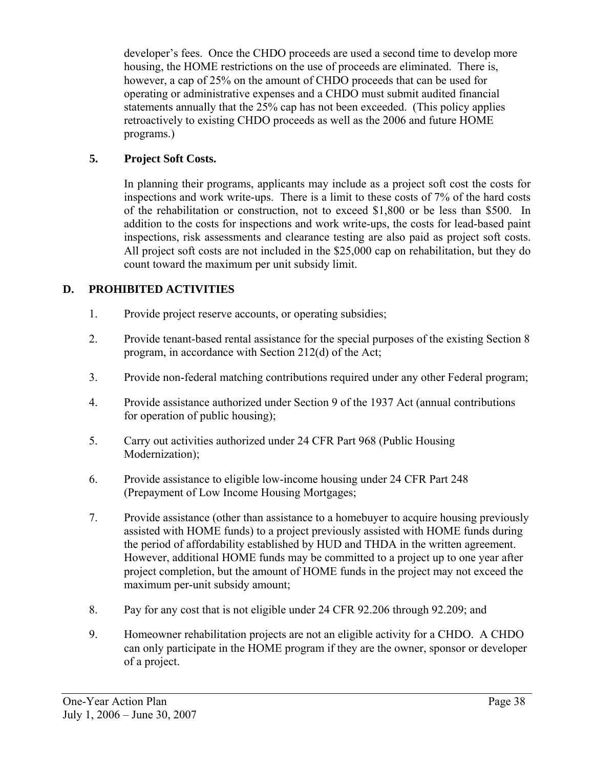developer's fees. Once the CHDO proceeds are used a second time to develop more housing, the HOME restrictions on the use of proceeds are eliminated. There is, however, a cap of 25% on the amount of CHDO proceeds that can be used for operating or administrative expenses and a CHDO must submit audited financial statements annually that the 25% cap has not been exceeded. (This policy applies retroactively to existing CHDO proceeds as well as the 2006 and future HOME programs.)

**5. Project Soft Costs.**

In planning their programs, applicants may include as a project soft cost the costs for inspections and work write-ups. There is a limit to these costs of 7% of the hard costs of the rehabilitation or construction, not to exceed $1,800 or be less than $500. In addition to the costs for inspections and work write-ups, the costs for lead-based paint inspections, risk assessments and clearance testing are also paid as project soft costs. All project soft costs are not included in the $25,000 cap on rehabilitation, but they do count toward the maximum per unit subsidy limit.

## D. PROHIBITED ACTIVITIES

1. Provide project reserve accounts, or operating subsidies;
2. Provide tenant-based rental assistance for the special purposes of the existing Section 8 program, in accordance with Section 212(d) of the Act;
3. Provide non-federal matching contributions required under any other Federal program;
4. Provide assistance authorized under Section 9 of the 1937 Act (annual contributions for operation of public housing);
5. Carry out activities authorized under 24 CFR Part 968 (Public Housing Modernization);
6. Provide assistance to eligible low-income housing under 24 CFR Part 248 (Prepayment of Low Income Housing Mortgages;
7. Provide assistance (other than assistance to a homebuyer to acquire housing previously assisted with HOME funds) to a project previously assisted with HOME funds during the period of affordability established by HUD and THDA in the written agreement. However, additional HOME funds may be committed to a project up to one year after project completion, but the amount of HOME funds in the project may not exceed the maximum per-unit subsidy amount;
8. Pay for any cost that is not eligible under 24 CFR 92.206 through 92.209; and
9. Homeowner rehabilitation projects are not an eligible activity for a CHDO. A CHDO can only participate in the HOME program if they are the owner, sponsor or developer of a project.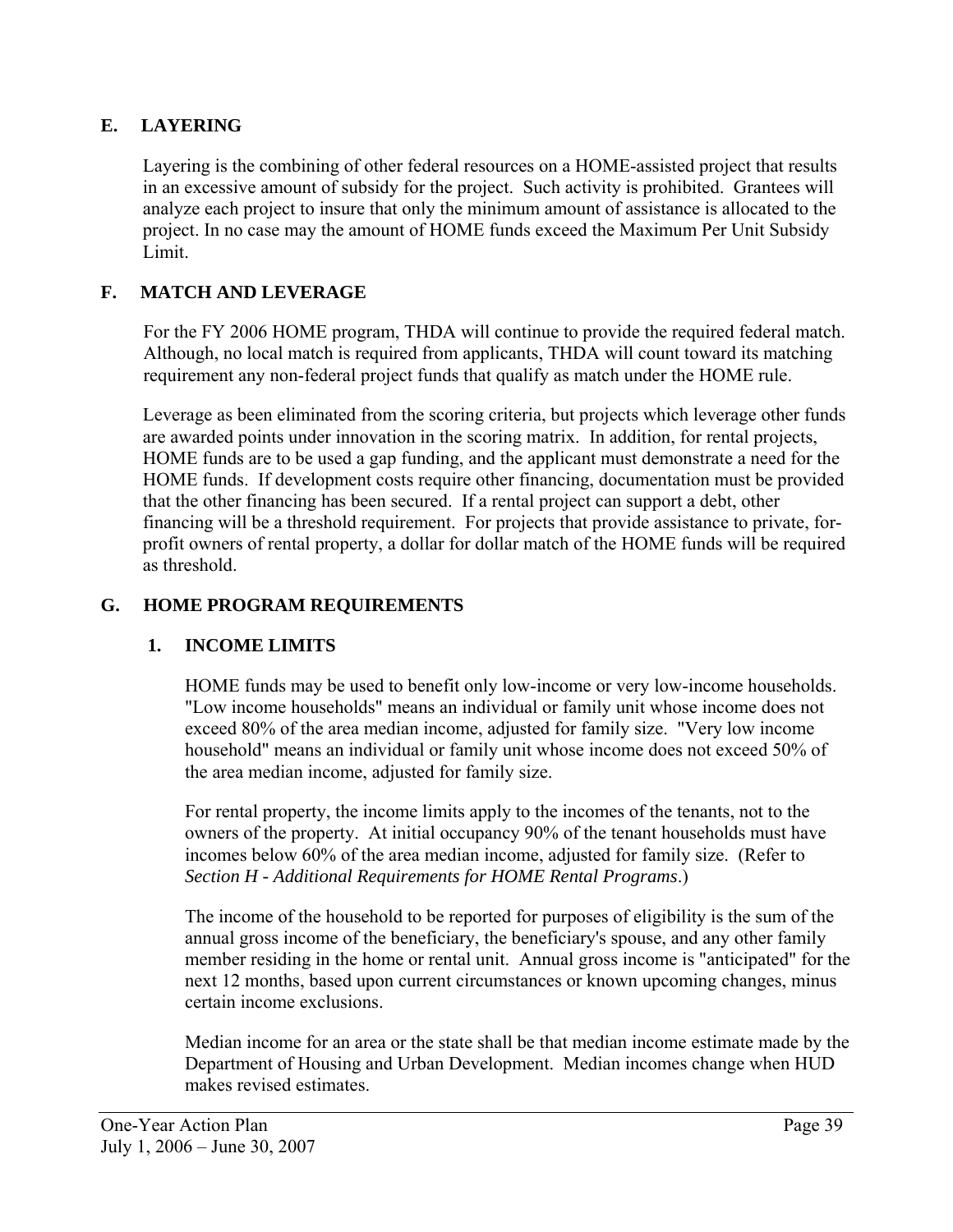## E. LAYERING

Layering is the combining of other federal resources on a HOME-assisted project that results in an excessive amount of subsidy for the project. Such activity is prohibited. Grantees will analyze each project to insure that only the minimum amount of assistance is allocated to the project. In no case may the amount of HOME funds exceed the Maximum Per Unit Subsidy Limit.

## F. MATCH AND LEVERAGE

For the FY 2006 HOME program, THDA will continue to provide the required federal match. Although, no local match is required from applicants, THDA will count toward its matching requirement any non-federal project funds that qualify as match under the HOME rule.

Leverage as been eliminated from the scoring criteria, but projects which leverage other funds are awarded points under innovation in the scoring matrix. In addition, for rental projects, HOME funds are to be used a gap funding, and the applicant must demonstrate a need for the HOME funds. If development costs require other financing, documentation must be provided that the other financing has been secured. If a rental project can support a debt, other financing will be a threshold requirement. For projects that provide assistance to private, for-profit owners of rental property, a dollar for dollar match of the HOME funds will be required as threshold.

## G. HOME PROGRAM REQUIREMENTS

### 1. INCOME LIMITS

HOME funds may be used to benefit only low-income or very low-income households. "Low income households" means an individual or family unit whose income does not exceed 80% of the area median income, adjusted for family size. "Very low income household" means an individual or family unit whose income does not exceed 50% of the area median income, adjusted for family size.

For rental property, the income limits apply to the incomes of the tenants, not to the owners of the property. At initial occupancy 90% of the tenant households must have incomes below 60% of the area median income, adjusted for family size. (Refer to *Section H - Additional Requirements for HOME Rental Programs*.)

The income of the household to be reported for purposes of eligibility is the sum of the annual gross income of the beneficiary, the beneficiary's spouse, and any other family member residing in the home or rental unit. Annual gross income is "anticipated" for the next 12 months, based upon current circumstances or known upcoming changes, minus certain income exclusions.

Median income for an area or the state shall be that median income estimate made by the Department of Housing and Urban Development. Median incomes change when HUD makes revised estimates.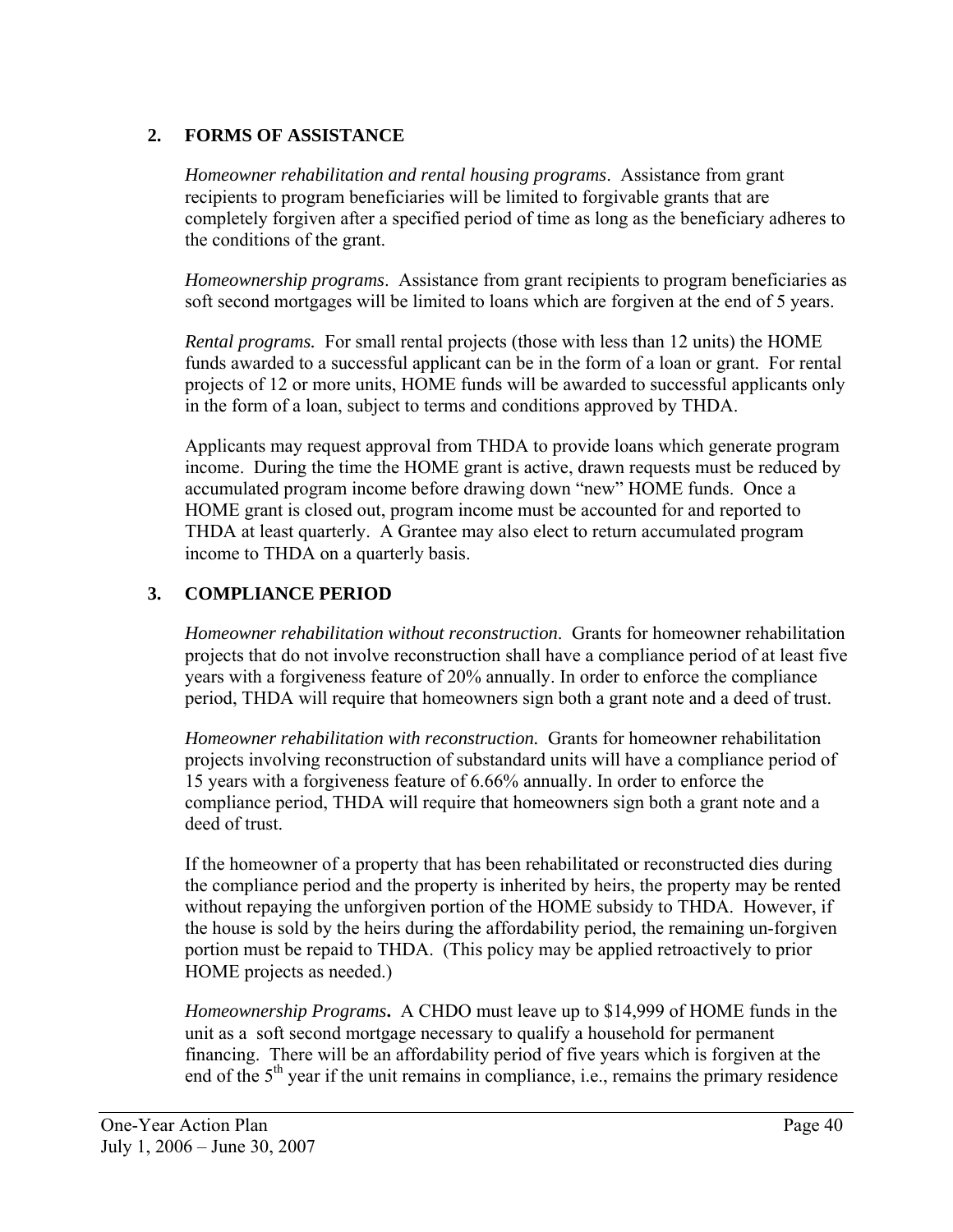## 2. FORMS OF ASSISTANCE

*Homeowner rehabilitation and rental housing programs*. Assistance from grant recipients to program beneficiaries will be limited to forgivable grants that are completely forgiven after a specified period of time as long as the beneficiary adheres to the conditions of the grant.

*Homeownership programs*. Assistance from grant recipients to program beneficiaries as soft second mortgages will be limited to loans which are forgiven at the end of 5 years.

*Rental programs.* For small rental projects (those with less than 12 units) the HOME funds awarded to a successful applicant can be in the form of a loan or grant. For rental projects of 12 or more units, HOME funds will be awarded to successful applicants only in the form of a loan, subject to terms and conditions approved by THDA.

Applicants may request approval from THDA to provide loans which generate program income. During the time the HOME grant is active, drawn requests must be reduced by accumulated program income before drawing down "new" HOME funds. Once a HOME grant is closed out, program income must be accounted for and reported to THDA at least quarterly. A Grantee may also elect to return accumulated program income to THDA on a quarterly basis.

## 3. COMPLIANCE PERIOD

*Homeowner rehabilitation without reconstruction*. Grants for homeowner rehabilitation projects that do not involve reconstruction shall have a compliance period of at least five years with a forgiveness feature of 20% annually. In order to enforce the compliance period, THDA will require that homeowners sign both a grant note and a deed of trust.

*Homeowner rehabilitation with reconstruction.* Grants for homeowner rehabilitation projects involving reconstruction of substandard units will have a compliance period of 15 years with a forgiveness feature of 6.66% annually. In order to enforce the compliance period, THDA will require that homeowners sign both a grant note and a deed of trust.

If the homeowner of a property that has been rehabilitated or reconstructed dies during the compliance period and the property is inherited by heirs, the property may be rented without repaying the unforgiven portion of the HOME subsidy to THDA. However, if the house is sold by the heirs during the affordability period, the remaining un-forgiven portion must be repaid to THDA. (This policy may be applied retroactively to prior HOME projects as needed.)

*Homeownership Programs***.** A CHDO must leave up to $14,999 of HOME funds in the unit as a soft second mortgage necessary to qualify a household for permanent financing. There will be an affordability period of five years which is forgiven at the end of the 5th year if the unit remains in compliance, i.e., remains the primary residence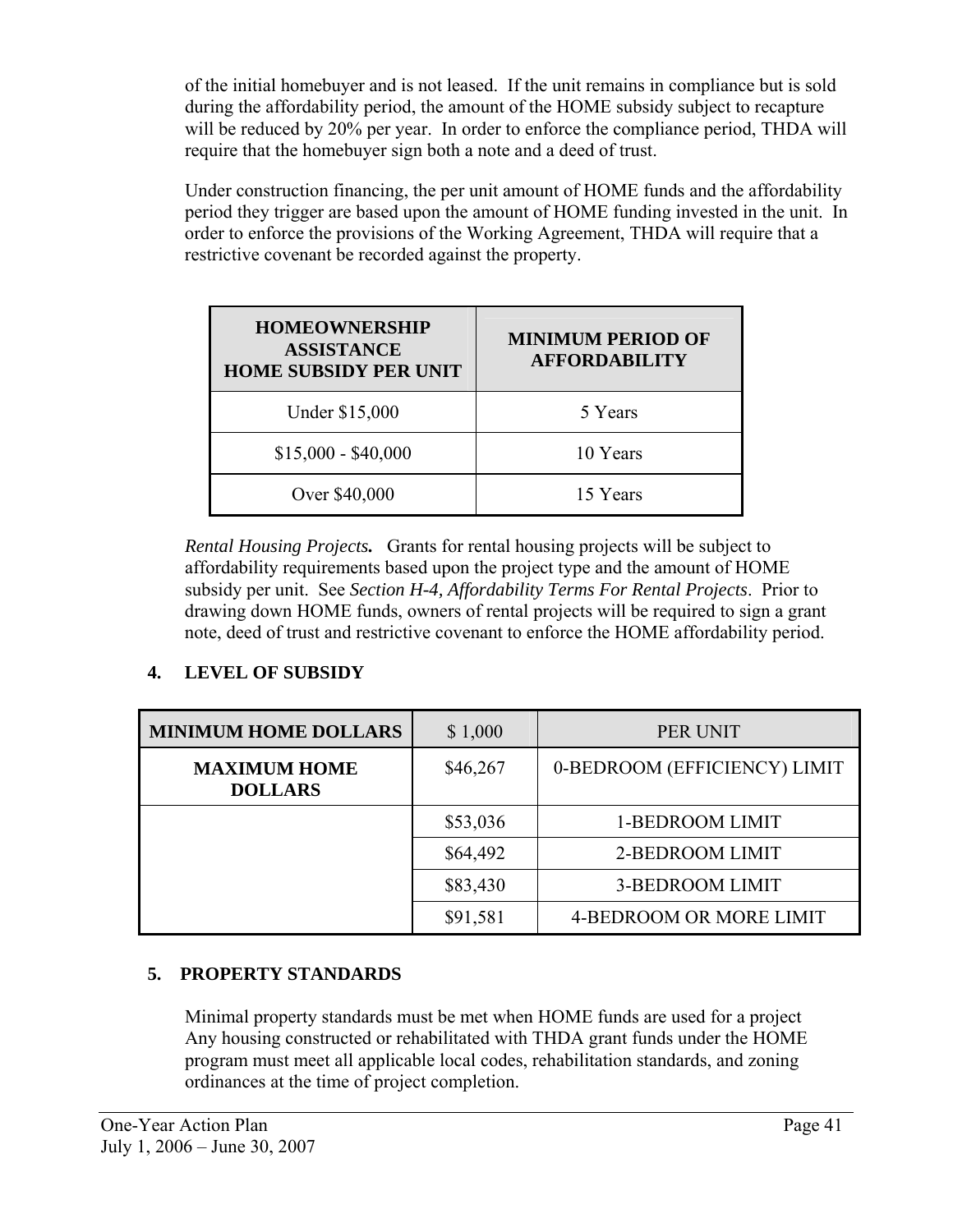of the initial homebuyer and is not leased. If the unit remains in compliance but is sold during the affordability period, the amount of the HOME subsidy subject to recapture will be reduced by 20% per year. In order to enforce the compliance period, THDA will require that the homebuyer sign both a note and a deed of trust.

Under construction financing, the per unit amount of HOME funds and the affordability period they trigger are based upon the amount of HOME funding invested in the unit. In order to enforce the provisions of the Working Agreement, THDA will require that a restrictive covenant be recorded against the property.

| HOMEOWNERSHIP ASSISTANCE HOME SUBSIDY PER UNIT | MINIMUM PERIOD OF AFFORDABILITY |
|---|---|
| Under $15,000 | 5 Years |
| $15,000 - $40,000 | 10 Years |
| Over $40,000 | 15 Years |

***Rental Housing Projects.*** Grants for rental housing projects will be subject to affordability requirements based upon the project type and the amount of HOME subsidy per unit. See *Section H-4, Affordability Terms For Rental Projects*. Prior to drawing down HOME funds, owners of rental projects will be required to sign a grant note, deed of trust and restrictive covenant to enforce the HOME affordability period.

### 4. LEVEL OF SUBSIDY

| MINIMUM HOME DOLLARS | $ 1,000 | PER UNIT |
|---|---|---|
| **MAXIMUM HOME DOLLARS** | $46,267 | 0-BEDROOM (EFFICIENCY) LIMIT |
| | $53,036 | 1-BEDROOM LIMIT |
| | $64,492 | 2-BEDROOM LIMIT |
| | $83,430 | 3-BEDROOM LIMIT |
| | $91,581 | 4-BEDROOM OR MORE LIMIT |

### 5. PROPERTY STANDARDS

Minimal property standards must be met when HOME funds are used for a project Any housing constructed or rehabilitated with THDA grant funds under the HOME program must meet all applicable local codes, rehabilitation standards, and zoning ordinances at the time of project completion.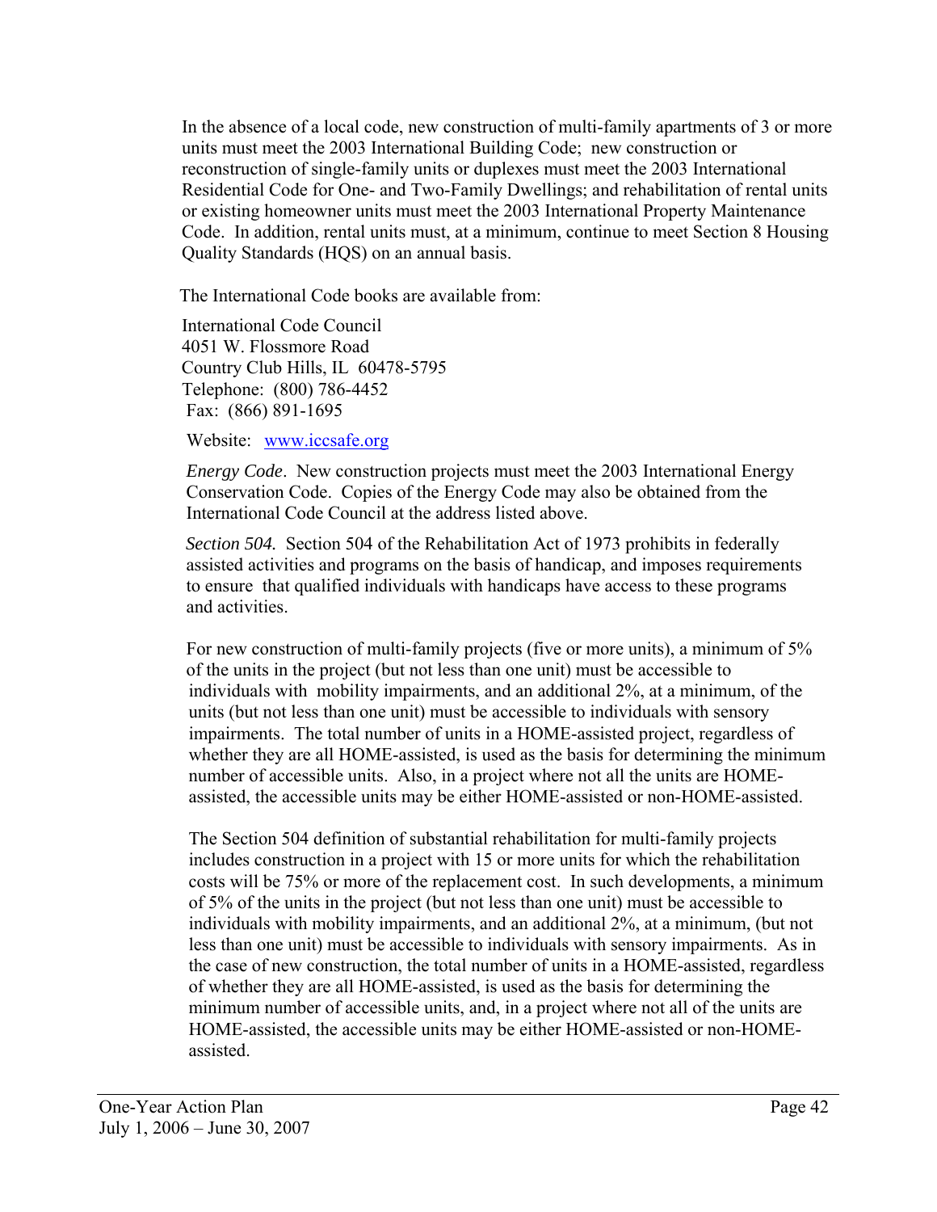In the absence of a local code, new construction of multi-family apartments of 3 or more units must meet the 2003 International Building Code; new construction or reconstruction of single-family units or duplexes must meet the 2003 International Residential Code for One- and Two-Family Dwellings; and rehabilitation of rental units or existing homeowner units must meet the 2003 International Property Maintenance Code. In addition, rental units must, at a minimum, continue to meet Section 8 Housing Quality Standards (HQS) on an annual basis.

The International Code books are available from:

International Code Council
4051 W. Flossmore Road
Country Club Hills, IL 60478-5795
Telephone: (800) 786-4452
Fax: (866) 891-1695

Website: www.iccsafe.org

*Energy Code*. New construction projects must meet the 2003 International Energy Conservation Code. Copies of the Energy Code may also be obtained from the International Code Council at the address listed above.

*Section 504.* Section 504 of the Rehabilitation Act of 1973 prohibits in federally assisted activities and programs on the basis of handicap, and imposes requirements to ensure that qualified individuals with handicaps have access to these programs and activities.

For new construction of multi-family projects (five or more units), a minimum of 5% of the units in the project (but not less than one unit) must be accessible to individuals with mobility impairments, and an additional 2%, at a minimum, of the units (but not less than one unit) must be accessible to individuals with sensory impairments. The total number of units in a HOME-assisted project, regardless of whether they are all HOME-assisted, is used as the basis for determining the minimum number of accessible units. Also, in a project where not all the units are HOME-assisted, the accessible units may be either HOME-assisted or non-HOME-assisted.

The Section 504 definition of substantial rehabilitation for multi-family projects includes construction in a project with 15 or more units for which the rehabilitation costs will be 75% or more of the replacement cost. In such developments, a minimum of 5% of the units in the project (but not less than one unit) must be accessible to individuals with mobility impairments, and an additional 2%, at a minimum, (but not less than one unit) must be accessible to individuals with sensory impairments. As in the case of new construction, the total number of units in a HOME-assisted, regardless of whether they are all HOME-assisted, is used as the basis for determining the minimum number of accessible units, and, in a project where not all of the units are HOME-assisted, the accessible units may be either HOME-assisted or non-HOME-assisted.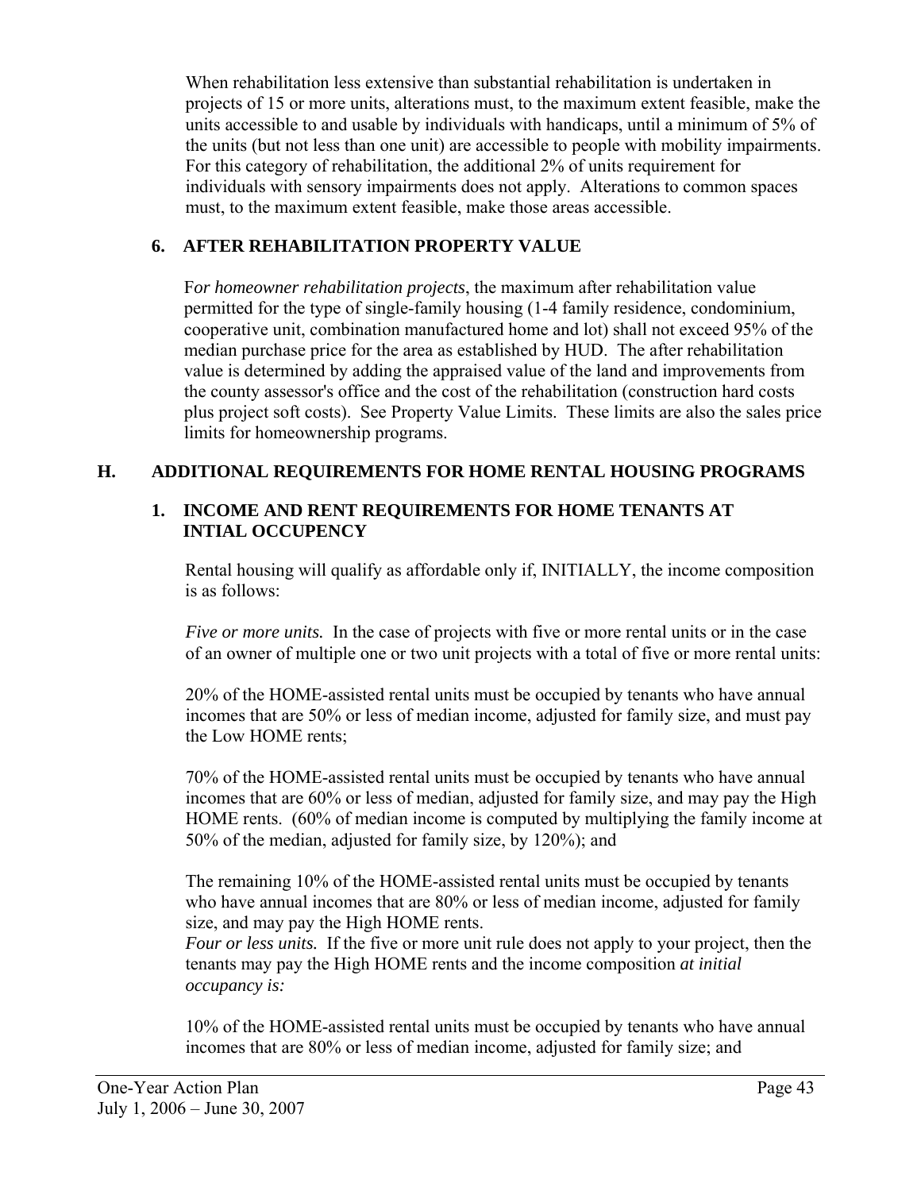When rehabilitation less extensive than substantial rehabilitation is undertaken in projects of 15 or more units, alterations must, to the maximum extent feasible, make the units accessible to and usable by individuals with handicaps, until a minimum of 5% of the units (but not less than one unit) are accessible to people with mobility impairments. For this category of rehabilitation, the additional 2% of units requirement for individuals with sensory impairments does not apply. Alterations to common spaces must, to the maximum extent feasible, make those areas accessible.

### 6. AFTER REHABILITATION PROPERTY VALUE

F*or homeowner rehabilitation projects*, the maximum after rehabilitation value permitted for the type of single-family housing (1-4 family residence, condominium, cooperative unit, combination manufactured home and lot) shall not exceed 95% of the median purchase price for the area as established by HUD. The after rehabilitation value is determined by adding the appraised value of the land and improvements from the county assessor's office and the cost of the rehabilitation (construction hard costs plus project soft costs). See Property Value Limits. These limits are also the sales price limits for homeownership programs.

## H. ADDITIONAL REQUIREMENTS FOR HOME RENTAL HOUSING PROGRAMS

### 1. INCOME AND RENT REQUIREMENTS FOR HOME TENANTS AT INTIAL OCCUPENCY

Rental housing will qualify as affordable only if, INITIALLY, the income composition is as follows:

*Five or more units.* In the case of projects with five or more rental units or in the case of an owner of multiple one or two unit projects with a total of five or more rental units:

20% of the HOME-assisted rental units must be occupied by tenants who have annual incomes that are 50% or less of median income, adjusted for family size, and must pay the Low HOME rents;

70% of the HOME-assisted rental units must be occupied by tenants who have annual incomes that are 60% or less of median, adjusted for family size, and may pay the High HOME rents. (60% of median income is computed by multiplying the family income at 50% of the median, adjusted for family size, by 120%); and

The remaining 10% of the HOME-assisted rental units must be occupied by tenants who have annual incomes that are 80% or less of median income, adjusted for family size, and may pay the High HOME rents.

*Four or less units.* If the five or more unit rule does not apply to your project, then the tenants may pay the High HOME rents and the income composition *at initial occupancy is:*

10% of the HOME-assisted rental units must be occupied by tenants who have annual incomes that are 80% or less of median income, adjusted for family size; and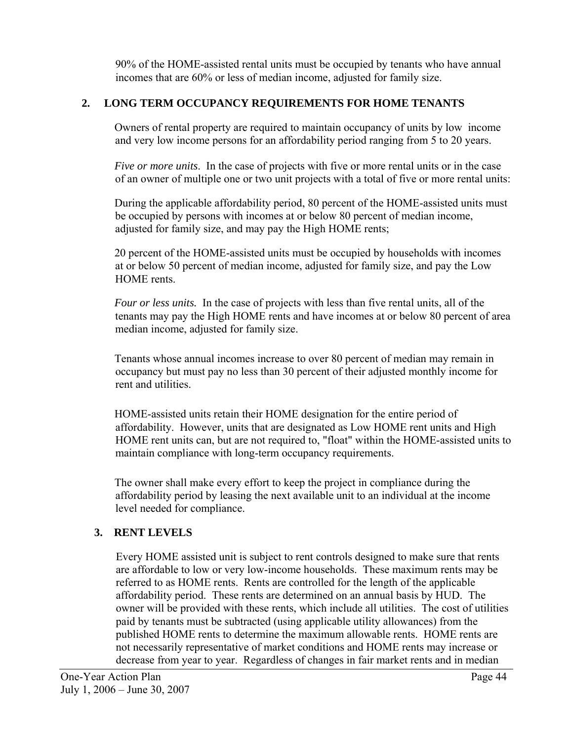90% of the HOME-assisted rental units must be occupied by tenants who have annual incomes that are 60% or less of median income, adjusted for family size.

## 2. LONG TERM OCCUPANCY REQUIREMENTS FOR HOME TENANTS

Owners of rental property are required to maintain occupancy of units by low income and very low income persons for an affordability period ranging from 5 to 20 years.

*Five or more units*. In the case of projects with five or more rental units or in the case of an owner of multiple one or two unit projects with a total of five or more rental units:

During the applicable affordability period, 80 percent of the HOME-assisted units must be occupied by persons with incomes at or below 80 percent of median income, adjusted for family size, and may pay the High HOME rents;

20 percent of the HOME-assisted units must be occupied by households with incomes at or below 50 percent of median income, adjusted for family size, and pay the Low HOME rents.

*Four or less units.* In the case of projects with less than five rental units, all of the tenants may pay the High HOME rents and have incomes at or below 80 percent of area median income, adjusted for family size.

Tenants whose annual incomes increase to over 80 percent of median may remain in occupancy but must pay no less than 30 percent of their adjusted monthly income for rent and utilities.

HOME-assisted units retain their HOME designation for the entire period of affordability. However, units that are designated as Low HOME rent units and High HOME rent units can, but are not required to, "float" within the HOME-assisted units to maintain compliance with long-term occupancy requirements.

The owner shall make every effort to keep the project in compliance during the affordability period by leasing the next available unit to an individual at the income level needed for compliance.

## 3. RENT LEVELS

Every HOME assisted unit is subject to rent controls designed to make sure that rents are affordable to low or very low-income households. These maximum rents may be referred to as HOME rents. Rents are controlled for the length of the applicable affordability period. These rents are determined on an annual basis by HUD. The owner will be provided with these rents, which include all utilities. The cost of utilities paid by tenants must be subtracted (using applicable utility allowances) from the published HOME rents to determine the maximum allowable rents. HOME rents are not necessarily representative of market conditions and HOME rents may increase or decrease from year to year. Regardless of changes in fair market rents and in median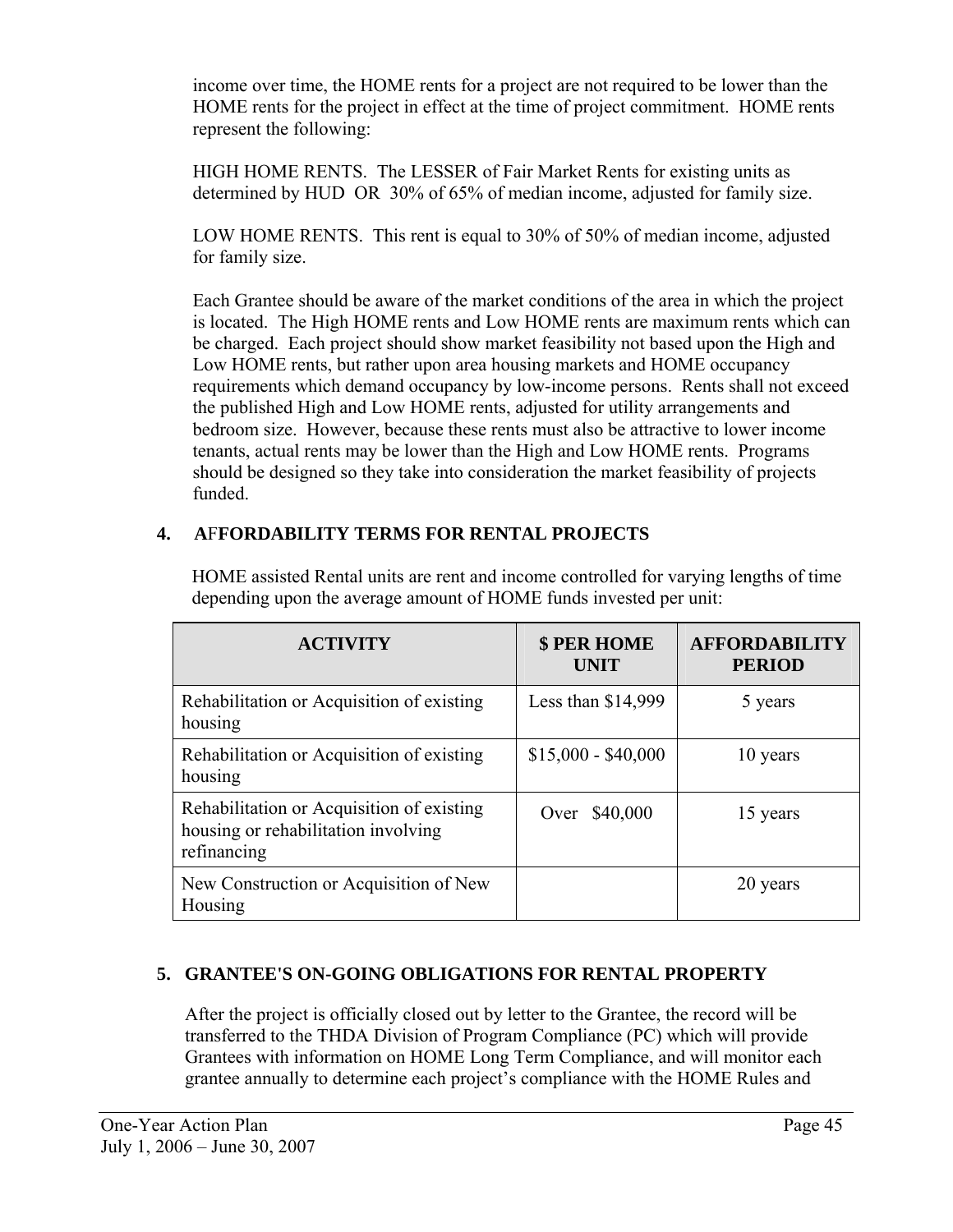income over time, the HOME rents for a project are not required to be lower than the HOME rents for the project in effect at the time of project commitment. HOME rents represent the following:

HIGH HOME RENTS. The LESSER of Fair Market Rents for existing units as determined by HUD OR 30% of 65% of median income, adjusted for family size.

LOW HOME RENTS. This rent is equal to 30% of 50% of median income, adjusted for family size.

Each Grantee should be aware of the market conditions of the area in which the project is located. The High HOME rents and Low HOME rents are maximum rents which can be charged. Each project should show market feasibility not based upon the High and Low HOME rents, but rather upon area housing markets and HOME occupancy requirements which demand occupancy by low-income persons. Rents shall not exceed the published High and Low HOME rents, adjusted for utility arrangements and bedroom size. However, because these rents must also be attractive to lower income tenants, actual rents may be lower than the High and Low HOME rents. Programs should be designed so they take into consideration the market feasibility of projects funded.

## 4. AFFORDABILITY TERMS FOR RENTAL PROJECTS

HOME assisted Rental units are rent and income controlled for varying lengths of time depending upon the average amount of HOME funds invested per unit:

| ACTIVITY | $ PER HOME UNIT | AFFORDABILITY PERIOD |
|---|---|---|
| Rehabilitation or Acquisition of existing housing | Less than $14,999 | 5 years |
| Rehabilitation or Acquisition of existing housing | $15,000 - $40,000 | 10 years |
| Rehabilitation or Acquisition of existing housing or rehabilitation involving refinancing | Over $40,000 | 15 years |
| New Construction or Acquisition of New Housing | | 20 years |

## 5. GRANTEE'S ON-GOING OBLIGATIONS FOR RENTAL PROPERTY

After the project is officially closed out by letter to the Grantee, the record will be transferred to the THDA Division of Program Compliance (PC) which will provide Grantees with information on HOME Long Term Compliance, and will monitor each grantee annually to determine each project's compliance with the HOME Rules and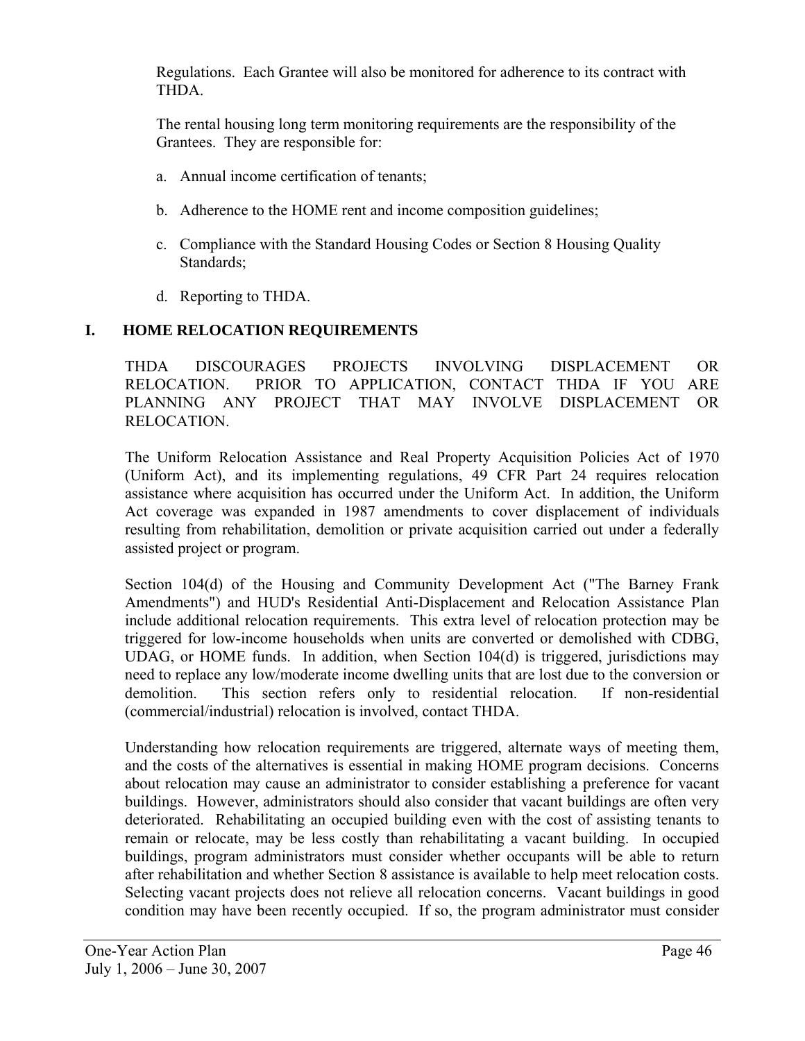Regulations. Each Grantee will also be monitored for adherence to its contract with THDA.

The rental housing long term monitoring requirements are the responsibility of the Grantees. They are responsible for:

a. Annual income certification of tenants;

b. Adherence to the HOME rent and income composition guidelines;

c. Compliance with the Standard Housing Codes or Section 8 Housing Quality Standards;

d. Reporting to THDA.

## I. HOME RELOCATION REQUIREMENTS

THDA DISCOURAGES PROJECTS INVOLVING DISPLACEMENT OR RELOCATION. PRIOR TO APPLICATION, CONTACT THDA IF YOU ARE PLANNING ANY PROJECT THAT MAY INVOLVE DISPLACEMENT OR RELOCATION.

The Uniform Relocation Assistance and Real Property Acquisition Policies Act of 1970 (Uniform Act), and its implementing regulations, 49 CFR Part 24 requires relocation assistance where acquisition has occurred under the Uniform Act. In addition, the Uniform Act coverage was expanded in 1987 amendments to cover displacement of individuals resulting from rehabilitation, demolition or private acquisition carried out under a federally assisted project or program.

Section 104(d) of the Housing and Community Development Act ("The Barney Frank Amendments") and HUD's Residential Anti-Displacement and Relocation Assistance Plan include additional relocation requirements. This extra level of relocation protection may be triggered for low-income households when units are converted or demolished with CDBG, UDAG, or HOME funds. In addition, when Section 104(d) is triggered, jurisdictions may need to replace any low/moderate income dwelling units that are lost due to the conversion or demolition. This section refers only to residential relocation. If non-residential (commercial/industrial) relocation is involved, contact THDA.

Understanding how relocation requirements are triggered, alternate ways of meeting them, and the costs of the alternatives is essential in making HOME program decisions. Concerns about relocation may cause an administrator to consider establishing a preference for vacant buildings. However, administrators should also consider that vacant buildings are often very deteriorated. Rehabilitating an occupied building even with the cost of assisting tenants to remain or relocate, may be less costly than rehabilitating a vacant building. In occupied buildings, program administrators must consider whether occupants will be able to return after rehabilitation and whether Section 8 assistance is available to help meet relocation costs. Selecting vacant projects does not relieve all relocation concerns. Vacant buildings in good condition may have been recently occupied. If so, the program administrator must consider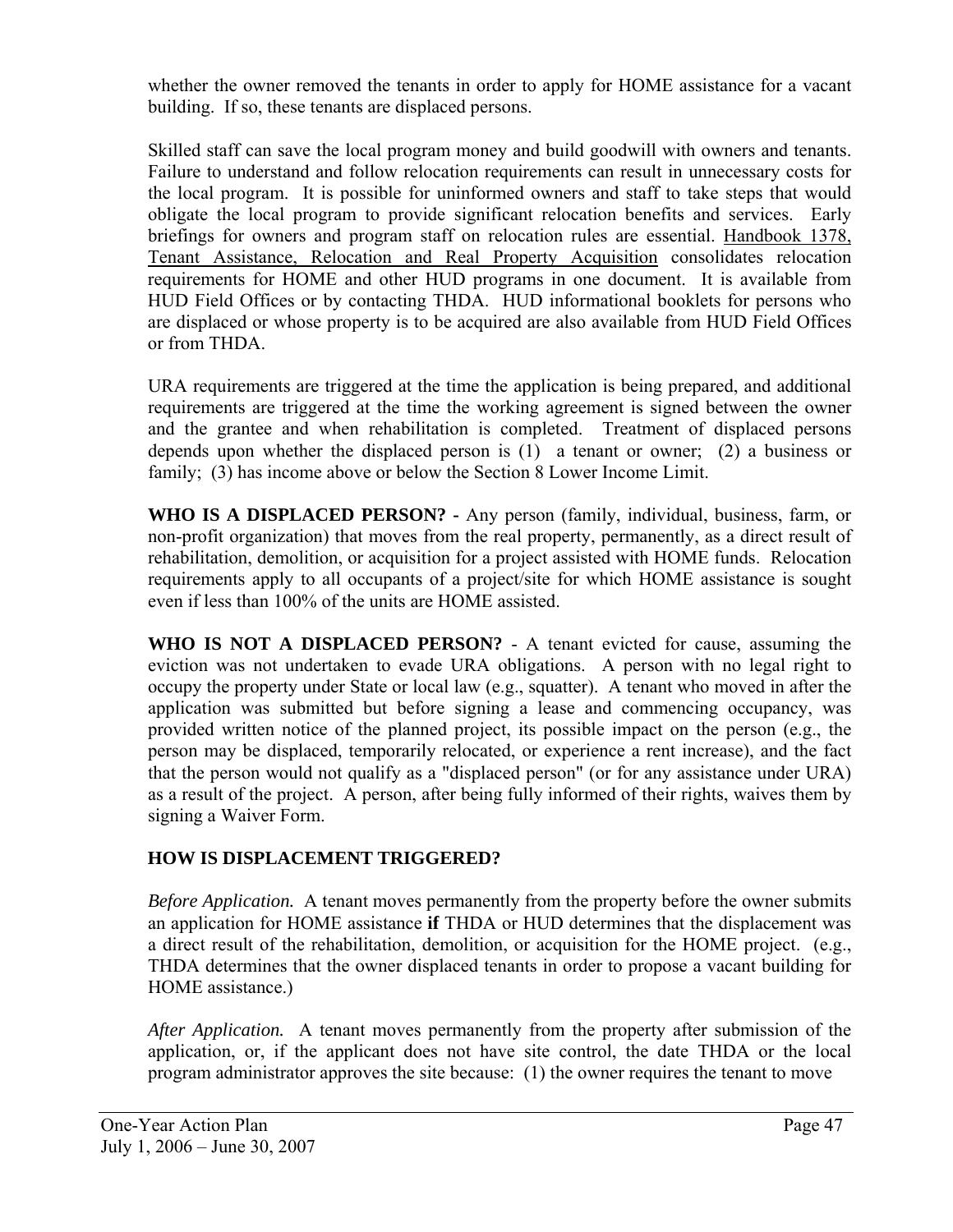whether the owner removed the tenants in order to apply for HOME assistance for a vacant building. If so, these tenants are displaced persons.

Skilled staff can save the local program money and build goodwill with owners and tenants. Failure to understand and follow relocation requirements can result in unnecessary costs for the local program. It is possible for uninformed owners and staff to take steps that would obligate the local program to provide significant relocation benefits and services. Early briefings for owners and program staff on relocation rules are essential. Handbook 1378, Tenant Assistance, Relocation and Real Property Acquisition consolidates relocation requirements for HOME and other HUD programs in one document. It is available from HUD Field Offices or by contacting THDA. HUD informational booklets for persons who are displaced or whose property is to be acquired are also available from HUD Field Offices or from THDA.

URA requirements are triggered at the time the application is being prepared, and additional requirements are triggered at the time the working agreement is signed between the owner and the grantee and when rehabilitation is completed. Treatment of displaced persons depends upon whether the displaced person is (1) a tenant or owner; (2) a business or family; (3) has income above or below the Section 8 Lower Income Limit.

**WHO IS A DISPLACED PERSON? -** Any person (family, individual, business, farm, or non-profit organization) that moves from the real property, permanently, as a direct result of rehabilitation, demolition, or acquisition for a project assisted with HOME funds. Relocation requirements apply to all occupants of a project/site for which HOME assistance is sought even if less than 100% of the units are HOME assisted.

**WHO IS NOT A DISPLACED PERSON?** - A tenant evicted for cause, assuming the eviction was not undertaken to evade URA obligations. A person with no legal right to occupy the property under State or local law (e.g., squatter). A tenant who moved in after the application was submitted but before signing a lease and commencing occupancy, was provided written notice of the planned project, its possible impact on the person (e.g., the person may be displaced, temporarily relocated, or experience a rent increase), and the fact that the person would not qualify as a "displaced person" (or for any assistance under URA) as a result of the project. A person, after being fully informed of their rights, waives them by signing a Waiver Form.

**HOW IS DISPLACEMENT TRIGGERED?**

*Before Application.* A tenant moves permanently from the property before the owner submits an application for HOME assistance **if** THDA or HUD determines that the displacement was a direct result of the rehabilitation, demolition, or acquisition for the HOME project. (e.g., THDA determines that the owner displaced tenants in order to propose a vacant building for HOME assistance.)

*After Application.* A tenant moves permanently from the property after submission of the application, or, if the applicant does not have site control, the date THDA or the local program administrator approves the site because: (1) the owner requires the tenant to move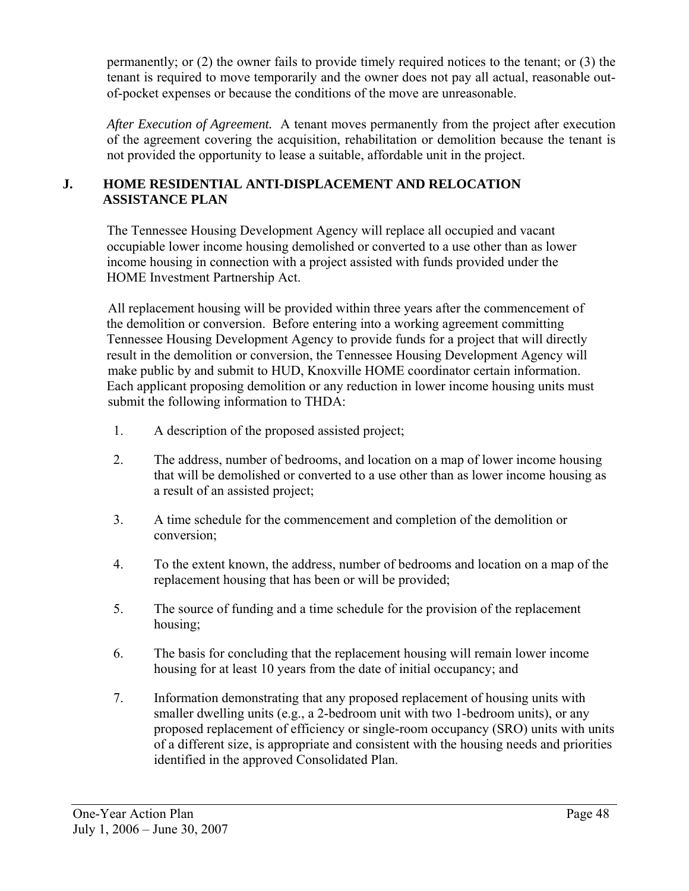permanently; or (2) the owner fails to provide timely required notices to the tenant; or (3) the tenant is required to move temporarily and the owner does not pay all actual, reasonable out-of-pocket expenses or because the conditions of the move are unreasonable.

*After Execution of Agreement.* A tenant moves permanently from the project after execution of the agreement covering the acquisition, rehabilitation or demolition because the tenant is not provided the opportunity to lease a suitable, affordable unit in the project.

## J. HOME RESIDENTIAL ANTI-DISPLACEMENT AND RELOCATION ASSISTANCE PLAN

The Tennessee Housing Development Agency will replace all occupied and vacant occupiable lower income housing demolished or converted to a use other than as lower income housing in connection with a project assisted with funds provided under the HOME Investment Partnership Act.

All replacement housing will be provided within three years after the commencement of the demolition or conversion. Before entering into a working agreement committing Tennessee Housing Development Agency to provide funds for a project that will directly result in the demolition or conversion, the Tennessee Housing Development Agency will make public by and submit to HUD, Knoxville HOME coordinator certain information. Each applicant proposing demolition or any reduction in lower income housing units must submit the following information to THDA:

1. A description of the proposed assisted project;
2. The address, number of bedrooms, and location on a map of lower income housing that will be demolished or converted to a use other than as lower income housing as a result of an assisted project;
3. A time schedule for the commencement and completion of the demolition or conversion;
4. To the extent known, the address, number of bedrooms and location on a map of the replacement housing that has been or will be provided;
5. The source of funding and a time schedule for the provision of the replacement housing;
6. The basis for concluding that the replacement housing will remain lower income housing for at least 10 years from the date of initial occupancy; and
7. Information demonstrating that any proposed replacement of housing units with smaller dwelling units (e.g., a 2-bedroom unit with two 1-bedroom units), or any proposed replacement of efficiency or single-room occupancy (SRO) units with units of a different size, is appropriate and consistent with the housing needs and priorities identified in the approved Consolidated Plan.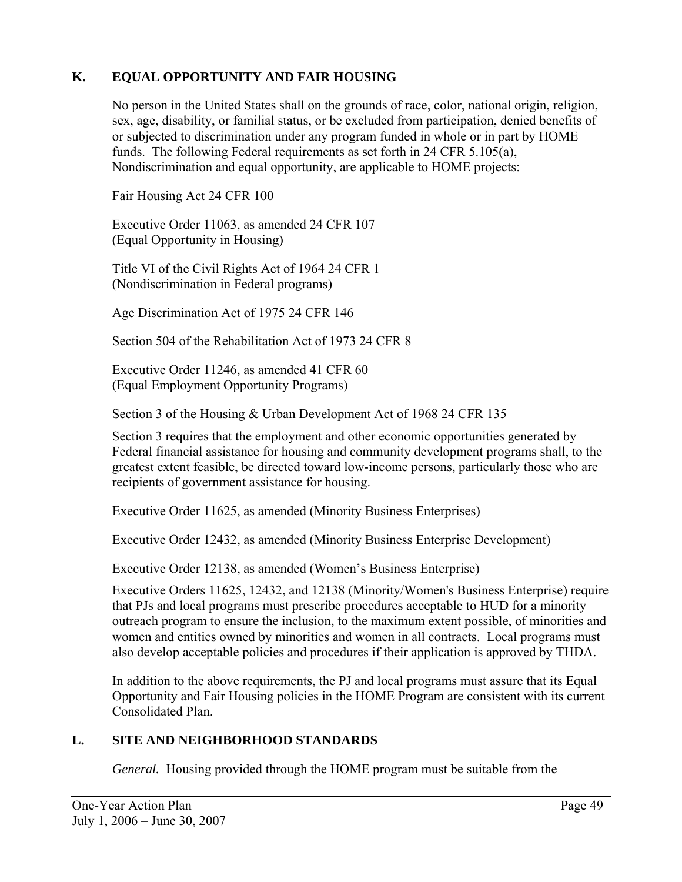## K. EQUAL OPPORTUNITY AND FAIR HOUSING

No person in the United States shall on the grounds of race, color, national origin, religion, sex, age, disability, or familial status, or be excluded from participation, denied benefits of or subjected to discrimination under any program funded in whole or in part by HOME funds. The following Federal requirements as set forth in 24 CFR 5.105(a), Nondiscrimination and equal opportunity, are applicable to HOME projects:

Fair Housing Act 24 CFR 100

Executive Order 11063, as amended 24 CFR 107
(Equal Opportunity in Housing)

Title VI of the Civil Rights Act of 1964 24 CFR 1
(Nondiscrimination in Federal programs)

Age Discrimination Act of 1975 24 CFR 146

Section 504 of the Rehabilitation Act of 1973 24 CFR 8

Executive Order 11246, as amended 41 CFR 60
(Equal Employment Opportunity Programs)

Section 3 of the Housing & Urban Development Act of 1968 24 CFR 135

Section 3 requires that the employment and other economic opportunities generated by Federal financial assistance for housing and community development programs shall, to the greatest extent feasible, be directed toward low-income persons, particularly those who are recipients of government assistance for housing.

Executive Order 11625, as amended (Minority Business Enterprises)

Executive Order 12432, as amended (Minority Business Enterprise Development)

Executive Order 12138, as amended (Women's Business Enterprise)

Executive Orders 11625, 12432, and 12138 (Minority/Women's Business Enterprise) require that PJs and local programs must prescribe procedures acceptable to HUD for a minority outreach program to ensure the inclusion, to the maximum extent possible, of minorities and women and entities owned by minorities and women in all contracts. Local programs must also develop acceptable policies and procedures if their application is approved by THDA.

In addition to the above requirements, the PJ and local programs must assure that its Equal Opportunity and Fair Housing policies in the HOME Program are consistent with its current Consolidated Plan.

## L. SITE AND NEIGHBORHOOD STANDARDS

*General.* Housing provided through the HOME program must be suitable from the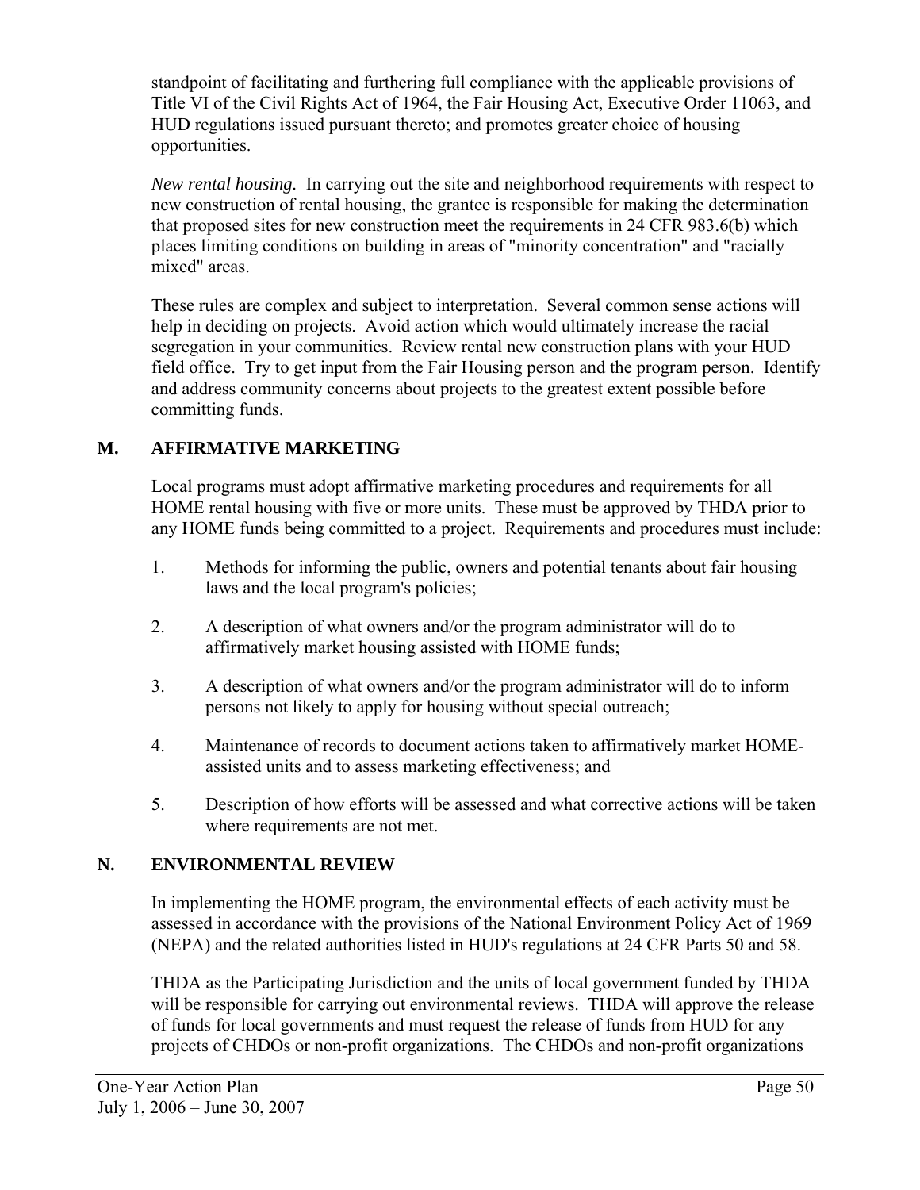standpoint of facilitating and furthering full compliance with the applicable provisions of Title VI of the Civil Rights Act of 1964, the Fair Housing Act, Executive Order 11063, and HUD regulations issued pursuant thereto; and promotes greater choice of housing opportunities.

*New rental housing.* In carrying out the site and neighborhood requirements with respect to new construction of rental housing, the grantee is responsible for making the determination that proposed sites for new construction meet the requirements in 24 CFR 983.6(b) which places limiting conditions on building in areas of "minority concentration" and "racially mixed" areas.

These rules are complex and subject to interpretation. Several common sense actions will help in deciding on projects. Avoid action which would ultimately increase the racial segregation in your communities. Review rental new construction plans with your HUD field office. Try to get input from the Fair Housing person and the program person. Identify and address community concerns about projects to the greatest extent possible before committing funds.

## M. AFFIRMATIVE MARKETING

Local programs must adopt affirmative marketing procedures and requirements for all HOME rental housing with five or more units. These must be approved by THDA prior to any HOME funds being committed to a project. Requirements and procedures must include:

1. Methods for informing the public, owners and potential tenants about fair housing laws and the local program's policies;
2. A description of what owners and/or the program administrator will do to affirmatively market housing assisted with HOME funds;
3. A description of what owners and/or the program administrator will do to inform persons not likely to apply for housing without special outreach;
4. Maintenance of records to document actions taken to affirmatively market HOME-assisted units and to assess marketing effectiveness; and
5. Description of how efforts will be assessed and what corrective actions will be taken where requirements are not met.

## N. ENVIRONMENTAL REVIEW

In implementing the HOME program, the environmental effects of each activity must be assessed in accordance with the provisions of the National Environment Policy Act of 1969 (NEPA) and the related authorities listed in HUD's regulations at 24 CFR Parts 50 and 58.

THDA as the Participating Jurisdiction and the units of local government funded by THDA will be responsible for carrying out environmental reviews. THDA will approve the release of funds for local governments and must request the release of funds from HUD for any projects of CHDOs or non-profit organizations. The CHDOs and non-profit organizations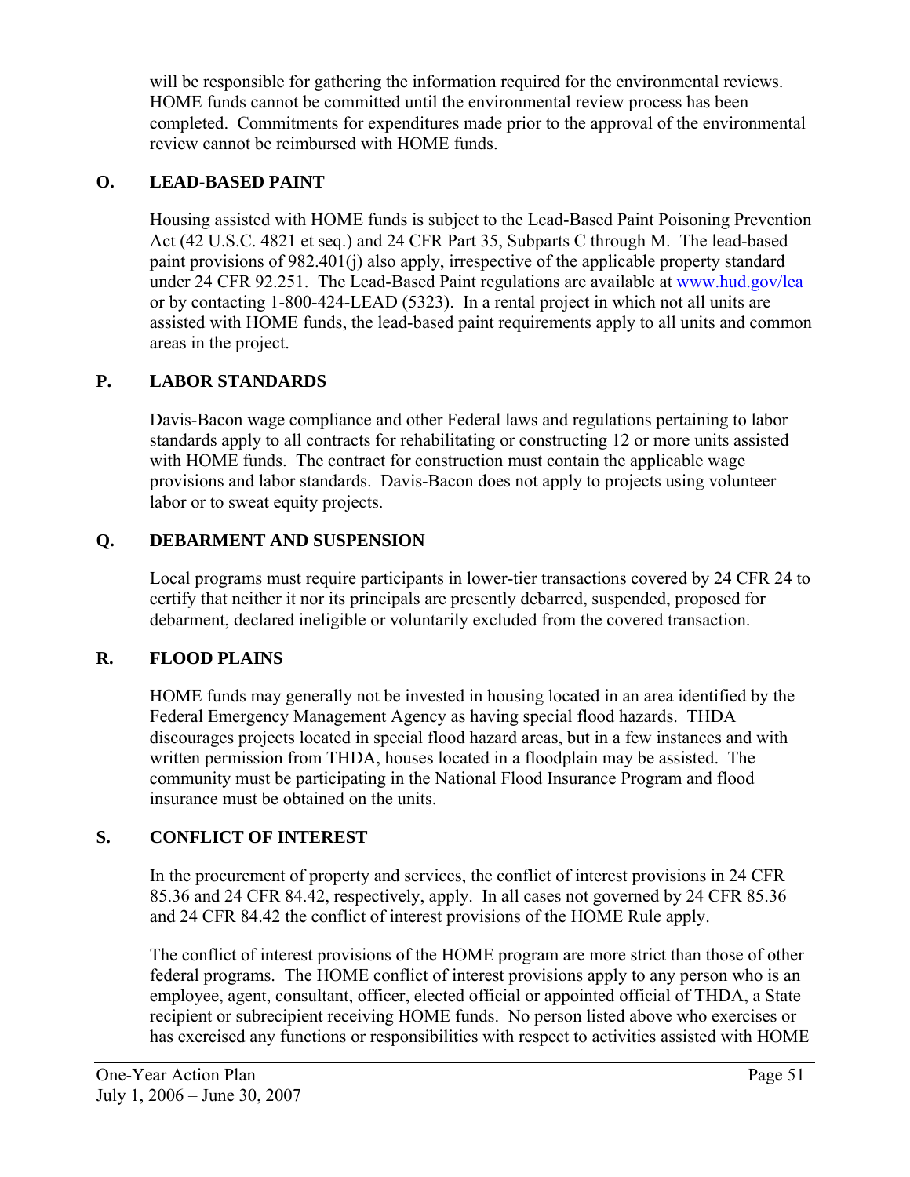will be responsible for gathering the information required for the environmental reviews. HOME funds cannot be committed until the environmental review process has been completed. Commitments for expenditures made prior to the approval of the environmental review cannot be reimbursed with HOME funds.

### O. LEAD-BASED PAINT

Housing assisted with HOME funds is subject to the Lead-Based Paint Poisoning Prevention Act (42 U.S.C. 4821 et seq.) and 24 CFR Part 35, Subparts C through M. The lead-based paint provisions of 982.401(j) also apply, irrespective of the applicable property standard under 24 CFR 92.251. The Lead-Based Paint regulations are available at www.hud.gov/lea or by contacting 1-800-424-LEAD (5323). In a rental project in which not all units are assisted with HOME funds, the lead-based paint requirements apply to all units and common areas in the project.

### P. LABOR STANDARDS

Davis-Bacon wage compliance and other Federal laws and regulations pertaining to labor standards apply to all contracts for rehabilitating or constructing 12 or more units assisted with HOME funds. The contract for construction must contain the applicable wage provisions and labor standards. Davis-Bacon does not apply to projects using volunteer labor or to sweat equity projects.

### Q. DEBARMENT AND SUSPENSION

Local programs must require participants in lower-tier transactions covered by 24 CFR 24 to certify that neither it nor its principals are presently debarred, suspended, proposed for debarment, declared ineligible or voluntarily excluded from the covered transaction.

### R. FLOOD PLAINS

HOME funds may generally not be invested in housing located in an area identified by the Federal Emergency Management Agency as having special flood hazards. THDA discourages projects located in special flood hazard areas, but in a few instances and with written permission from THDA, houses located in a floodplain may be assisted. The community must be participating in the National Flood Insurance Program and flood insurance must be obtained on the units.

### S. CONFLICT OF INTEREST

In the procurement of property and services, the conflict of interest provisions in 24 CFR 85.36 and 24 CFR 84.42, respectively, apply. In all cases not governed by 24 CFR 85.36 and 24 CFR 84.42 the conflict of interest provisions of the HOME Rule apply.

The conflict of interest provisions of the HOME program are more strict than those of other federal programs. The HOME conflict of interest provisions apply to any person who is an employee, agent, consultant, officer, elected official or appointed official of THDA, a State recipient or subrecipient receiving HOME funds. No person listed above who exercises or has exercised any functions or responsibilities with respect to activities assisted with HOME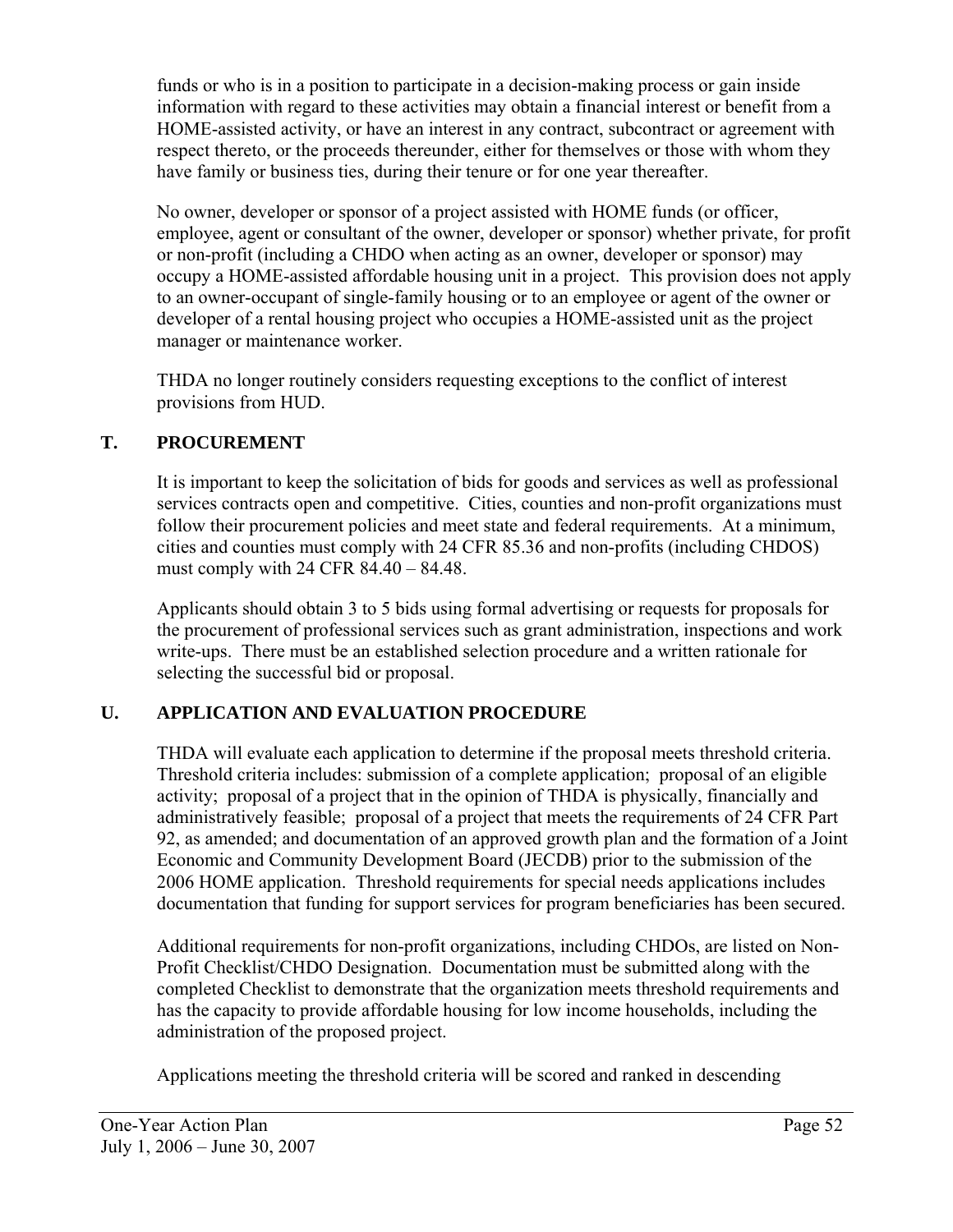funds or who is in a position to participate in a decision-making process or gain inside information with regard to these activities may obtain a financial interest or benefit from a HOME-assisted activity, or have an interest in any contract, subcontract or agreement with respect thereto, or the proceeds thereunder, either for themselves or those with whom they have family or business ties, during their tenure or for one year thereafter.

No owner, developer or sponsor of a project assisted with HOME funds (or officer, employee, agent or consultant of the owner, developer or sponsor) whether private, for profit or non-profit (including a CHDO when acting as an owner, developer or sponsor) may occupy a HOME-assisted affordable housing unit in a project. This provision does not apply to an owner-occupant of single-family housing or to an employee or agent of the owner or developer of a rental housing project who occupies a HOME-assisted unit as the project manager or maintenance worker.

THDA no longer routinely considers requesting exceptions to the conflict of interest provisions from HUD.

## T. PROCUREMENT

It is important to keep the solicitation of bids for goods and services as well as professional services contracts open and competitive. Cities, counties and non-profit organizations must follow their procurement policies and meet state and federal requirements. At a minimum, cities and counties must comply with 24 CFR 85.36 and non-profits (including CHDOS) must comply with 24 CFR 84.40 – 84.48.

Applicants should obtain 3 to 5 bids using formal advertising or requests for proposals for the procurement of professional services such as grant administration, inspections and work write-ups. There must be an established selection procedure and a written rationale for selecting the successful bid or proposal.

## U. APPLICATION AND EVALUATION PROCEDURE

THDA will evaluate each application to determine if the proposal meets threshold criteria. Threshold criteria includes: submission of a complete application; proposal of an eligible activity; proposal of a project that in the opinion of THDA is physically, financially and administratively feasible; proposal of a project that meets the requirements of 24 CFR Part 92, as amended; and documentation of an approved growth plan and the formation of a Joint Economic and Community Development Board (JECDB) prior to the submission of the 2006 HOME application. Threshold requirements for special needs applications includes documentation that funding for support services for program beneficiaries has been secured.

Additional requirements for non-profit organizations, including CHDOs, are listed on Non-Profit Checklist/CHDO Designation. Documentation must be submitted along with the completed Checklist to demonstrate that the organization meets threshold requirements and has the capacity to provide affordable housing for low income households, including the administration of the proposed project.

Applications meeting the threshold criteria will be scored and ranked in descending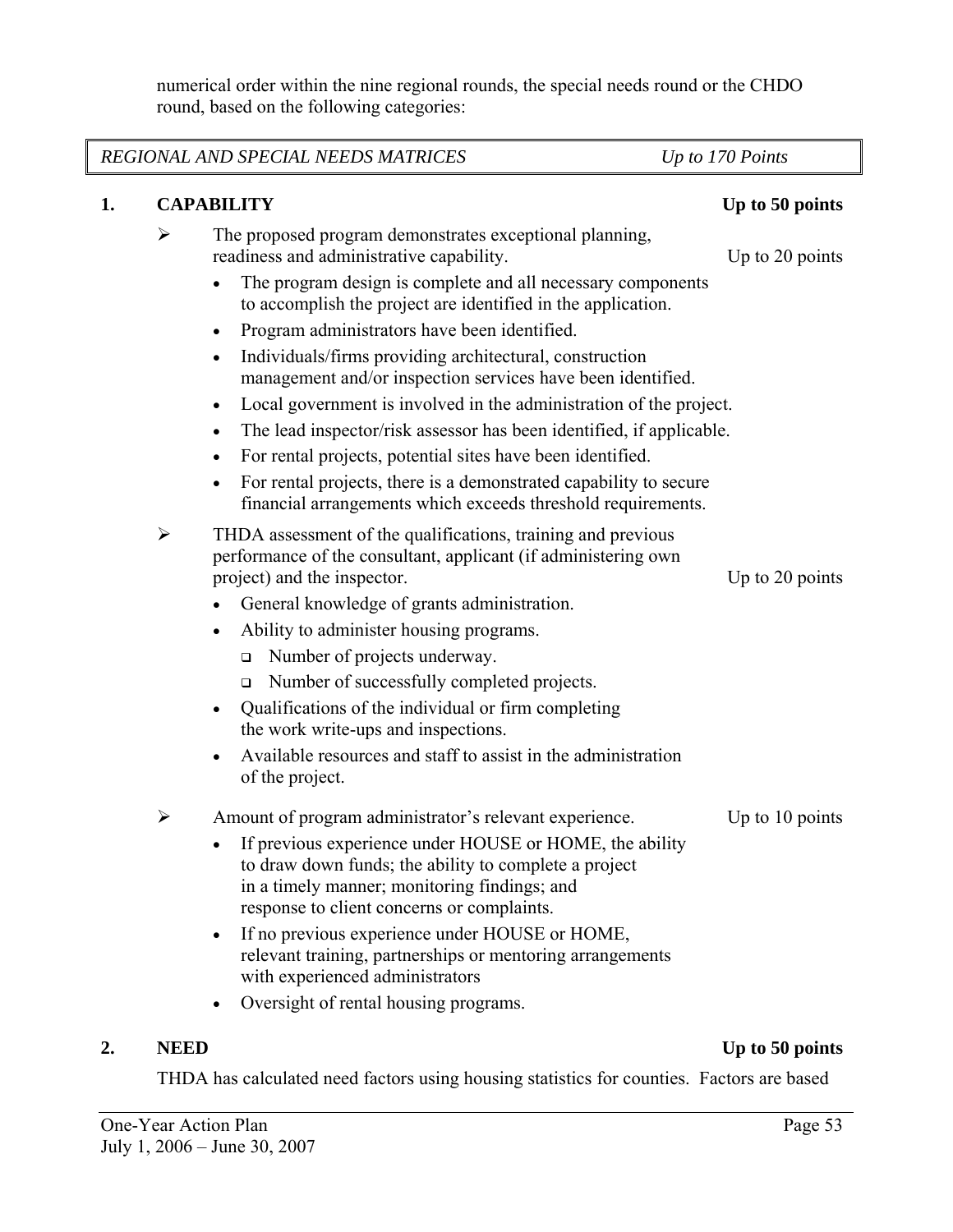numerical order within the nine regional rounds, the special needs round or the CHDO round, based on the following categories:

| *REGIONAL AND SPECIAL NEEDS MATRICES* | *Up to 170 Points* |
|---|---|

**1. CAPABILITY** **Up to 50 points**

- The proposed program demonstrates exceptional planning, readiness and administrative capability. Up to 20 points
  - The program design is complete and all necessary components to accomplish the project are identified in the application.
  - Program administrators have been identified.
  - Individuals/firms providing architectural, construction management and/or inspection services have been identified.
  - Local government is involved in the administration of the project.
  - The lead inspector/risk assessor has been identified, if applicable.
  - For rental projects, potential sites have been identified.
  - For rental projects, there is a demonstrated capability to secure financial arrangements which exceeds threshold requirements.
- THDA assessment of the qualifications, training and previous performance of the consultant, applicant (if administering own project) and the inspector. Up to 20 points
  - General knowledge of grants administration.
  - Ability to administer housing programs.
    - Number of projects underway.
    - Number of successfully completed projects.
  - Qualifications of the individual or firm completing the work write-ups and inspections.
  - Available resources and staff to assist in the administration of the project.
- Amount of program administrator's relevant experience. Up to 10 points
  - If previous experience under HOUSE or HOME, the ability to draw down funds; the ability to complete a project in a timely manner; monitoring findings; and response to client concerns or complaints.
  - If no previous experience under HOUSE or HOME, relevant training, partnerships or mentoring arrangements with experienced administrators
  - Oversight of rental housing programs.

**2. NEED** **Up to 50 points**

THDA has calculated need factors using housing statistics for counties. Factors are based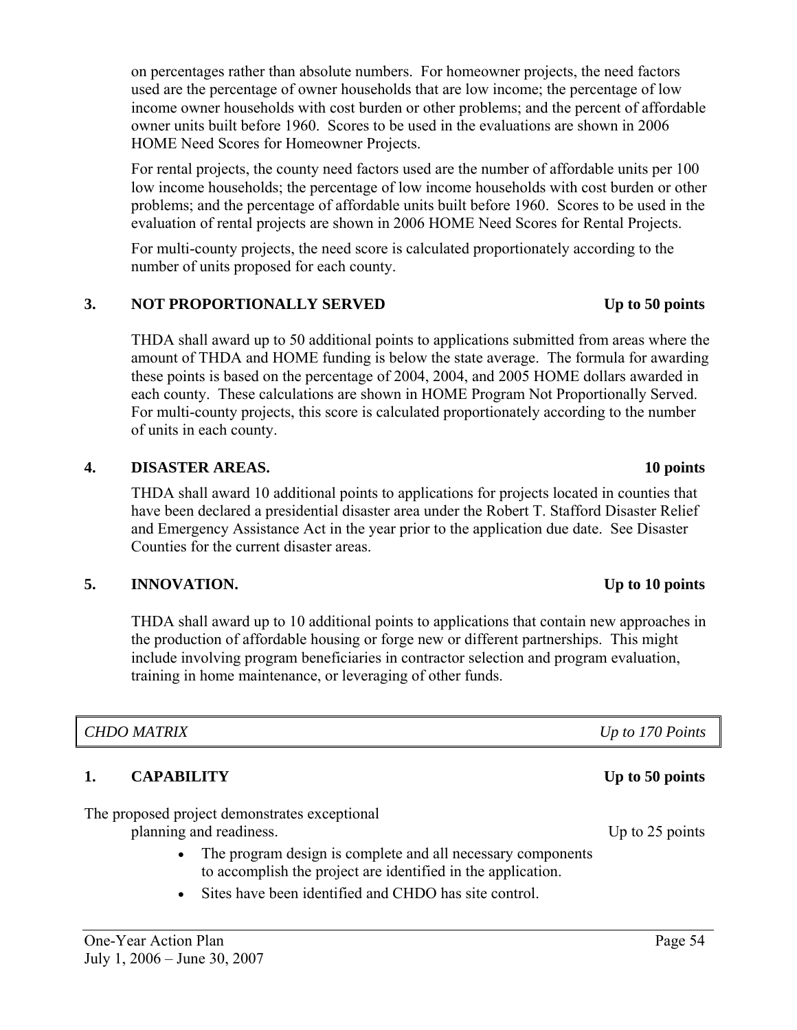on percentages rather than absolute numbers. For homeowner projects, the need factors used are the percentage of owner households that are low income; the percentage of low income owner households with cost burden or other problems; and the percent of affordable owner units built before 1960. Scores to be used in the evaluations are shown in 2006 HOME Need Scores for Homeowner Projects.

For rental projects, the county need factors used are the number of affordable units per 100 low income households; the percentage of low income households with cost burden or other problems; and the percentage of affordable units built before 1960. Scores to be used in the evaluation of rental projects are shown in 2006 HOME Need Scores for Rental Projects.

For multi-county projects, the need score is calculated proportionately according to the number of units proposed for each county.

### 3. NOT PROPORTIONALLY SERVED — Up to 50 points

THDA shall award up to 50 additional points to applications submitted from areas where the amount of THDA and HOME funding is below the state average. The formula for awarding these points is based on the percentage of 2004, 2004, and 2005 HOME dollars awarded in each county. These calculations are shown in HOME Program Not Proportionally Served. For multi-county projects, this score is calculated proportionately according to the number of units in each county.

### 4. DISASTER AREAS. — 10 points

THDA shall award 10 additional points to applications for projects located in counties that have been declared a presidential disaster area under the Robert T. Stafford Disaster Relief and Emergency Assistance Act in the year prior to the application due date. See Disaster Counties for the current disaster areas.

### 5. INNOVATION. — Up to 10 points

THDA shall award up to 10 additional points to applications that contain new approaches in the production of affordable housing or forge new or different partnerships. This might include involving program beneficiaries in contractor selection and program evaluation, training in home maintenance, or leveraging of other funds.

| *CHDO MATRIX* | *Up to 170 Points* |
|---|---|

### 1. CAPABILITY — Up to 50 points

The proposed project demonstrates exceptional planning and readiness. — Up to 25 points

- The program design is complete and all necessary components to accomplish the project are identified in the application.
- Sites have been identified and CHDO has site control.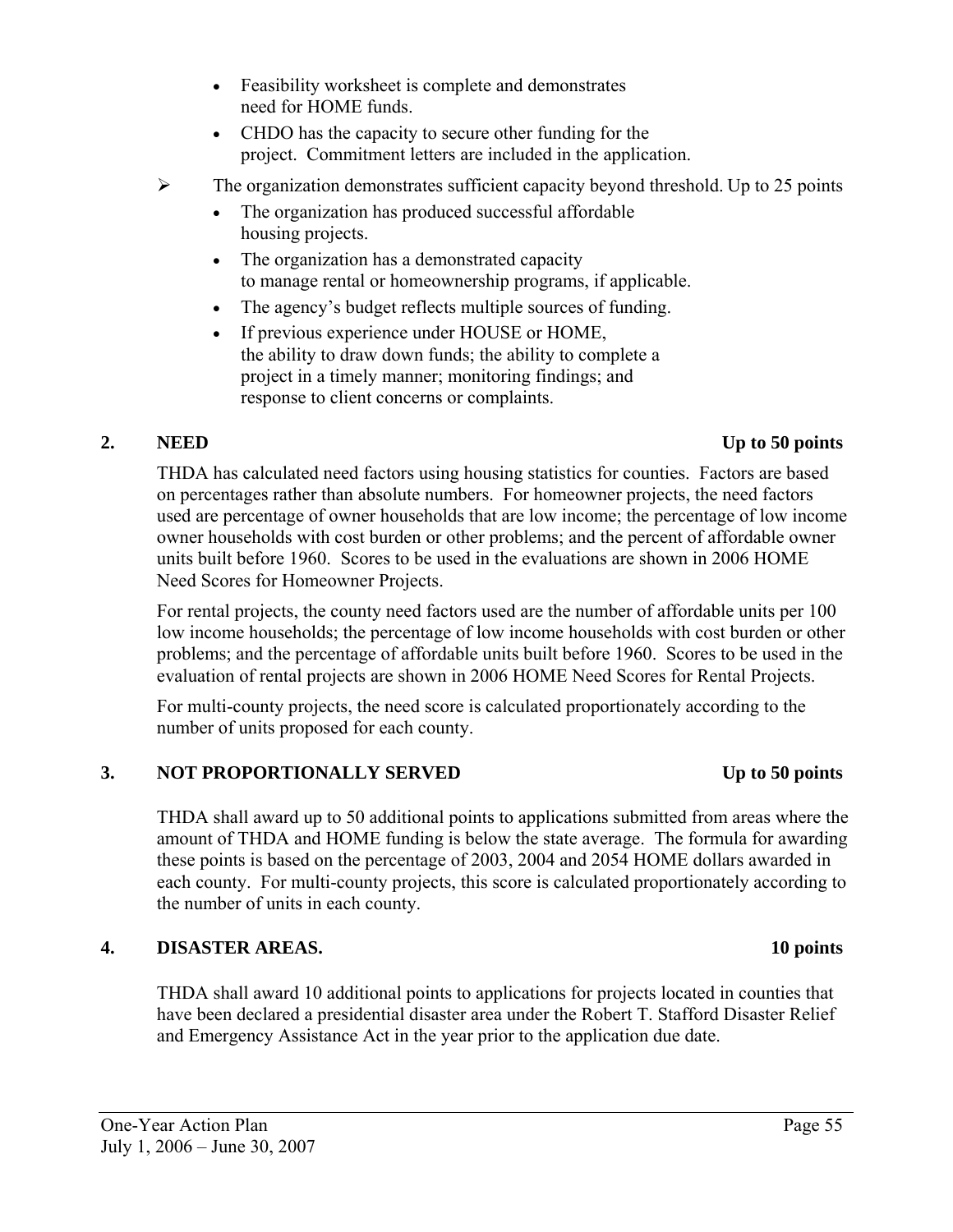- Feasibility worksheet is complete and demonstrates need for HOME funds.
- CHDO has the capacity to secure other funding for the project. Commitment letters are included in the application.

➢ The organization demonstrates sufficient capacity beyond threshold. Up to 25 points

- The organization has produced successful affordable housing projects.
- The organization has a demonstrated capacity to manage rental or homeownership programs, if applicable.
- The agency's budget reflects multiple sources of funding.
- If previous experience under HOUSE or HOME, the ability to draw down funds; the ability to complete a project in a timely manner; monitoring findings; and response to client concerns or complaints.

## 2. NEED — Up to 50 points

THDA has calculated need factors using housing statistics for counties. Factors are based on percentages rather than absolute numbers. For homeowner projects, the need factors used are percentage of owner households that are low income; the percentage of low income owner households with cost burden or other problems; and the percent of affordable owner units built before 1960. Scores to be used in the evaluations are shown in 2006 HOME Need Scores for Homeowner Projects.

For rental projects, the county need factors used are the number of affordable units per 100 low income households; the percentage of low income households with cost burden or other problems; and the percentage of affordable units built before 1960. Scores to be used in the evaluation of rental projects are shown in 2006 HOME Need Scores for Rental Projects.

For multi-county projects, the need score is calculated proportionately according to the number of units proposed for each county.

## 3. NOT PROPORTIONALLY SERVED — Up to 50 points

THDA shall award up to 50 additional points to applications submitted from areas where the amount of THDA and HOME funding is below the state average. The formula for awarding these points is based on the percentage of 2003, 2004 and 2054 HOME dollars awarded in each county. For multi-county projects, this score is calculated proportionately according to the number of units in each county.

## 4. DISASTER AREAS. — 10 points

THDA shall award 10 additional points to applications for projects located in counties that have been declared a presidential disaster area under the Robert T. Stafford Disaster Relief and Emergency Assistance Act in the year prior to the application due date.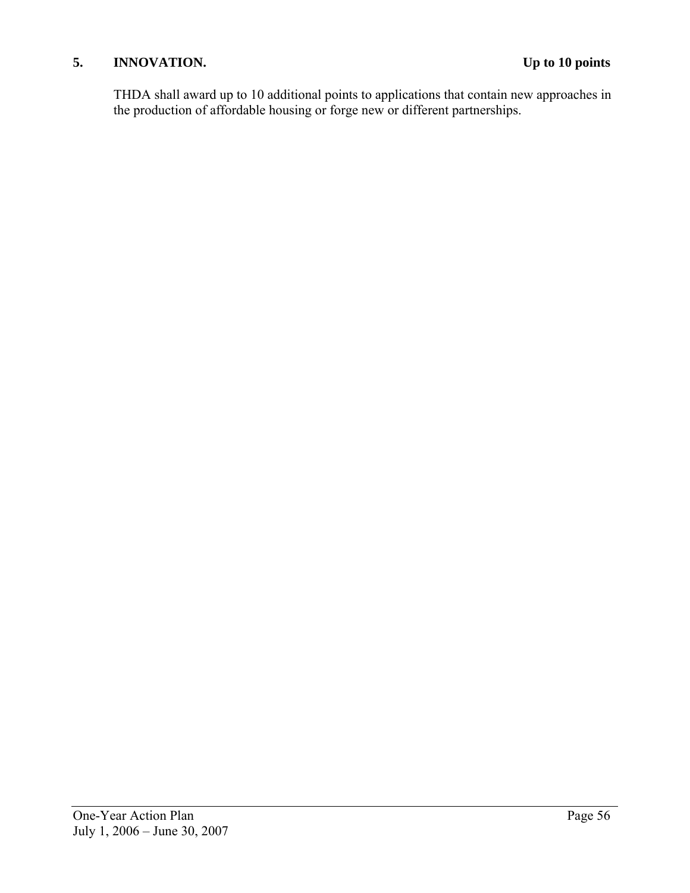**5. INNOVATION. Up to 10 points**

THDA shall award up to 10 additional points to applications that contain new approaches in the production of affordable housing or forge new or different partnerships.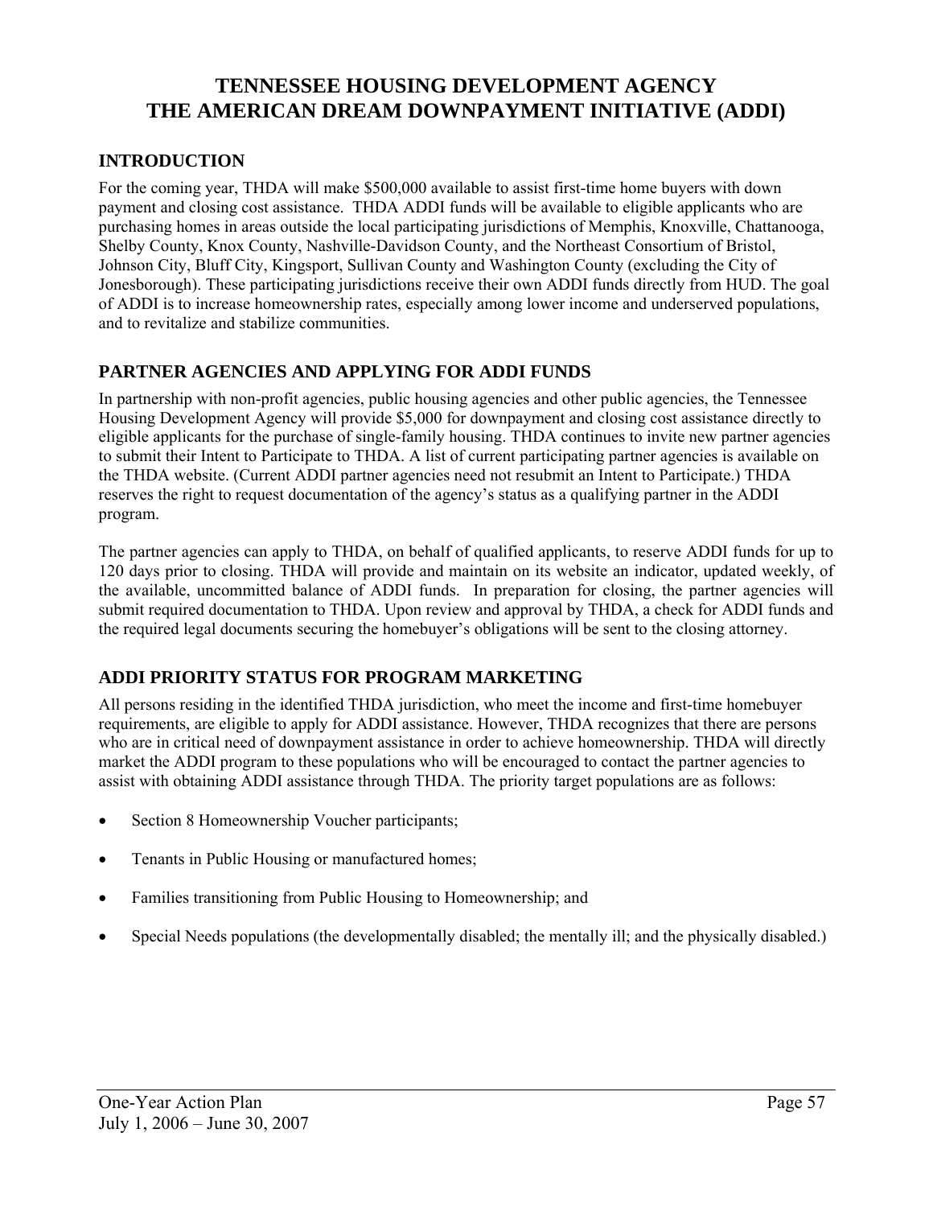# TENNESSEE HOUSING DEVELOPMENT AGENCY
# THE AMERICAN DREAM DOWNPAYMENT INITIATIVE (ADDI)

## INTRODUCTION

For the coming year, THDA will make $500,000 available to assist first-time home buyers with down payment and closing cost assistance. THDA ADDI funds will be available to eligible applicants who are purchasing homes in areas outside the local participating jurisdictions of Memphis, Knoxville, Chattanooga, Shelby County, Knox County, Nashville-Davidson County, and the Northeast Consortium of Bristol, Johnson City, Bluff City, Kingsport, Sullivan County and Washington County (excluding the City of Jonesborough). These participating jurisdictions receive their own ADDI funds directly from HUD. The goal of ADDI is to increase homeownership rates, especially among lower income and underserved populations, and to revitalize and stabilize communities.

## PARTNER AGENCIES AND APPLYING FOR ADDI FUNDS

In partnership with non-profit agencies, public housing agencies and other public agencies, the Tennessee Housing Development Agency will provide $5,000 for downpayment and closing cost assistance directly to eligible applicants for the purchase of single-family housing. THDA continues to invite new partner agencies to submit their Intent to Participate to THDA. A list of current participating partner agencies is available on the THDA website. (Current ADDI partner agencies need not resubmit an Intent to Participate.) THDA reserves the right to request documentation of the agency's status as a qualifying partner in the ADDI program.

The partner agencies can apply to THDA, on behalf of qualified applicants, to reserve ADDI funds for up to 120 days prior to closing. THDA will provide and maintain on its website an indicator, updated weekly, of the available, uncommitted balance of ADDI funds. In preparation for closing, the partner agencies will submit required documentation to THDA. Upon review and approval by THDA, a check for ADDI funds and the required legal documents securing the homebuyer's obligations will be sent to the closing attorney.

## ADDI PRIORITY STATUS FOR PROGRAM MARKETING

All persons residing in the identified THDA jurisdiction, who meet the income and first-time homebuyer requirements, are eligible to apply for ADDI assistance. However, THDA recognizes that there are persons who are in critical need of downpayment assistance in order to achieve homeownership. THDA will directly market the ADDI program to these populations who will be encouraged to contact the partner agencies to assist with obtaining ADDI assistance through THDA. The priority target populations are as follows:

- Section 8 Homeownership Voucher participants;
- Tenants in Public Housing or manufactured homes;
- Families transitioning from Public Housing to Homeownership; and
- Special Needs populations (the developmentally disabled; the mentally ill; and the physically disabled.)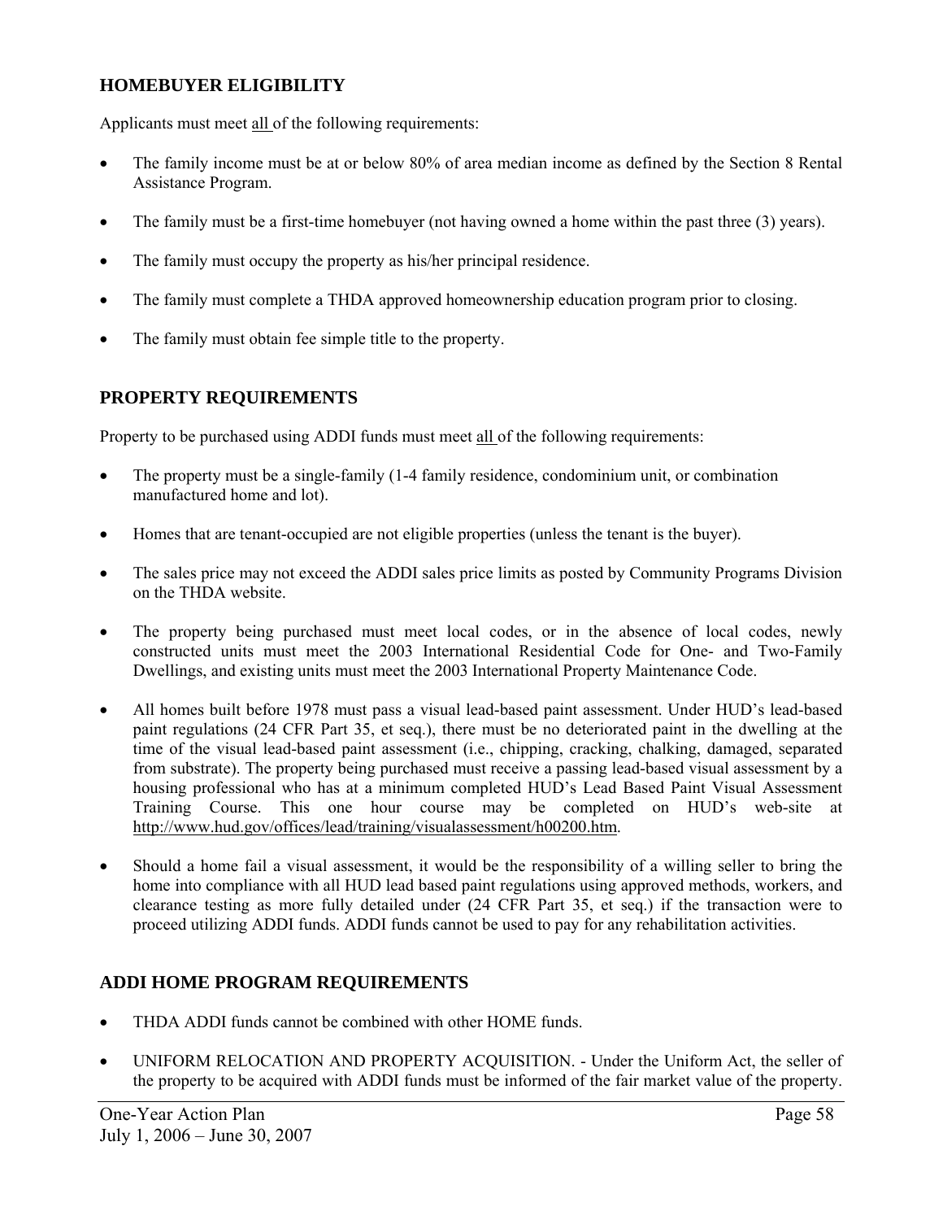## HOMEBUYER ELIGIBILITY

Applicants must meet all of the following requirements:

- The family income must be at or below 80% of area median income as defined by the Section 8 Rental Assistance Program.
- The family must be a first-time homebuyer (not having owned a home within the past three (3) years).
- The family must occupy the property as his/her principal residence.
- The family must complete a THDA approved homeownership education program prior to closing.
- The family must obtain fee simple title to the property.

## PROPERTY REQUIREMENTS

Property to be purchased using ADDI funds must meet all of the following requirements:

- The property must be a single-family (1-4 family residence, condominium unit, or combination manufactured home and lot).
- Homes that are tenant-occupied are not eligible properties (unless the tenant is the buyer).
- The sales price may not exceed the ADDI sales price limits as posted by Community Programs Division on the THDA website.
- The property being purchased must meet local codes, or in the absence of local codes, newly constructed units must meet the 2003 International Residential Code for One- and Two-Family Dwellings, and existing units must meet the 2003 International Property Maintenance Code.
- All homes built before 1978 must pass a visual lead-based paint assessment. Under HUD's lead-based paint regulations (24 CFR Part 35, et seq.), there must be no deteriorated paint in the dwelling at the time of the visual lead-based paint assessment (i.e., chipping, cracking, chalking, damaged, separated from substrate). The property being purchased must receive a passing lead-based visual assessment by a housing professional who has at a minimum completed HUD's Lead Based Paint Visual Assessment Training Course. This one hour course may be completed on HUD's web-site at http://www.hud.gov/offices/lead/training/visualassessment/h00200.htm.
- Should a home fail a visual assessment, it would be the responsibility of a willing seller to bring the home into compliance with all HUD lead based paint regulations using approved methods, workers, and clearance testing as more fully detailed under (24 CFR Part 35, et seq.) if the transaction were to proceed utilizing ADDI funds. ADDI funds cannot be used to pay for any rehabilitation activities.

## ADDI HOME PROGRAM REQUIREMENTS

- THDA ADDI funds cannot be combined with other HOME funds.
- UNIFORM RELOCATION AND PROPERTY ACQUISITION. - Under the Uniform Act, the seller of the property to be acquired with ADDI funds must be informed of the fair market value of the property.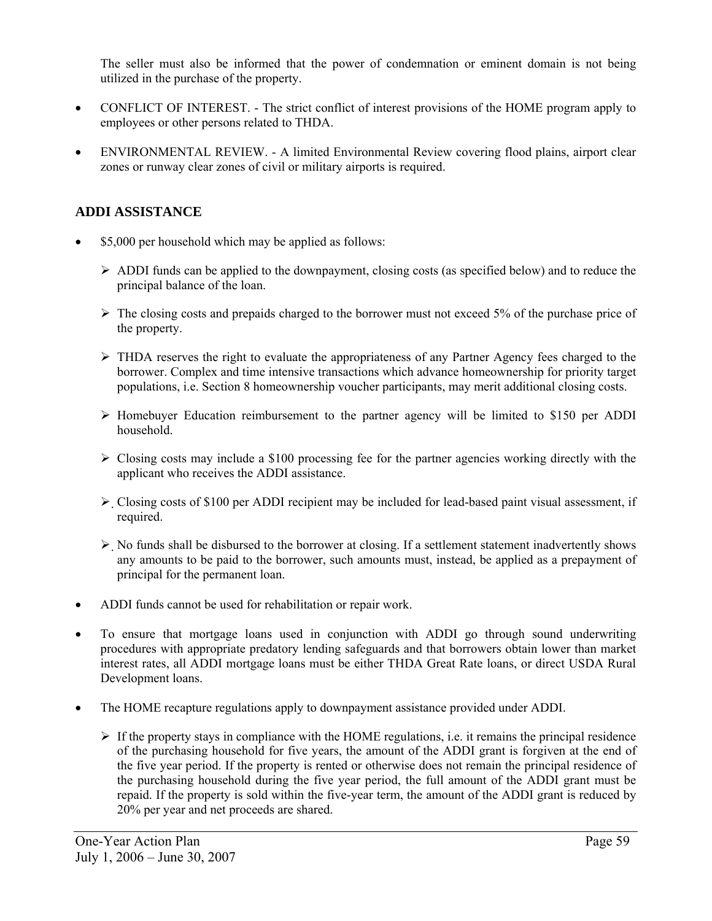The seller must also be informed that the power of condemnation or eminent domain is not being utilized in the purchase of the property.

- CONFLICT OF INTEREST. - The strict conflict of interest provisions of the HOME program apply to employees or other persons related to THDA.
- ENVIRONMENTAL REVIEW. - A limited Environmental Review covering flood plains, airport clear zones or runway clear zones of civil or military airports is required.

## ADDI ASSISTANCE

- $5,000 per household which may be applied as follows:
  - ADDI funds can be applied to the downpayment, closing costs (as specified below) and to reduce the principal balance of the loan.
  - The closing costs and prepaids charged to the borrower must not exceed 5% of the purchase price of the property.
  - THDA reserves the right to evaluate the appropriateness of any Partner Agency fees charged to the borrower. Complex and time intensive transactions which advance homeownership for priority target populations, i.e. Section 8 homeownership voucher participants, may merit additional closing costs.
  - Homebuyer Education reimbursement to the partner agency will be limited to $150 per ADDI household.
  - Closing costs may include a $100 processing fee for the partner agencies working directly with the applicant who receives the ADDI assistance.
  - Closing costs of $100 per ADDI recipient may be included for lead-based paint visual assessment, if required.
  - No funds shall be disbursed to the borrower at closing. If a settlement statement inadvertently shows any amounts to be paid to the borrower, such amounts must, instead, be applied as a prepayment of principal for the permanent loan.
- ADDI funds cannot be used for rehabilitation or repair work.
- To ensure that mortgage loans used in conjunction with ADDI go through sound underwriting procedures with appropriate predatory lending safeguards and that borrowers obtain lower than market interest rates, all ADDI mortgage loans must be either THDA Great Rate loans, or direct USDA Rural Development loans.
- The HOME recapture regulations apply to downpayment assistance provided under ADDI.
  - If the property stays in compliance with the HOME regulations, i.e. it remains the principal residence of the purchasing household for five years, the amount of the ADDI grant is forgiven at the end of the five year period. If the property is rented or otherwise does not remain the principal residence of the purchasing household during the five year period, the full amount of the ADDI grant must be repaid. If the property is sold within the five-year term, the amount of the ADDI grant is reduced by 20% per year and net proceeds are shared.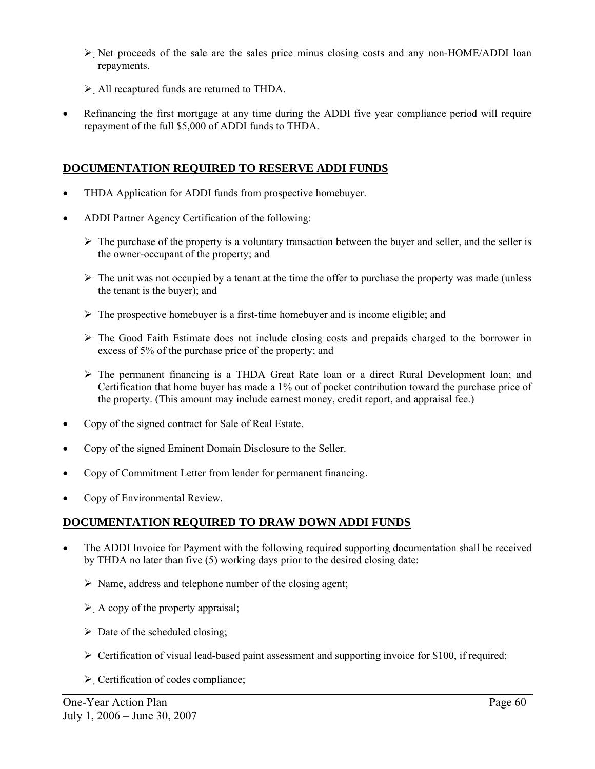- Net proceeds of the sale are the sales price minus closing costs and any non-HOME/ADDI loan repayments.
- All recaptured funds are returned to THDA.

- Refinancing the first mortgage at any time during the ADDI five year compliance period will require repayment of the full $5,000 of ADDI funds to THDA.

## DOCUMENTATION REQUIRED TO RESERVE ADDI FUNDS

- THDA Application for ADDI funds from prospective homebuyer.
- ADDI Partner Agency Certification of the following:
  - The purchase of the property is a voluntary transaction between the buyer and seller, and the seller is the owner-occupant of the property; and
  - The unit was not occupied by a tenant at the time the offer to purchase the property was made (unless the tenant is the buyer); and
  - The prospective homebuyer is a first-time homebuyer and is income eligible; and
  - The Good Faith Estimate does not include closing costs and prepaids charged to the borrower in excess of 5% of the purchase price of the property; and
  - The permanent financing is a THDA Great Rate loan or a direct Rural Development loan; and Certification that home buyer has made a 1% out of pocket contribution toward the purchase price of the property. (This amount may include earnest money, credit report, and appraisal fee.)
- Copy of the signed contract for Sale of Real Estate.
- Copy of the signed Eminent Domain Disclosure to the Seller.
- Copy of Commitment Letter from lender for permanent financing.
- Copy of Environmental Review.

## DOCUMENTATION REQUIRED TO DRAW DOWN ADDI FUNDS

- The ADDI Invoice for Payment with the following required supporting documentation shall be received by THDA no later than five (5) working days prior to the desired closing date:
  - Name, address and telephone number of the closing agent;
  - A copy of the property appraisal;
  - Date of the scheduled closing;
  - Certification of visual lead-based paint assessment and supporting invoice for $100, if required;
  - Certification of codes compliance;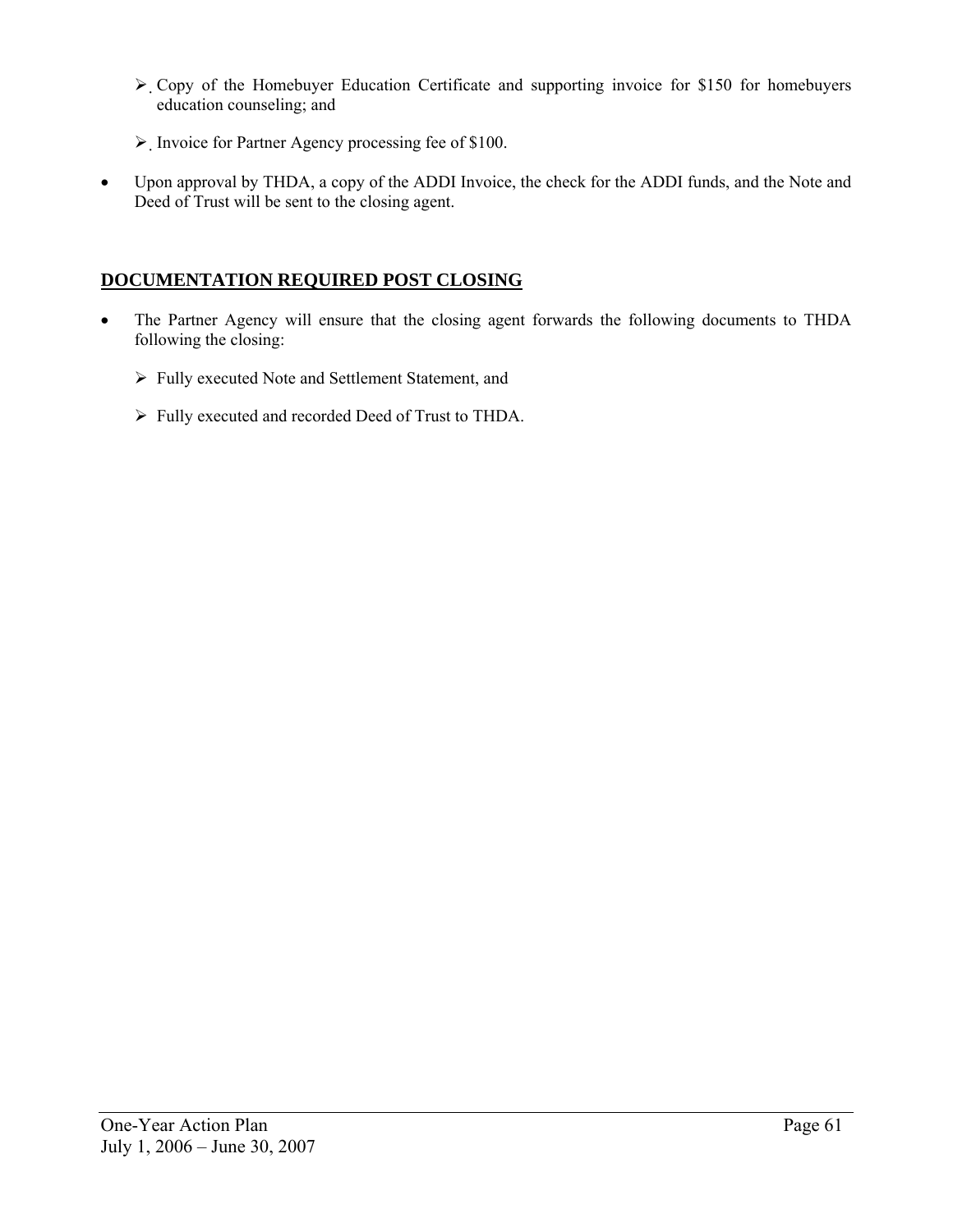- Copy of the Homebuyer Education Certificate and supporting invoice for $150 for homebuyers education counseling; and

  - Invoice for Partner Agency processing fee of $100.

- Upon approval by THDA, a copy of the ADDI Invoice, the check for the ADDI funds, and the Note and Deed of Trust will be sent to the closing agent.

## DOCUMENTATION REQUIRED POST CLOSING

- The Partner Agency will ensure that the closing agent forwards the following documents to THDA following the closing:

  - Fully executed Note and Settlement Statement, and

  - Fully executed and recorded Deed of Trust to THDA.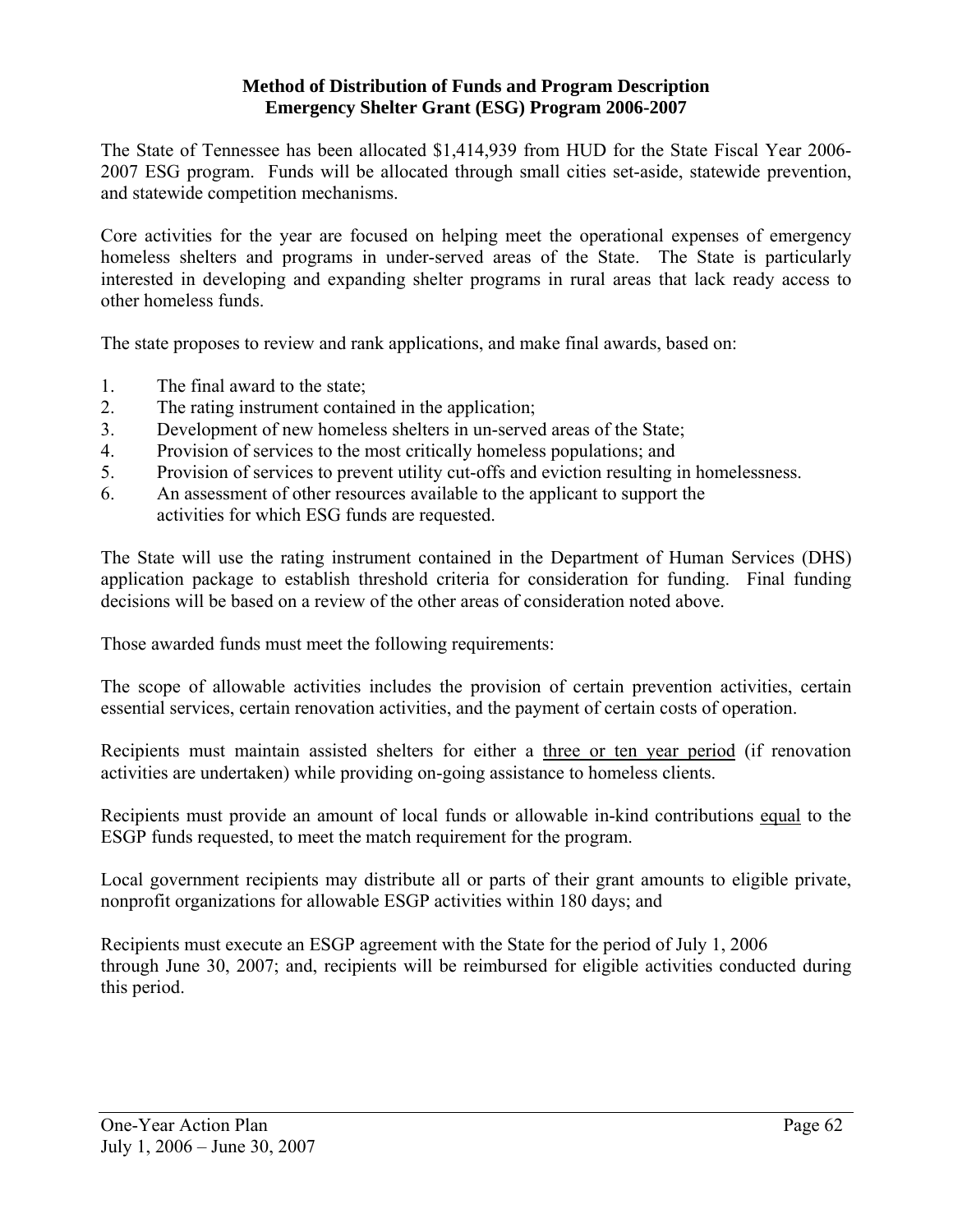**Method of Distribution of Funds and Program Description**
**Emergency Shelter Grant (ESG) Program 2006-2007**

The State of Tennessee has been allocated $1,414,939 from HUD for the State Fiscal Year 2006-2007 ESG program. Funds will be allocated through small cities set-aside, statewide prevention, and statewide competition mechanisms.

Core activities for the year are focused on helping meet the operational expenses of emergency homeless shelters and programs in under-served areas of the State. The State is particularly interested in developing and expanding shelter programs in rural areas that lack ready access to other homeless funds.

The state proposes to review and rank applications, and make final awards, based on:

1. The final award to the state;
2. The rating instrument contained in the application;
3. Development of new homeless shelters in un-served areas of the State;
4. Provision of services to the most critically homeless populations; and
5. Provision of services to prevent utility cut-offs and eviction resulting in homelessness.
6. An assessment of other resources available to the applicant to support the activities for which ESG funds are requested.

The State will use the rating instrument contained in the Department of Human Services (DHS) application package to establish threshold criteria for consideration for funding. Final funding decisions will be based on a review of the other areas of consideration noted above.

Those awarded funds must meet the following requirements:

The scope of allowable activities includes the provision of certain prevention activities, certain essential services, certain renovation activities, and the payment of certain costs of operation.

Recipients must maintain assisted shelters for either a <u>three or ten year period</u> (if renovation activities are undertaken) while providing on-going assistance to homeless clients.

Recipients must provide an amount of local funds or allowable in-kind contributions <u>equal</u> to the ESGP funds requested, to meet the match requirement for the program.

Local government recipients may distribute all or parts of their grant amounts to eligible private, nonprofit organizations for allowable ESGP activities within 180 days; and

Recipients must execute an ESGP agreement with the State for the period of July 1, 2006 through June 30, 2007; and, recipients will be reimbursed for eligible activities conducted during this period.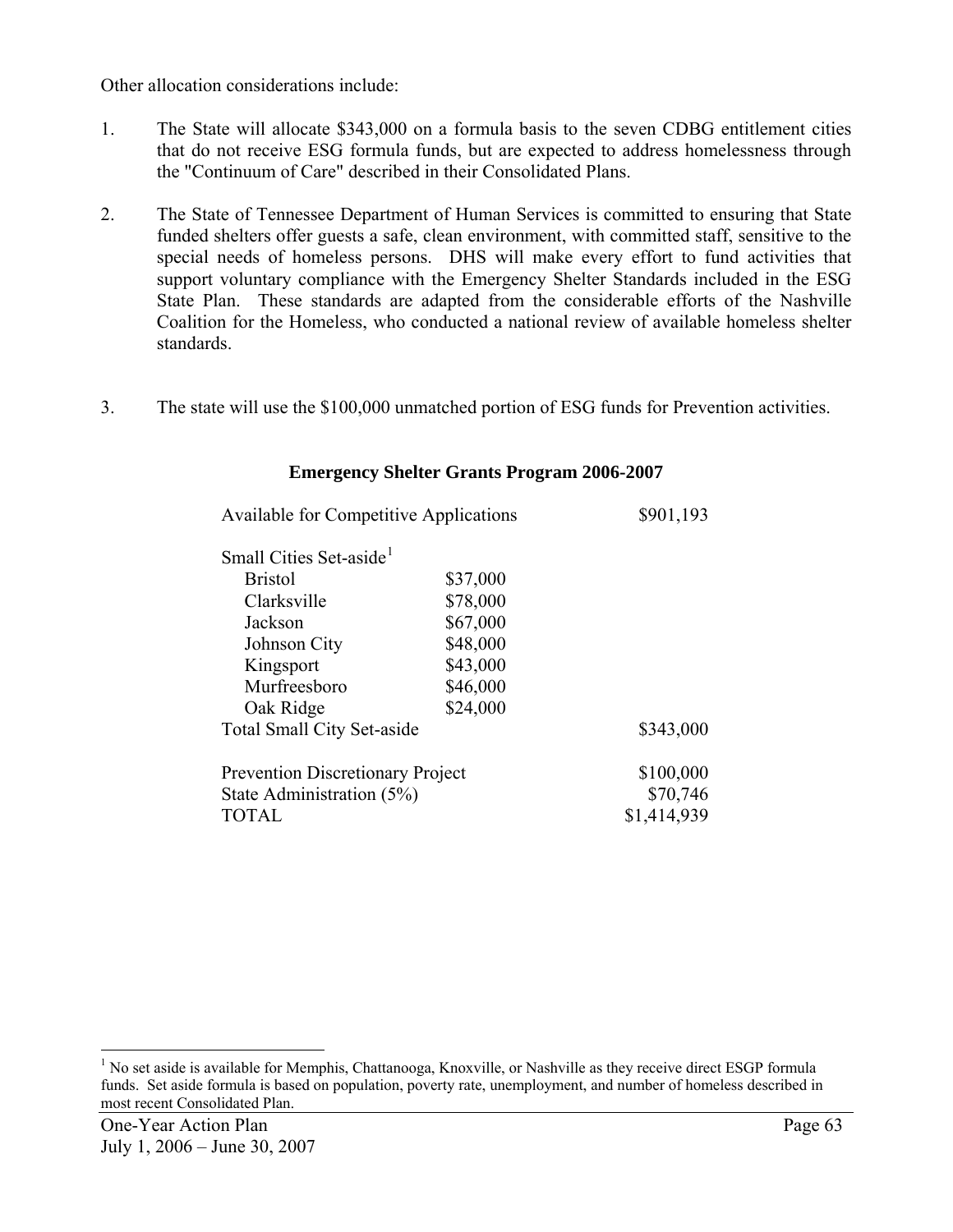Other allocation considerations include:

1. The State will allocate $343,000 on a formula basis to the seven CDBG entitlement cities that do not receive ESG formula funds, but are expected to address homelessness through the "Continuum of Care" described in their Consolidated Plans.

2. The State of Tennessee Department of Human Services is committed to ensuring that State funded shelters offer guests a safe, clean environment, with committed staff, sensitive to the special needs of homeless persons. DHS will make every effort to fund activities that support voluntary compliance with the Emergency Shelter Standards included in the ESG State Plan. These standards are adapted from the considerable efforts of the Nashville Coalition for the Homeless, who conducted a national review of available homeless shelter standards.

3. The state will use the $100,000 unmatched portion of ESG funds for Prevention activities.

**Emergency Shelter Grants Program 2006-2007**

| | | |
|---|---|---|
| Available for Competitive Applications | | $901,193 |
| Small Cities Set-aside[1] | | |
| Bristol | $37,000 | |
| Clarksville | $78,000 | |
| Jackson | $67,000 | |
| Johnson City | $48,000 | |
| Kingsport | $43,000 | |
| Murfreesboro | $46,000 | |
| Oak Ridge | $24,000 | |
| Total Small City Set-aside | | $343,000 |
| Prevention Discretionary Project | | $100,000 |
| State Administration (5%) | | $70,746 |
| TOTAL | | $1,414,939 |

[1] No set aside is available for Memphis, Chattanooga, Knoxville, or Nashville as they receive direct ESGP formula funds. Set aside formula is based on population, poverty rate, unemployment, and number of homeless described in most recent Consolidated Plan.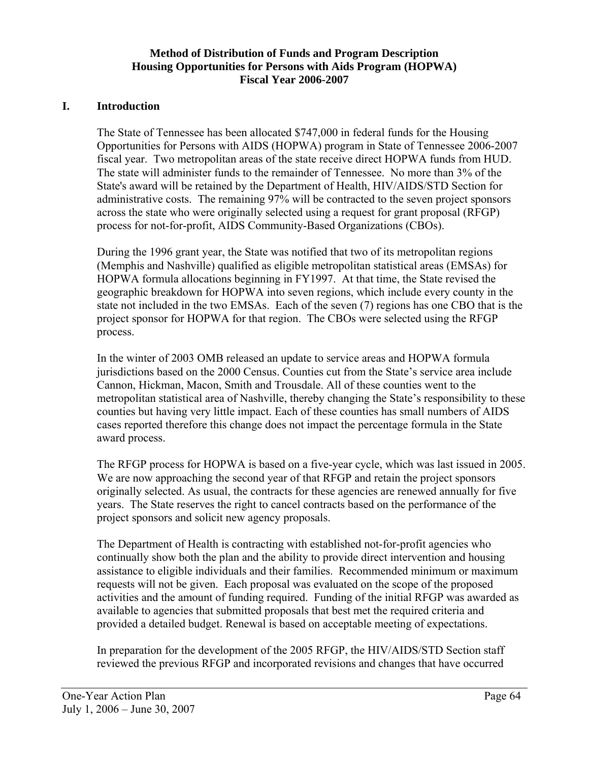**Method of Distribution of Funds and Program Description**
**Housing Opportunities for Persons with Aids Program (HOPWA)**
**Fiscal Year 2006-2007**

## I. Introduction

The State of Tennessee has been allocated $747,000 in federal funds for the Housing Opportunities for Persons with AIDS (HOPWA) program in State of Tennessee 2006-2007 fiscal year. Two metropolitan areas of the state receive direct HOPWA funds from HUD. The state will administer funds to the remainder of Tennessee. No more than 3% of the State's award will be retained by the Department of Health, HIV/AIDS/STD Section for administrative costs. The remaining 97% will be contracted to the seven project sponsors across the state who were originally selected using a request for grant proposal (RFGP) process for not-for-profit, AIDS Community-Based Organizations (CBOs).

During the 1996 grant year, the State was notified that two of its metropolitan regions (Memphis and Nashville) qualified as eligible metropolitan statistical areas (EMSAs) for HOPWA formula allocations beginning in FY1997. At that time, the State revised the geographic breakdown for HOPWA into seven regions, which include every county in the state not included in the two EMSAs. Each of the seven (7) regions has one CBO that is the project sponsor for HOPWA for that region. The CBOs were selected using the RFGP process.

In the winter of 2003 OMB released an update to service areas and HOPWA formula jurisdictions based on the 2000 Census. Counties cut from the State's service area include Cannon, Hickman, Macon, Smith and Trousdale. All of these counties went to the metropolitan statistical area of Nashville, thereby changing the State's responsibility to these counties but having very little impact. Each of these counties has small numbers of AIDS cases reported therefore this change does not impact the percentage formula in the State award process.

The RFGP process for HOPWA is based on a five-year cycle, which was last issued in 2005. We are now approaching the second year of that RFGP and retain the project sponsors originally selected. As usual, the contracts for these agencies are renewed annually for five years. The State reserves the right to cancel contracts based on the performance of the project sponsors and solicit new agency proposals.

The Department of Health is contracting with established not-for-profit agencies who continually show both the plan and the ability to provide direct intervention and housing assistance to eligible individuals and their families. Recommended minimum or maximum requests will not be given. Each proposal was evaluated on the scope of the proposed activities and the amount of funding required. Funding of the initial RFGP was awarded as available to agencies that submitted proposals that best met the required criteria and provided a detailed budget. Renewal is based on acceptable meeting of expectations.

In preparation for the development of the 2005 RFGP, the HIV/AIDS/STD Section staff reviewed the previous RFGP and incorporated revisions and changes that have occurred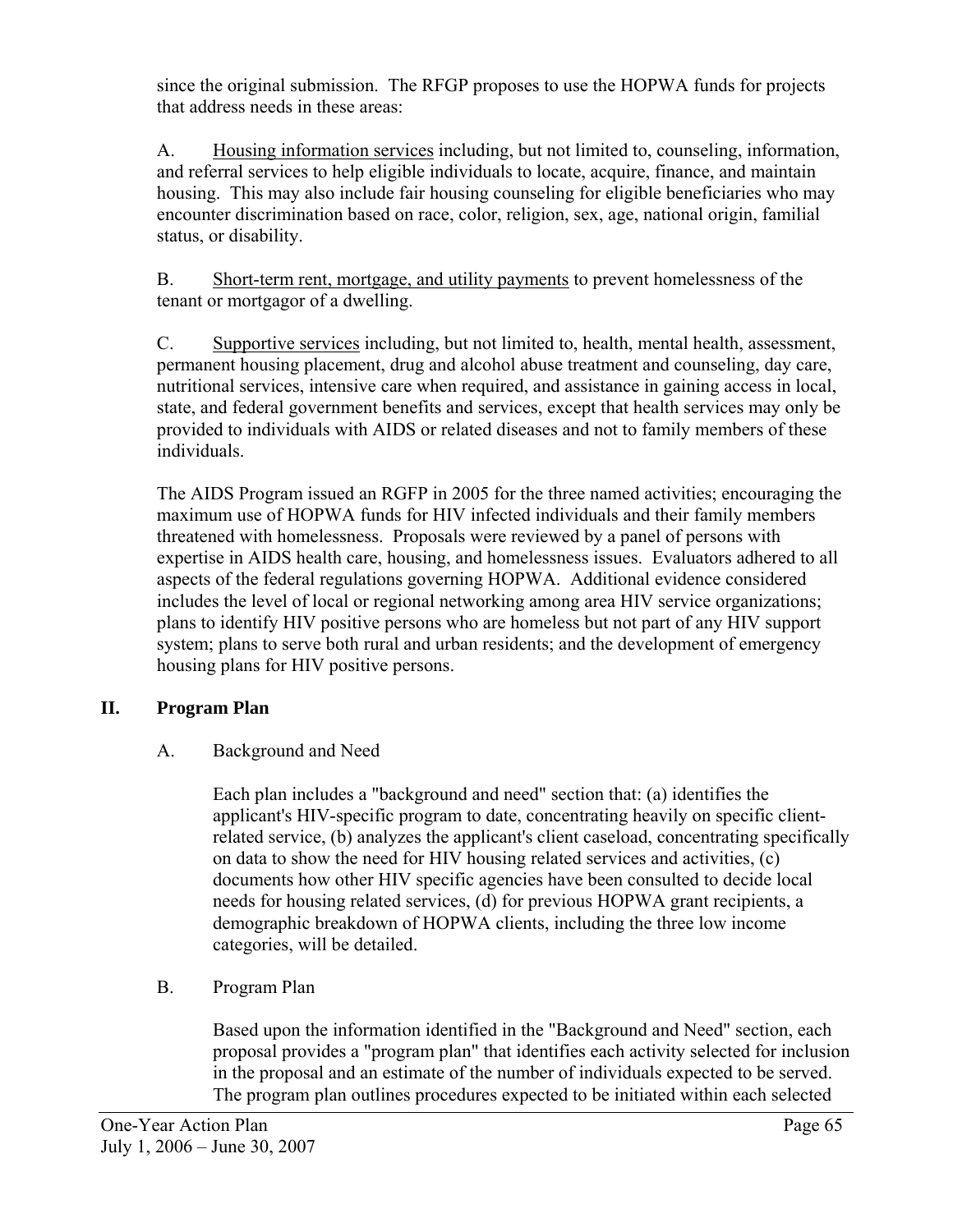since the original submission. The RFGP proposes to use the HOPWA funds for projects that address needs in these areas:

A. <u>Housing information services</u> including, but not limited to, counseling, information, and referral services to help eligible individuals to locate, acquire, finance, and maintain housing. This may also include fair housing counseling for eligible beneficiaries who may encounter discrimination based on race, color, religion, sex, age, national origin, familial status, or disability.

B. <u>Short-term rent, mortgage, and utility payments</u> to prevent homelessness of the tenant or mortgagor of a dwelling.

C. <u>Supportive services</u> including, but not limited to, health, mental health, assessment, permanent housing placement, drug and alcohol abuse treatment and counseling, day care, nutritional services, intensive care when required, and assistance in gaining access in local, state, and federal government benefits and services, except that health services may only be provided to individuals with AIDS or related diseases and not to family members of these individuals.

The AIDS Program issued an RGFP in 2005 for the three named activities; encouraging the maximum use of HOPWA funds for HIV infected individuals and their family members threatened with homelessness. Proposals were reviewed by a panel of persons with expertise in AIDS health care, housing, and homelessness issues. Evaluators adhered to all aspects of the federal regulations governing HOPWA. Additional evidence considered includes the level of local or regional networking among area HIV service organizations; plans to identify HIV positive persons who are homeless but not part of any HIV support system; plans to serve both rural and urban residents; and the development of emergency housing plans for HIV positive persons.

## II. Program Plan

### A. Background and Need

Each plan includes a "background and need" section that: (a) identifies the applicant's HIV-specific program to date, concentrating heavily on specific client-related service, (b) analyzes the applicant's client caseload, concentrating specifically on data to show the need for HIV housing related services and activities, (c) documents how other HIV specific agencies have been consulted to decide local needs for housing related services, (d) for previous HOPWA grant recipients, a demographic breakdown of HOPWA clients, including the three low income categories, will be detailed.

### B. Program Plan

Based upon the information identified in the "Background and Need" section, each proposal provides a "program plan" that identifies each activity selected for inclusion in the proposal and an estimate of the number of individuals expected to be served. The program plan outlines procedures expected to be initiated within each selected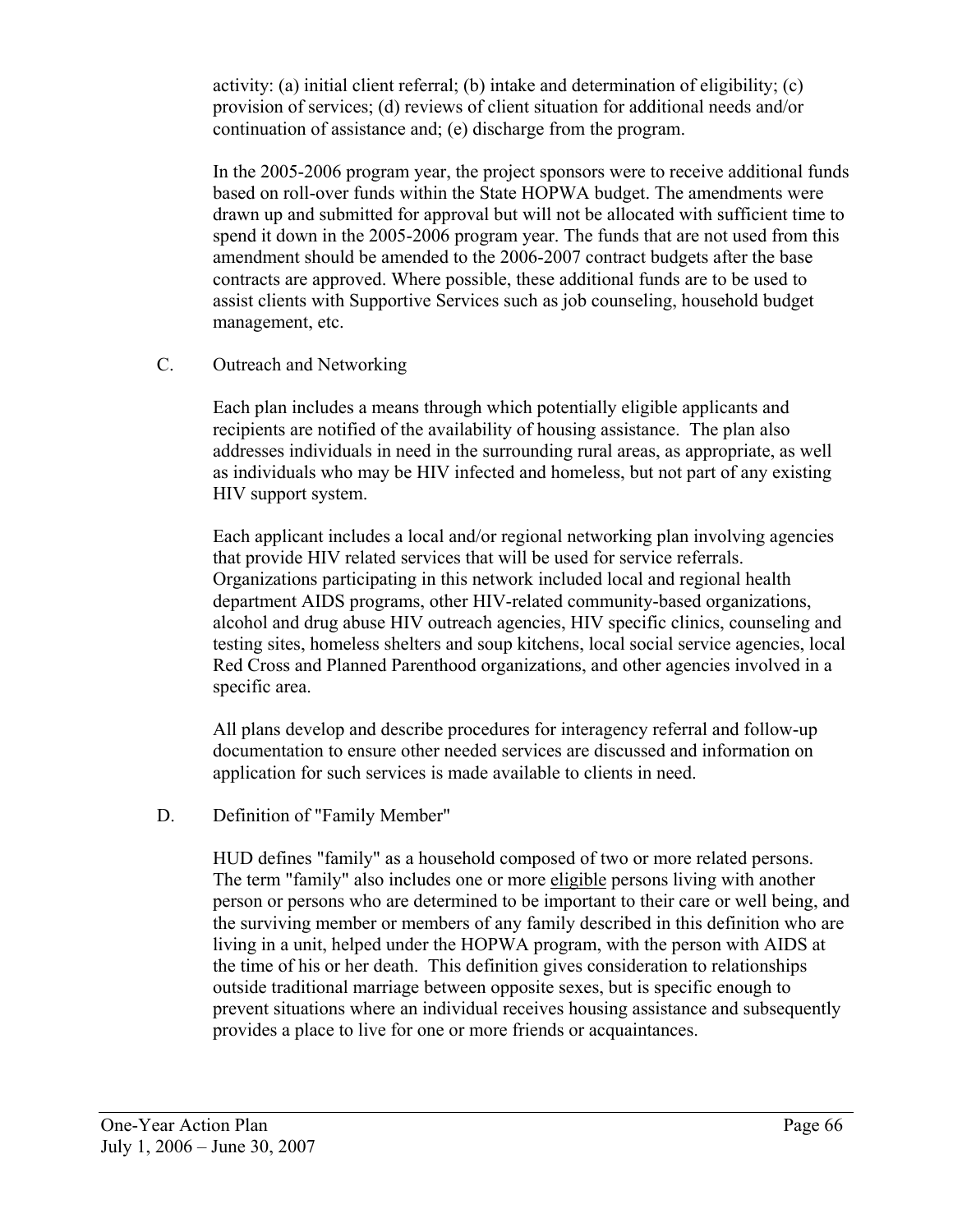activity: (a) initial client referral; (b) intake and determination of eligibility; (c) provision of services; (d) reviews of client situation for additional needs and/or continuation of assistance and; (e) discharge from the program.

In the 2005-2006 program year, the project sponsors were to receive additional funds based on roll-over funds within the State HOPWA budget. The amendments were drawn up and submitted for approval but will not be allocated with sufficient time to spend it down in the 2005-2006 program year. The funds that are not used from this amendment should be amended to the 2006-2007 contract budgets after the base contracts are approved. Where possible, these additional funds are to be used to assist clients with Supportive Services such as job counseling, household budget management, etc.

C. Outreach and Networking

Each plan includes a means through which potentially eligible applicants and recipients are notified of the availability of housing assistance. The plan also addresses individuals in need in the surrounding rural areas, as appropriate, as well as individuals who may be HIV infected and homeless, but not part of any existing HIV support system.

Each applicant includes a local and/or regional networking plan involving agencies that provide HIV related services that will be used for service referrals. Organizations participating in this network included local and regional health department AIDS programs, other HIV-related community-based organizations, alcohol and drug abuse HIV outreach agencies, HIV specific clinics, counseling and testing sites, homeless shelters and soup kitchens, local social service agencies, local Red Cross and Planned Parenthood organizations, and other agencies involved in a specific area.

All plans develop and describe procedures for interagency referral and follow-up documentation to ensure other needed services are discussed and information on application for such services is made available to clients in need.

D. Definition of "Family Member"

HUD defines "family" as a household composed of two or more related persons. The term "family" also includes one or more eligible persons living with another person or persons who are determined to be important to their care or well being, and the surviving member or members of any family described in this definition who are living in a unit, helped under the HOPWA program, with the person with AIDS at the time of his or her death. This definition gives consideration to relationships outside traditional marriage between opposite sexes, but is specific enough to prevent situations where an individual receives housing assistance and subsequently provides a place to live for one or more friends or acquaintances.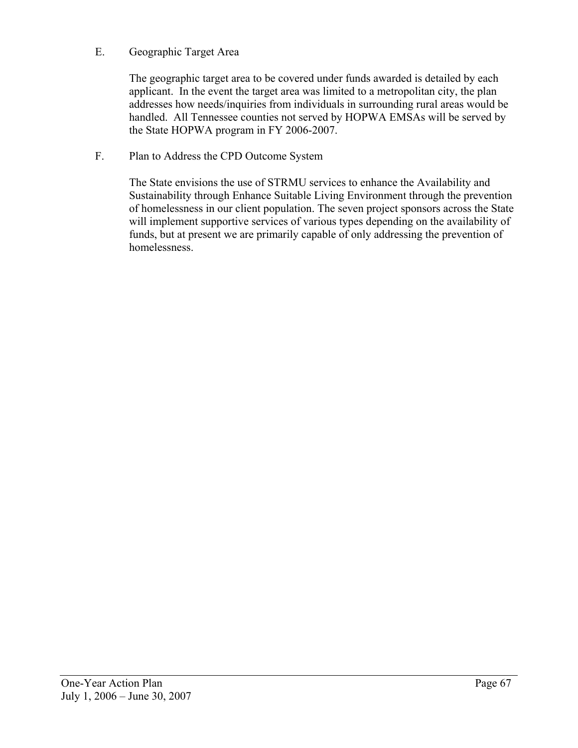E. Geographic Target Area

The geographic target area to be covered under funds awarded is detailed by each applicant. In the event the target area was limited to a metropolitan city, the plan addresses how needs/inquiries from individuals in surrounding rural areas would be handled. All Tennessee counties not served by HOPWA EMSAs will be served by the State HOPWA program in FY 2006-2007.

F. Plan to Address the CPD Outcome System

The State envisions the use of STRMU services to enhance the Availability and Sustainability through Enhance Suitable Living Environment through the prevention of homelessness in our client population. The seven project sponsors across the State will implement supportive services of various types depending on the availability of funds, but at present we are primarily capable of only addressing the prevention of homelessness.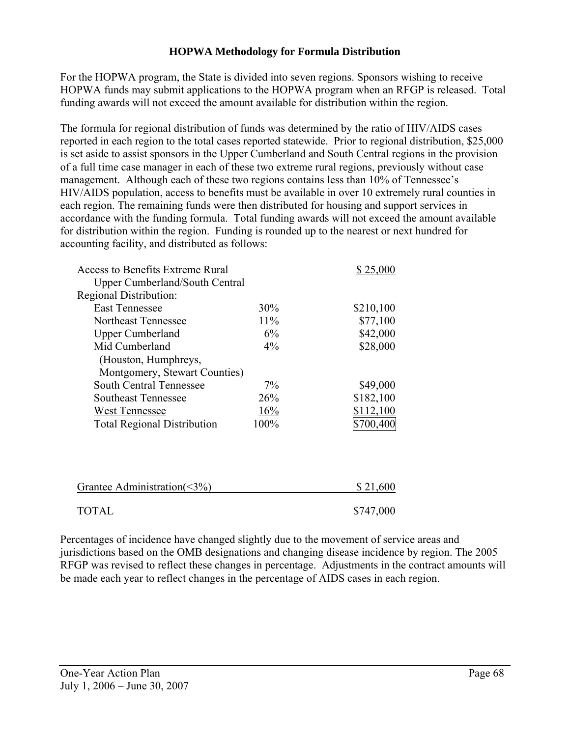**HOPWA Methodology for Formula Distribution**

For the HOPWA program, the State is divided into seven regions. Sponsors wishing to receive HOPWA funds may submit applications to the HOPWA program when an RFGP is released. Total funding awards will not exceed the amount available for distribution within the region.

The formula for regional distribution of funds was determined by the ratio of HIV/AIDS cases reported in each region to the total cases reported statewide. Prior to regional distribution, \$25,000 is set aside to assist sponsors in the Upper Cumberland and South Central regions in the provision of a full time case manager in each of these two extreme rural regions, previously without case management. Although each of these two regions contains less than 10% of Tennessee's HIV/AIDS population, access to benefits must be available in over 10 extremely rural counties in each region. The remaining funds were then distributed for housing and support services in accordance with the funding formula. Total funding awards will not exceed the amount available for distribution within the region. Funding is rounded up to the nearest or next hundred for accounting facility, and distributed as follows:

| | | |
|---|---|---|
| Access to Benefits Extreme Rural Upper Cumberland/South Central | | \$ 25,000 |
| Regional Distribution: | | |
| East Tennessee | 30% | \$210,100 |
| Northeast Tennessee | 11% | \$77,100 |
| Upper Cumberland | 6% | \$42,000 |
| Mid Cumberland (Houston, Humphreys, Montgomery, Stewart Counties) | 4% | \$28,000 |
| South Central Tennessee | 7% | \$49,000 |
| Southeast Tennessee | 26% | \$182,100 |
| West Tennessee | 16% | \$112,100 |
| Total Regional Distribution | 100% | \$700,400 |
| | | |
| Grantee Administration(<3%) | | \$ 21,600 |
| TOTAL | | \$747,000 |

Percentages of incidence have changed slightly due to the movement of service areas and jurisdictions based on the OMB designations and changing disease incidence by region. The 2005 RFGP was revised to reflect these changes in percentage. Adjustments in the contract amounts will be made each year to reflect changes in the percentage of AIDS cases in each region.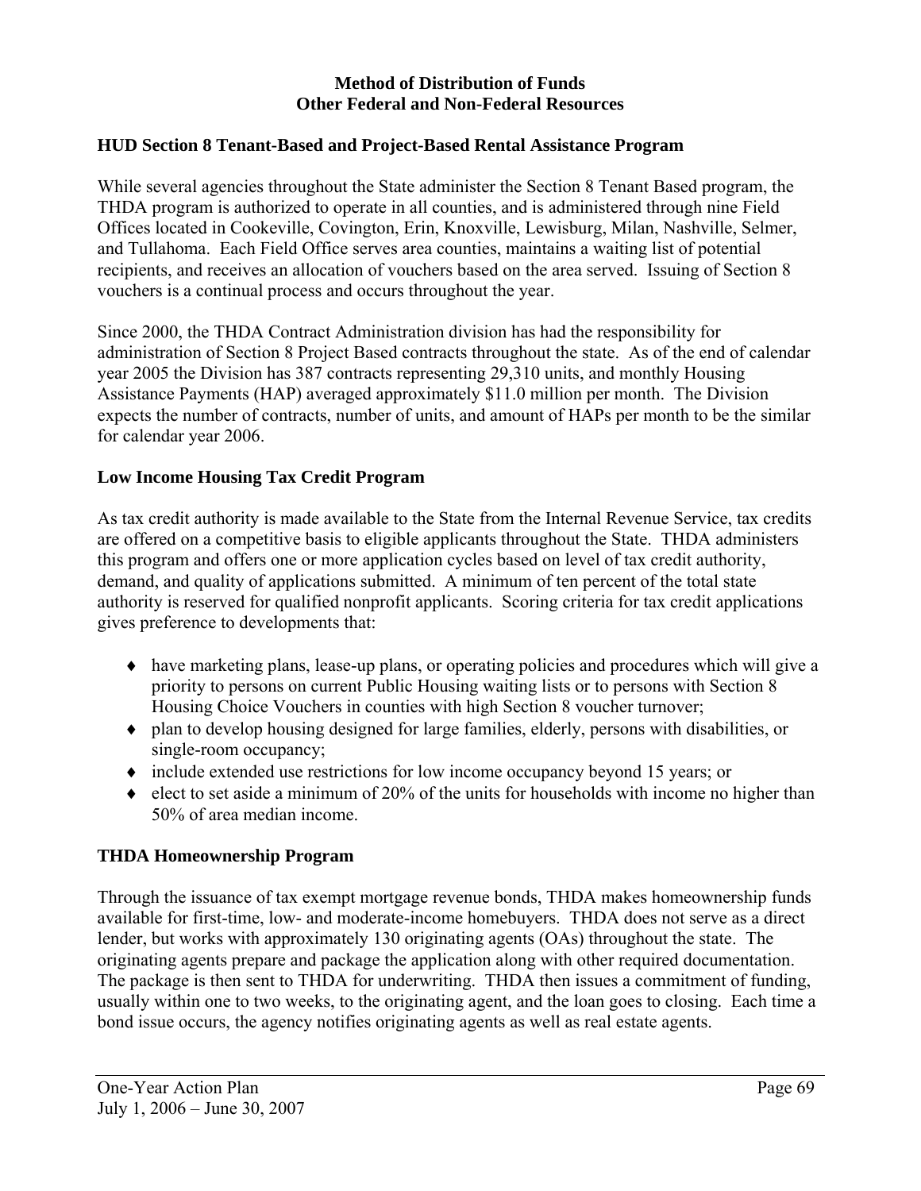**Method of Distribution of Funds**
**Other Federal and Non-Federal Resources**

## HUD Section 8 Tenant-Based and Project-Based Rental Assistance Program

While several agencies throughout the State administer the Section 8 Tenant Based program, the THDA program is authorized to operate in all counties, and is administered through nine Field Offices located in Cookeville, Covington, Erin, Knoxville, Lewisburg, Milan, Nashville, Selmer, and Tullahoma. Each Field Office serves area counties, maintains a waiting list of potential recipients, and receives an allocation of vouchers based on the area served. Issuing of Section 8 vouchers is a continual process and occurs throughout the year.

Since 2000, the THDA Contract Administration division has had the responsibility for administration of Section 8 Project Based contracts throughout the state. As of the end of calendar year 2005 the Division has 387 contracts representing 29,310 units, and monthly Housing Assistance Payments (HAP) averaged approximately $11.0 million per month. The Division expects the number of contracts, number of units, and amount of HAPs per month to be the similar for calendar year 2006.

## Low Income Housing Tax Credit Program

As tax credit authority is made available to the State from the Internal Revenue Service, tax credits are offered on a competitive basis to eligible applicants throughout the State. THDA administers this program and offers one or more application cycles based on level of tax credit authority, demand, and quality of applications submitted. A minimum of ten percent of the total state authority is reserved for qualified nonprofit applicants. Scoring criteria for tax credit applications gives preference to developments that:

- have marketing plans, lease-up plans, or operating policies and procedures which will give a priority to persons on current Public Housing waiting lists or to persons with Section 8 Housing Choice Vouchers in counties with high Section 8 voucher turnover;
- plan to develop housing designed for large families, elderly, persons with disabilities, or single-room occupancy;
- include extended use restrictions for low income occupancy beyond 15 years; or
- elect to set aside a minimum of 20% of the units for households with income no higher than 50% of area median income.

## THDA Homeownership Program

Through the issuance of tax exempt mortgage revenue bonds, THDA makes homeownership funds available for first-time, low- and moderate-income homebuyers. THDA does not serve as a direct lender, but works with approximately 130 originating agents (OAs) throughout the state. The originating agents prepare and package the application along with other required documentation. The package is then sent to THDA for underwriting. THDA then issues a commitment of funding, usually within one to two weeks, to the originating agent, and the loan goes to closing. Each time a bond issue occurs, the agency notifies originating agents as well as real estate agents.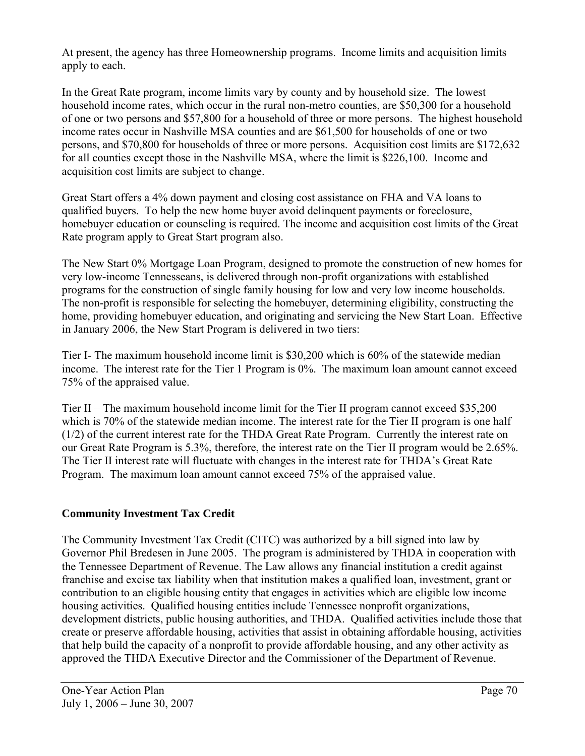At present, the agency has three Homeownership programs. Income limits and acquisition limits apply to each.

In the Great Rate program, income limits vary by county and by household size. The lowest household income rates, which occur in the rural non-metro counties, are $50,300 for a household of one or two persons and $57,800 for a household of three or more persons. The highest household income rates occur in Nashville MSA counties and are $61,500 for households of one or two persons, and $70,800 for households of three or more persons. Acquisition cost limits are $172,632 for all counties except those in the Nashville MSA, where the limit is $226,100. Income and acquisition cost limits are subject to change.

Great Start offers a 4% down payment and closing cost assistance on FHA and VA loans to qualified buyers. To help the new home buyer avoid delinquent payments or foreclosure, homebuyer education or counseling is required. The income and acquisition cost limits of the Great Rate program apply to Great Start program also.

The New Start 0% Mortgage Loan Program, designed to promote the construction of new homes for very low-income Tennesseans, is delivered through non-profit organizations with established programs for the construction of single family housing for low and very low income households. The non-profit is responsible for selecting the homebuyer, determining eligibility, constructing the home, providing homebuyer education, and originating and servicing the New Start Loan. Effective in January 2006, the New Start Program is delivered in two tiers:

Tier I- The maximum household income limit is $30,200 which is 60% of the statewide median income. The interest rate for the Tier 1 Program is 0%. The maximum loan amount cannot exceed 75% of the appraised value.

Tier II – The maximum household income limit for the Tier II program cannot exceed $35,200 which is 70% of the statewide median income. The interest rate for the Tier II program is one half (1/2) of the current interest rate for the THDA Great Rate Program. Currently the interest rate on our Great Rate Program is 5.3%, therefore, the interest rate on the Tier II program would be 2.65%. The Tier II interest rate will fluctuate with changes in the interest rate for THDA's Great Rate Program. The maximum loan amount cannot exceed 75% of the appraised value.

## Community Investment Tax Credit

The Community Investment Tax Credit (CITC) was authorized by a bill signed into law by Governor Phil Bredesen in June 2005. The program is administered by THDA in cooperation with the Tennessee Department of Revenue. The Law allows any financial institution a credit against franchise and excise tax liability when that institution makes a qualified loan, investment, grant or contribution to an eligible housing entity that engages in activities which are eligible low income housing activities. Qualified housing entities include Tennessee nonprofit organizations, development districts, public housing authorities, and THDA. Qualified activities include those that create or preserve affordable housing, activities that assist in obtaining affordable housing, activities that help build the capacity of a nonprofit to provide affordable housing, and any other activity as approved the THDA Executive Director and the Commissioner of the Department of Revenue.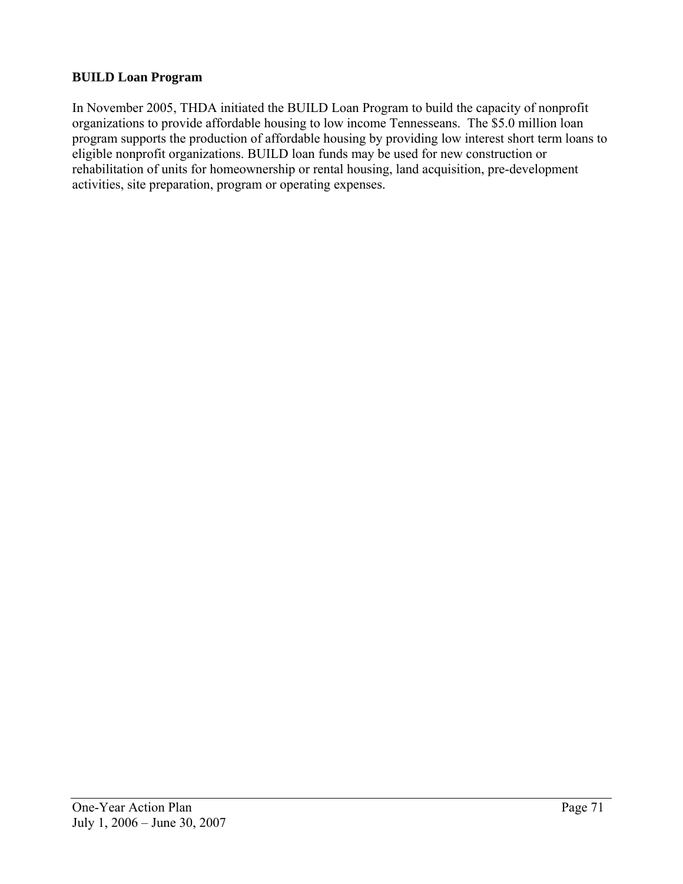**BUILD Loan Program**

In November 2005, THDA initiated the BUILD Loan Program to build the capacity of nonprofit organizations to provide affordable housing to low income Tennesseans. The $5.0 million loan program supports the production of affordable housing by providing low interest short term loans to eligible nonprofit organizations. BUILD loan funds may be used for new construction or rehabilitation of units for homeownership or rental housing, land acquisition, pre-development activities, site preparation, program or operating expenses.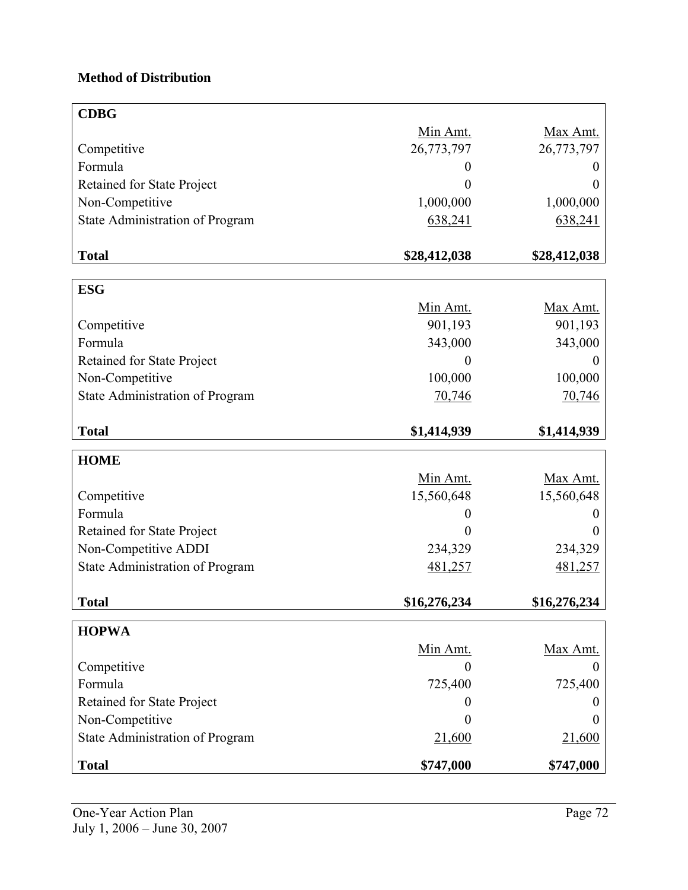**Method of Distribution**

| CDBG | Min Amt. | Max Amt. |
|---|---|---|
| Competitive | 26,773,797 | 26,773,797 |
| Formula | 0 | 0 |
| Retained for State Project | 0 | 0 |
| Non-Competitive | 1,000,000 | 1,000,000 |
| State Administration of Program | 638,241 | 638,241 |
| **Total** | **$28,412,038** | **$28,412,038** |

| ESG | Min Amt. | Max Amt. |
|---|---|---|
| Competitive | 901,193 | 901,193 |
| Formula | 343,000 | 343,000 |
| Retained for State Project | 0 | 0 |
| Non-Competitive | 100,000 | 100,000 |
| State Administration of Program | 70,746 | 70,746 |
| **Total** | **$1,414,939** | **$1,414,939** |

| HOME | Min Amt. | Max Amt. |
|---|---|---|
| Competitive | 15,560,648 | 15,560,648 |
| Formula | 0 | 0 |
| Retained for State Project | 0 | 0 |
| Non-Competitive ADDI | 234,329 | 234,329 |
| State Administration of Program | 481,257 | 481,257 |
| **Total** | **$16,276,234** | **$16,276,234** |

| HOPWA | Min Amt. | Max Amt. |
|---|---|---|
| Competitive | 0 | 0 |
| Formula | 725,400 | 725,400 |
| Retained for State Project | 0 | 0 |
| Non-Competitive | 0 | 0 |
| State Administration of Program | 21,600 | 21,600 |
| **Total** | **$747,000** | **$747,000** |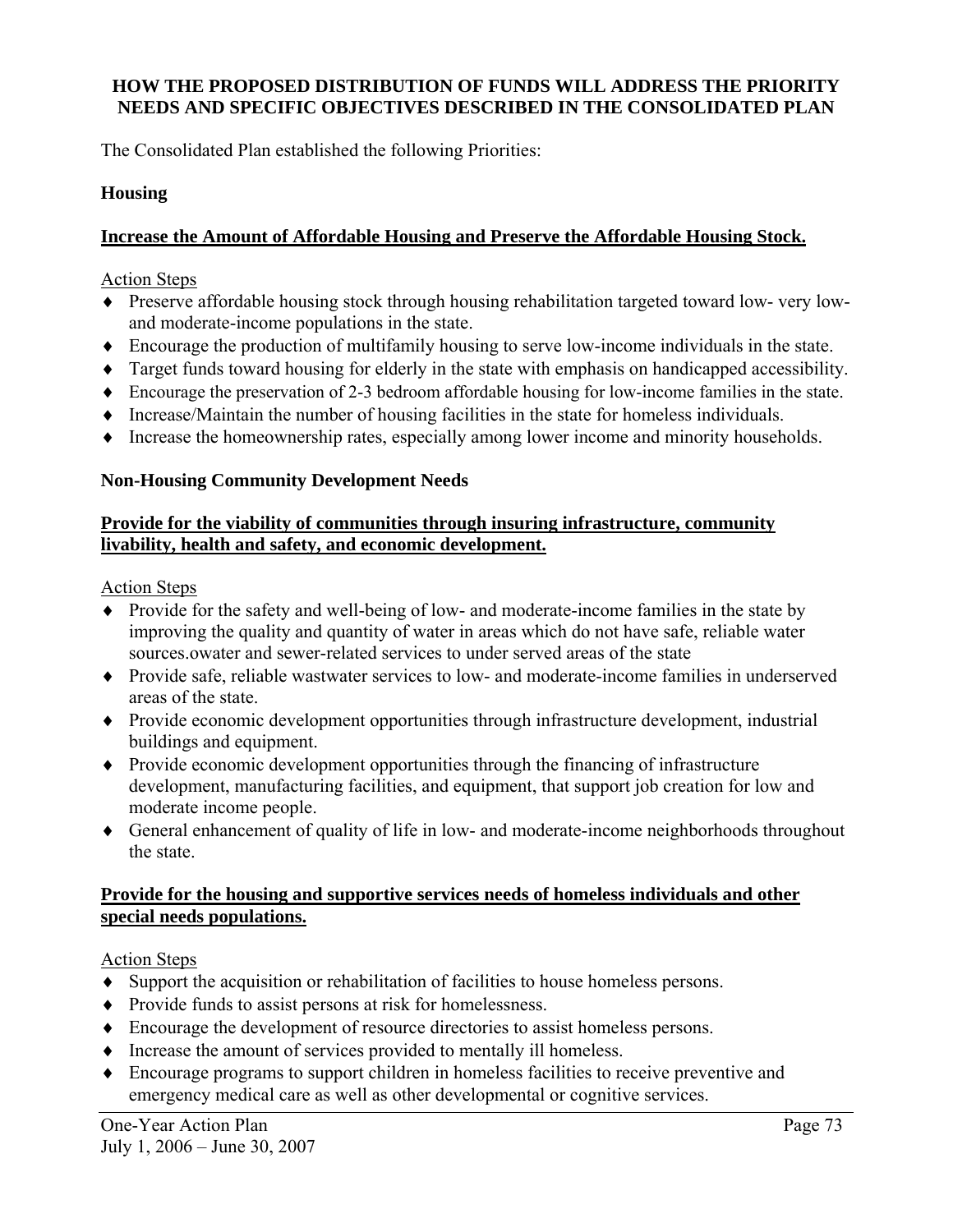## HOW THE PROPOSED DISTRIBUTION OF FUNDS WILL ADDRESS THE PRIORITY NEEDS AND SPECIFIC OBJECTIVES DESCRIBED IN THE CONSOLIDATED PLAN

The Consolidated Plan established the following Priorities:

### Housing

**Increase the Amount of Affordable Housing and Preserve the Affordable Housing Stock.**

Action Steps

- Preserve affordable housing stock through housing rehabilitation targeted toward low- very low- and moderate-income populations in the state.
- Encourage the production of multifamily housing to serve low-income individuals in the state.
- Target funds toward housing for elderly in the state with emphasis on handicapped accessibility.
- Encourage the preservation of 2-3 bedroom affordable housing for low-income families in the state.
- Increase/Maintain the number of housing facilities in the state for homeless individuals.
- Increase the homeownership rates, especially among lower income and minority households.

### Non-Housing Community Development Needs

**Provide for the viability of communities through insuring infrastructure, community livability, health and safety, and economic development.**

Action Steps

- Provide for the safety and well-being of low- and moderate-income families in the state by improving the quality and quantity of water in areas which do not have safe, reliable water sources.owater and sewer-related services to under served areas of the state
- Provide safe, reliable wastwater services to low- and moderate-income families in underserved areas of the state.
- Provide economic development opportunities through infrastructure development, industrial buildings and equipment.
- Provide economic development opportunities through the financing of infrastructure development, manufacturing facilities, and equipment, that support job creation for low and moderate income people.
- General enhancement of quality of life in low- and moderate-income neighborhoods throughout the state.

**Provide for the housing and supportive services needs of homeless individuals and other special needs populations.**

Action Steps

- Support the acquisition or rehabilitation of facilities to house homeless persons.
- Provide funds to assist persons at risk for homelessness.
- Encourage the development of resource directories to assist homeless persons.
- Increase the amount of services provided to mentally ill homeless.
- Encourage programs to support children in homeless facilities to receive preventive and emergency medical care as well as other developmental or cognitive services.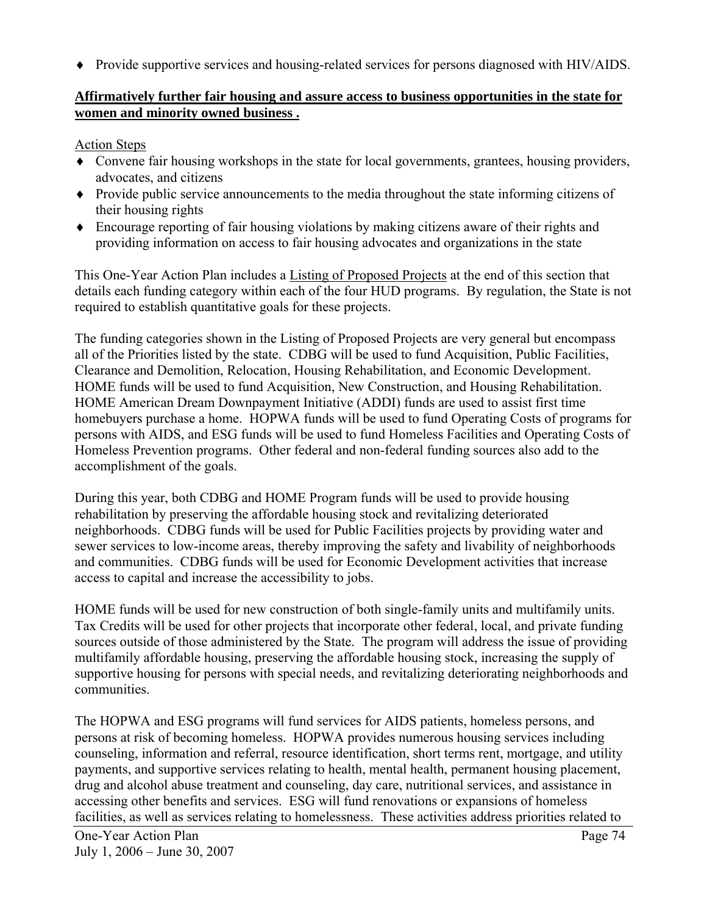- Provide supportive services and housing-related services for persons diagnosed with HIV/AIDS.

**Affirmatively further fair housing and assure access to business opportunities in the state for women and minority owned business .**

Action Steps

- Convene fair housing workshops in the state for local governments, grantees, housing providers, advocates, and citizens
- Provide public service announcements to the media throughout the state informing citizens of their housing rights
- Encourage reporting of fair housing violations by making citizens aware of their rights and providing information on access to fair housing advocates and organizations in the state

This One-Year Action Plan includes a Listing of Proposed Projects at the end of this section that details each funding category within each of the four HUD programs. By regulation, the State is not required to establish quantitative goals for these projects.

The funding categories shown in the Listing of Proposed Projects are very general but encompass all of the Priorities listed by the state. CDBG will be used to fund Acquisition, Public Facilities, Clearance and Demolition, Relocation, Housing Rehabilitation, and Economic Development. HOME funds will be used to fund Acquisition, New Construction, and Housing Rehabilitation. HOME American Dream Downpayment Initiative (ADDI) funds are used to assist first time homebuyers purchase a home. HOPWA funds will be used to fund Operating Costs of programs for persons with AIDS, and ESG funds will be used to fund Homeless Facilities and Operating Costs of Homeless Prevention programs. Other federal and non-federal funding sources also add to the accomplishment of the goals.

During this year, both CDBG and HOME Program funds will be used to provide housing rehabilitation by preserving the affordable housing stock and revitalizing deteriorated neighborhoods. CDBG funds will be used for Public Facilities projects by providing water and sewer services to low-income areas, thereby improving the safety and livability of neighborhoods and communities. CDBG funds will be used for Economic Development activities that increase access to capital and increase the accessibility to jobs.

HOME funds will be used for new construction of both single-family units and multifamily units. Tax Credits will be used for other projects that incorporate other federal, local, and private funding sources outside of those administered by the State. The program will address the issue of providing multifamily affordable housing, preserving the affordable housing stock, increasing the supply of supportive housing for persons with special needs, and revitalizing deteriorating neighborhoods and communities.

The HOPWA and ESG programs will fund services for AIDS patients, homeless persons, and persons at risk of becoming homeless. HOPWA provides numerous housing services including counseling, information and referral, resource identification, short terms rent, mortgage, and utility payments, and supportive services relating to health, mental health, permanent housing placement, drug and alcohol abuse treatment and counseling, day care, nutritional services, and assistance in accessing other benefits and services. ESG will fund renovations or expansions of homeless facilities, as well as services relating to homelessness. These activities address priorities related to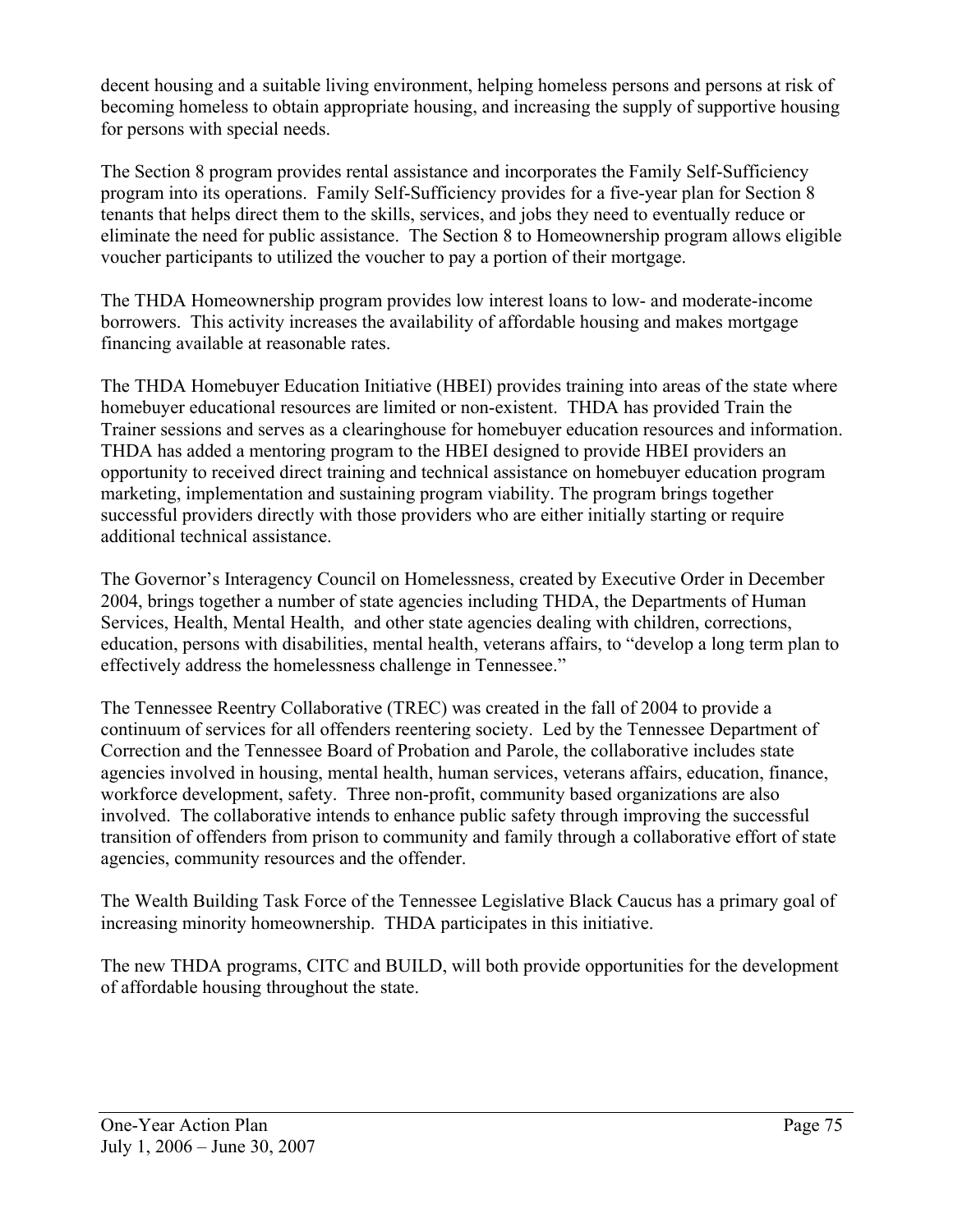decent housing and a suitable living environment, helping homeless persons and persons at risk of becoming homeless to obtain appropriate housing, and increasing the supply of supportive housing for persons with special needs.

The Section 8 program provides rental assistance and incorporates the Family Self-Sufficiency program into its operations. Family Self-Sufficiency provides for a five-year plan for Section 8 tenants that helps direct them to the skills, services, and jobs they need to eventually reduce or eliminate the need for public assistance. The Section 8 to Homeownership program allows eligible voucher participants to utilized the voucher to pay a portion of their mortgage.

The THDA Homeownership program provides low interest loans to low- and moderate-income borrowers. This activity increases the availability of affordable housing and makes mortgage financing available at reasonable rates.

The THDA Homebuyer Education Initiative (HBEI) provides training into areas of the state where homebuyer educational resources are limited or non-existent. THDA has provided Train the Trainer sessions and serves as a clearinghouse for homebuyer education resources and information. THDA has added a mentoring program to the HBEI designed to provide HBEI providers an opportunity to received direct training and technical assistance on homebuyer education program marketing, implementation and sustaining program viability. The program brings together successful providers directly with those providers who are either initially starting or require additional technical assistance.

The Governor's Interagency Council on Homelessness, created by Executive Order in December 2004, brings together a number of state agencies including THDA, the Departments of Human Services, Health, Mental Health, and other state agencies dealing with children, corrections, education, persons with disabilities, mental health, veterans affairs, to "develop a long term plan to effectively address the homelessness challenge in Tennessee."

The Tennessee Reentry Collaborative (TREC) was created in the fall of 2004 to provide a continuum of services for all offenders reentering society. Led by the Tennessee Department of Correction and the Tennessee Board of Probation and Parole, the collaborative includes state agencies involved in housing, mental health, human services, veterans affairs, education, finance, workforce development, safety. Three non-profit, community based organizations are also involved. The collaborative intends to enhance public safety through improving the successful transition of offenders from prison to community and family through a collaborative effort of state agencies, community resources and the offender.

The Wealth Building Task Force of the Tennessee Legislative Black Caucus has a primary goal of increasing minority homeownership. THDA participates in this initiative.

The new THDA programs, CITC and BUILD, will both provide opportunities for the development of affordable housing throughout the state.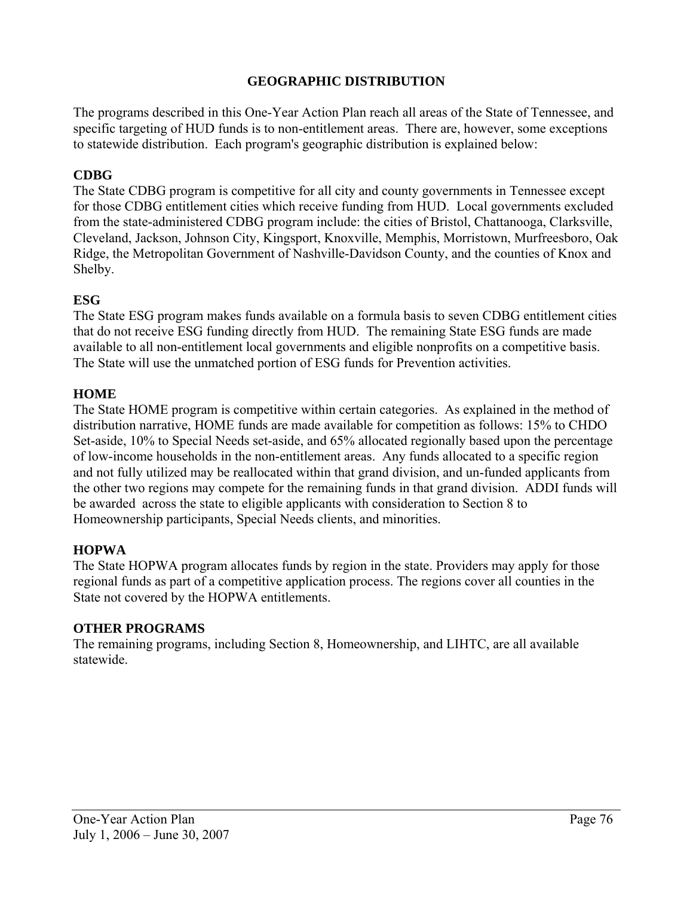## GEOGRAPHIC DISTRIBUTION

The programs described in this One-Year Action Plan reach all areas of the State of Tennessee, and specific targeting of HUD funds is to non-entitlement areas. There are, however, some exceptions to statewide distribution. Each program's geographic distribution is explained below:

### CDBG

The State CDBG program is competitive for all city and county governments in Tennessee except for those CDBG entitlement cities which receive funding from HUD. Local governments excluded from the state-administered CDBG program include: the cities of Bristol, Chattanooga, Clarksville, Cleveland, Jackson, Johnson City, Kingsport, Knoxville, Memphis, Morristown, Murfreesboro, Oak Ridge, the Metropolitan Government of Nashville-Davidson County, and the counties of Knox and Shelby.

### ESG

The State ESG program makes funds available on a formula basis to seven CDBG entitlement cities that do not receive ESG funding directly from HUD. The remaining State ESG funds are made available to all non-entitlement local governments and eligible nonprofits on a competitive basis. The State will use the unmatched portion of ESG funds for Prevention activities.

### HOME

The State HOME program is competitive within certain categories. As explained in the method of distribution narrative, HOME funds are made available for competition as follows: 15% to CHDO Set-aside, 10% to Special Needs set-aside, and 65% allocated regionally based upon the percentage of low-income households in the non-entitlement areas. Any funds allocated to a specific region and not fully utilized may be reallocated within that grand division, and un-funded applicants from the other two regions may compete for the remaining funds in that grand division. ADDI funds will be awarded across the state to eligible applicants with consideration to Section 8 to Homeownership participants, Special Needs clients, and minorities.

### HOPWA

The State HOPWA program allocates funds by region in the state. Providers may apply for those regional funds as part of a competitive application process. The regions cover all counties in the State not covered by the HOPWA entitlements.

### OTHER PROGRAMS

The remaining programs, including Section 8, Homeownership, and LIHTC, are all available statewide.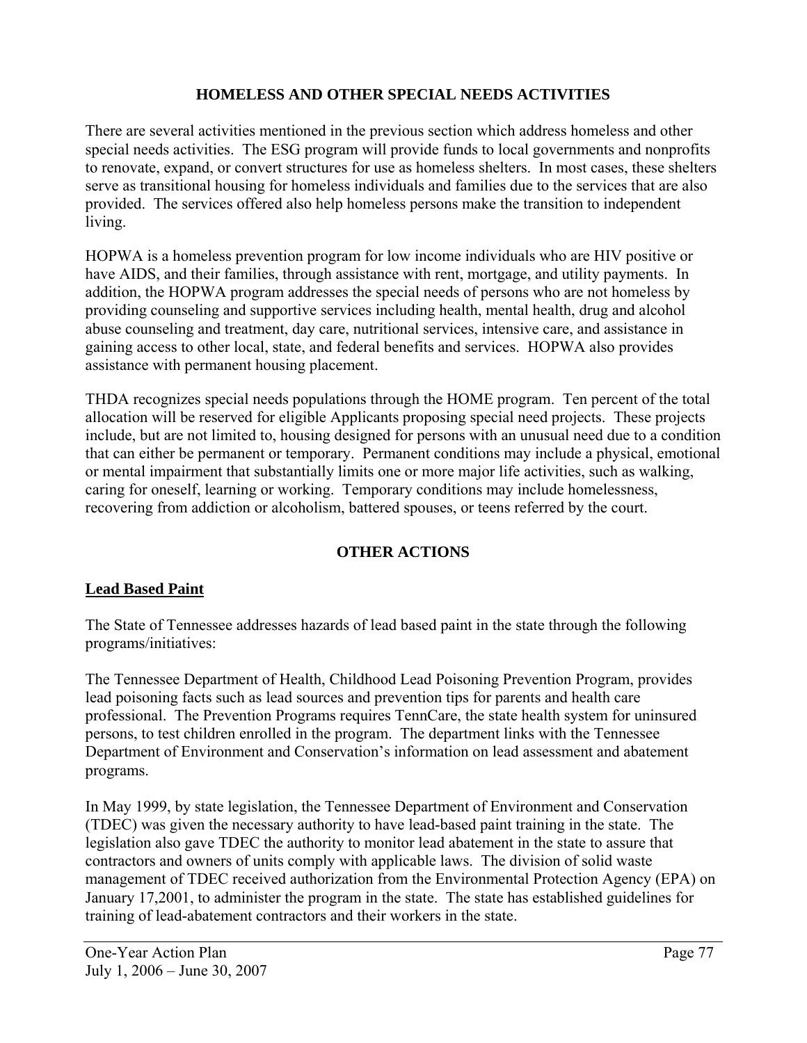## HOMELESS AND OTHER SPECIAL NEEDS ACTIVITIES

There are several activities mentioned in the previous section which address homeless and other special needs activities. The ESG program will provide funds to local governments and nonprofits to renovate, expand, or convert structures for use as homeless shelters. In most cases, these shelters serve as transitional housing for homeless individuals and families due to the services that are also provided. The services offered also help homeless persons make the transition to independent living.

HOPWA is a homeless prevention program for low income individuals who are HIV positive or have AIDS, and their families, through assistance with rent, mortgage, and utility payments. In addition, the HOPWA program addresses the special needs of persons who are not homeless by providing counseling and supportive services including health, mental health, drug and alcohol abuse counseling and treatment, day care, nutritional services, intensive care, and assistance in gaining access to other local, state, and federal benefits and services. HOPWA also provides assistance with permanent housing placement.

THDA recognizes special needs populations through the HOME program. Ten percent of the total allocation will be reserved for eligible Applicants proposing special need projects. These projects include, but are not limited to, housing designed for persons with an unusual need due to a condition that can either be permanent or temporary. Permanent conditions may include a physical, emotional or mental impairment that substantially limits one or more major life activities, such as walking, caring for oneself, learning or working. Temporary conditions may include homelessness, recovering from addiction or alcoholism, battered spouses, or teens referred by the court.

## OTHER ACTIONS

### Lead Based Paint

The State of Tennessee addresses hazards of lead based paint in the state through the following programs/initiatives:

The Tennessee Department of Health, Childhood Lead Poisoning Prevention Program, provides lead poisoning facts such as lead sources and prevention tips for parents and health care professional. The Prevention Programs requires TennCare, the state health system for uninsured persons, to test children enrolled in the program. The department links with the Tennessee Department of Environment and Conservation's information on lead assessment and abatement programs.

In May 1999, by state legislation, the Tennessee Department of Environment and Conservation (TDEC) was given the necessary authority to have lead-based paint training in the state. The legislation also gave TDEC the authority to monitor lead abatement in the state to assure that contractors and owners of units comply with applicable laws. The division of solid waste management of TDEC received authorization from the Environmental Protection Agency (EPA) on January 17,2001, to administer the program in the state. The state has established guidelines for training of lead-abatement contractors and their workers in the state.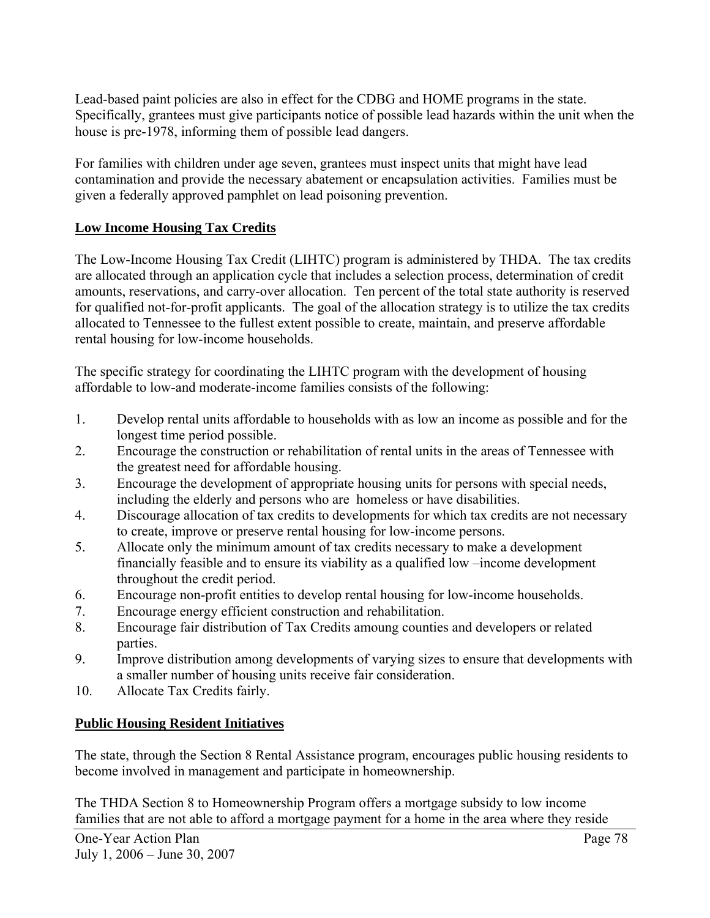Lead-based paint policies are also in effect for the CDBG and HOME programs in the state. Specifically, grantees must give participants notice of possible lead hazards within the unit when the house is pre-1978, informing them of possible lead dangers.

For families with children under age seven, grantees must inspect units that might have lead contamination and provide the necessary abatement or encapsulation activities. Families must be given a federally approved pamphlet on lead poisoning prevention.

**Low Income Housing Tax Credits**

The Low-Income Housing Tax Credit (LIHTC) program is administered by THDA. The tax credits are allocated through an application cycle that includes a selection process, determination of credit amounts, reservations, and carry-over allocation. Ten percent of the total state authority is reserved for qualified not-for-profit applicants. The goal of the allocation strategy is to utilize the tax credits allocated to Tennessee to the fullest extent possible to create, maintain, and preserve affordable rental housing for low-income households.

The specific strategy for coordinating the LIHTC program with the development of housing affordable to low-and moderate-income families consists of the following:

1. Develop rental units affordable to households with as low an income as possible and for the longest time period possible.
2. Encourage the construction or rehabilitation of rental units in the areas of Tennessee with the greatest need for affordable housing.
3. Encourage the development of appropriate housing units for persons with special needs, including the elderly and persons who are homeless or have disabilities.
4. Discourage allocation of tax credits to developments for which tax credits are not necessary to create, improve or preserve rental housing for low-income persons.
5. Allocate only the minimum amount of tax credits necessary to make a development financially feasible and to ensure its viability as a qualified low –income development throughout the credit period.
6. Encourage non-profit entities to develop rental housing for low-income households.
7. Encourage energy efficient construction and rehabilitation.
8. Encourage fair distribution of Tax Credits amoung counties and developers or related parties.
9. Improve distribution among developments of varying sizes to ensure that developments with a smaller number of housing units receive fair consideration.
10. Allocate Tax Credits fairly.

**Public Housing Resident Initiatives**

The state, through the Section 8 Rental Assistance program, encourages public housing residents to become involved in management and participate in homeownership.

The THDA Section 8 to Homeownership Program offers a mortgage subsidy to low income families that are not able to afford a mortgage payment for a home in the area where they reside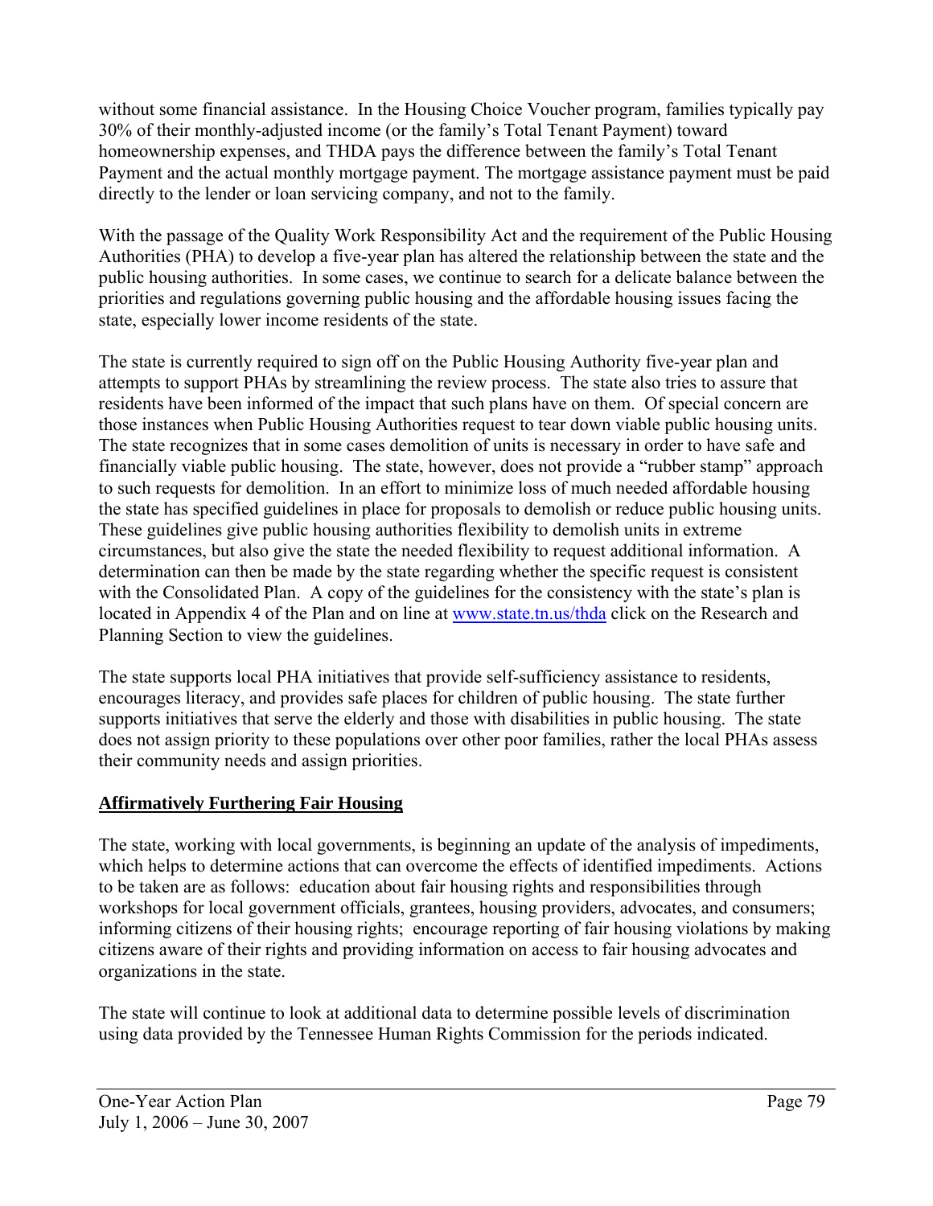without some financial assistance. In the Housing Choice Voucher program, families typically pay 30% of their monthly-adjusted income (or the family's Total Tenant Payment) toward homeownership expenses, and THDA pays the difference between the family's Total Tenant Payment and the actual monthly mortgage payment. The mortgage assistance payment must be paid directly to the lender or loan servicing company, and not to the family.

With the passage of the Quality Work Responsibility Act and the requirement of the Public Housing Authorities (PHA) to develop a five-year plan has altered the relationship between the state and the public housing authorities. In some cases, we continue to search for a delicate balance between the priorities and regulations governing public housing and the affordable housing issues facing the state, especially lower income residents of the state.

The state is currently required to sign off on the Public Housing Authority five-year plan and attempts to support PHAs by streamlining the review process. The state also tries to assure that residents have been informed of the impact that such plans have on them. Of special concern are those instances when Public Housing Authorities request to tear down viable public housing units. The state recognizes that in some cases demolition of units is necessary in order to have safe and financially viable public housing. The state, however, does not provide a "rubber stamp" approach to such requests for demolition. In an effort to minimize loss of much needed affordable housing the state has specified guidelines in place for proposals to demolish or reduce public housing units. These guidelines give public housing authorities flexibility to demolish units in extreme circumstances, but also give the state the needed flexibility to request additional information. A determination can then be made by the state regarding whether the specific request is consistent with the Consolidated Plan. A copy of the guidelines for the consistency with the state's plan is located in Appendix 4 of the Plan and on line at [www.state.tn.us/thda](www.state.tn.us/thda) click on the Research and Planning Section to view the guidelines.

The state supports local PHA initiatives that provide self-sufficiency assistance to residents, encourages literacy, and provides safe places for children of public housing. The state further supports initiatives that serve the elderly and those with disabilities in public housing. The state does not assign priority to these populations over other poor families, rather the local PHAs assess their community needs and assign priorities.

## Affirmatively Furthering Fair Housing

The state, working with local governments, is beginning an update of the analysis of impediments, which helps to determine actions that can overcome the effects of identified impediments. Actions to be taken are as follows: education about fair housing rights and responsibilities through workshops for local government officials, grantees, housing providers, advocates, and consumers; informing citizens of their housing rights; encourage reporting of fair housing violations by making citizens aware of their rights and providing information on access to fair housing advocates and organizations in the state.

The state will continue to look at additional data to determine possible levels of discrimination using data provided by the Tennessee Human Rights Commission for the periods indicated.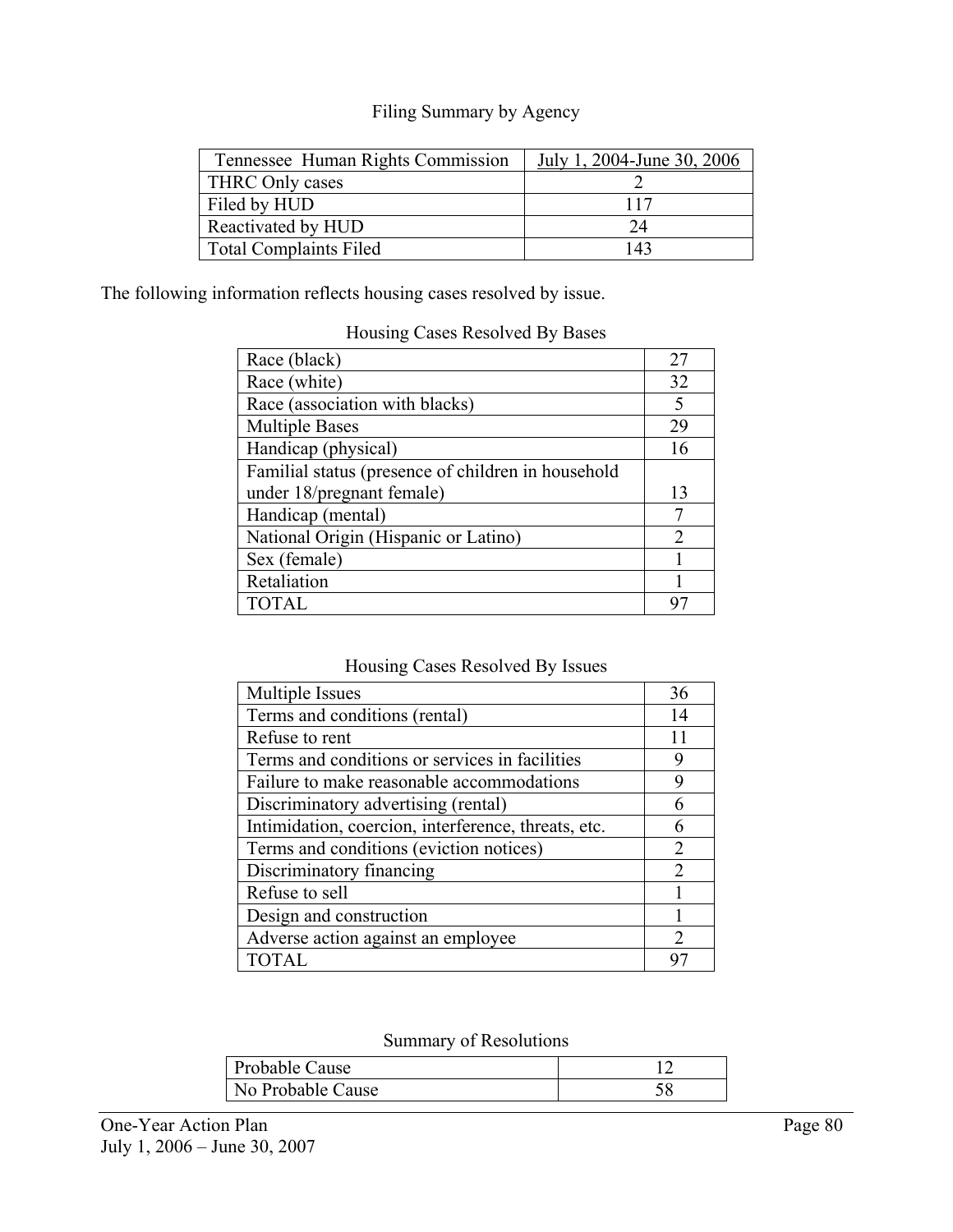Filing Summary by Agency

| Tennessee Human Rights Commission | July 1, 2004-June 30, 2006 |
|---|---|
| THRC Only cases | 2 |
| Filed by HUD | 117 |
| Reactivated by HUD | 24 |
| Total Complaints Filed | 143 |

The following information reflects housing cases resolved by issue.

Housing Cases Resolved By Bases

| | |
|---|---|
| Race (black) | 27 |
| Race (white) | 32 |
| Race (association with blacks) | 5 |
| Multiple Bases | 29 |
| Handicap (physical) | 16 |
| Familial status (presence of children in household under 18/pregnant female) | 13 |
| Handicap (mental) | 7 |
| National Origin (Hispanic or Latino) | 2 |
| Sex (female) | 1 |
| Retaliation | 1 |
| TOTAL | 97 |

Housing Cases Resolved By Issues

| | |
|---|---|
| Multiple Issues | 36 |
| Terms and conditions (rental) | 14 |
| Refuse to rent | 11 |
| Terms and conditions or services in facilities | 9 |
| Failure to make reasonable accommodations | 9 |
| Discriminatory advertising (rental) | 6 |
| Intimidation, coercion, interference, threats, etc. | 6 |
| Terms and conditions (eviction notices) | 2 |
| Discriminatory financing | 2 |
| Refuse to sell | 1 |
| Design and construction | 1 |
| Adverse action against an employee | 2 |
| TOTAL | 97 |

Summary of Resolutions

| | |
|---|---|
| Probable Cause | 12 |
| No Probable Cause | 58 |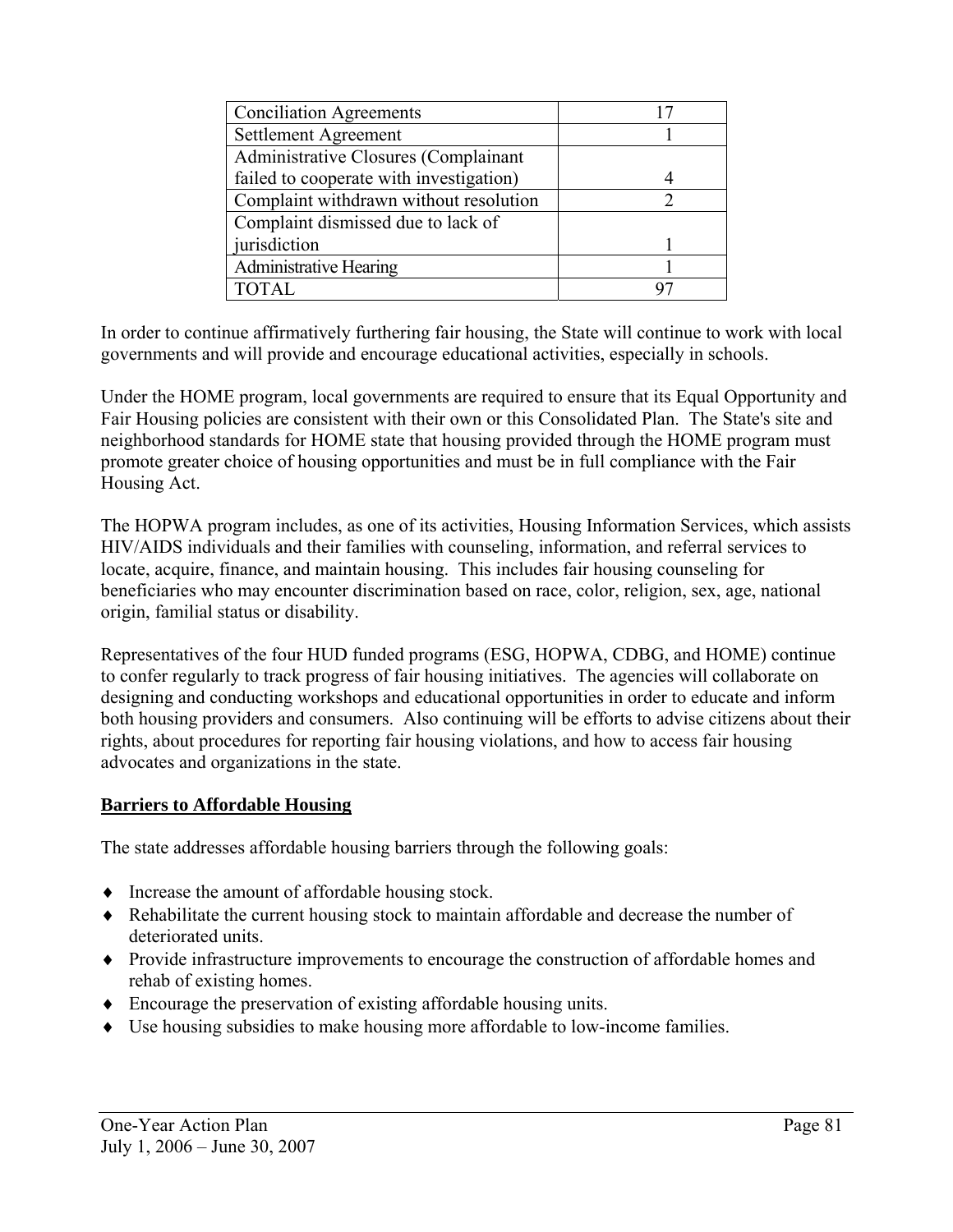| Conciliation Agreements | 17 |
|---|---|
| Settlement Agreement | 1 |
| Administrative Closures (Complainant failed to cooperate with investigation) | 4 |
| Complaint withdrawn without resolution | 2 |
| Complaint dismissed due to lack of jurisdiction | 1 |
| Administrative Hearing | 1 |
| TOTAL | 97 |

In order to continue affirmatively furthering fair housing, the State will continue to work with local governments and will provide and encourage educational activities, especially in schools.

Under the HOME program, local governments are required to ensure that its Equal Opportunity and Fair Housing policies are consistent with their own or this Consolidated Plan. The State's site and neighborhood standards for HOME state that housing provided through the HOME program must promote greater choice of housing opportunities and must be in full compliance with the Fair Housing Act.

The HOPWA program includes, as one of its activities, Housing Information Services, which assists HIV/AIDS individuals and their families with counseling, information, and referral services to locate, acquire, finance, and maintain housing. This includes fair housing counseling for beneficiaries who may encounter discrimination based on race, color, religion, sex, age, national origin, familial status or disability.

Representatives of the four HUD funded programs (ESG, HOPWA, CDBG, and HOME) continue to confer regularly to track progress of fair housing initiatives. The agencies will collaborate on designing and conducting workshops and educational opportunities in order to educate and inform both housing providers and consumers. Also continuing will be efforts to advise citizens about their rights, about procedures for reporting fair housing violations, and how to access fair housing advocates and organizations in the state.

## Barriers to Affordable Housing

The state addresses affordable housing barriers through the following goals:

- Increase the amount of affordable housing stock.
- Rehabilitate the current housing stock to maintain affordable and decrease the number of deteriorated units.
- Provide infrastructure improvements to encourage the construction of affordable homes and rehab of existing homes.
- Encourage the preservation of existing affordable housing units.
- Use housing subsidies to make housing more affordable to low-income families.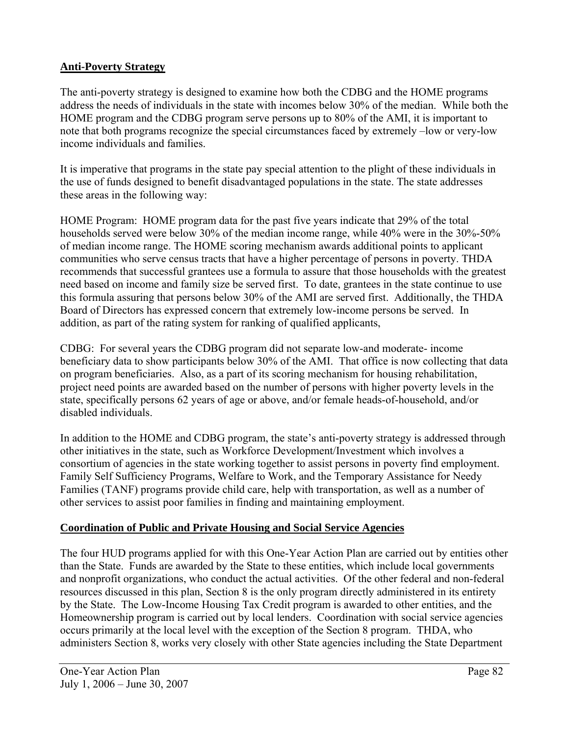## Anti-Poverty Strategy

The anti-poverty strategy is designed to examine how both the CDBG and the HOME programs address the needs of individuals in the state with incomes below 30% of the median. While both the HOME program and the CDBG program serve persons up to 80% of the AMI, it is important to note that both programs recognize the special circumstances faced by extremely –low or very-low income individuals and families.

It is imperative that programs in the state pay special attention to the plight of these individuals in the use of funds designed to benefit disadvantaged populations in the state. The state addresses these areas in the following way:

HOME Program: HOME program data for the past five years indicate that 29% of the total households served were below 30% of the median income range, while 40% were in the 30%-50% of median income range. The HOME scoring mechanism awards additional points to applicant communities who serve census tracts that have a higher percentage of persons in poverty. THDA recommends that successful grantees use a formula to assure that those households with the greatest need based on income and family size be served first. To date, grantees in the state continue to use this formula assuring that persons below 30% of the AMI are served first. Additionally, the THDA Board of Directors has expressed concern that extremely low-income persons be served. In addition, as part of the rating system for ranking of qualified applicants,

CDBG: For several years the CDBG program did not separate low-and moderate- income beneficiary data to show participants below 30% of the AMI. That office is now collecting that data on program beneficiaries. Also, as a part of its scoring mechanism for housing rehabilitation, project need points are awarded based on the number of persons with higher poverty levels in the state, specifically persons 62 years of age or above, and/or female heads-of-household, and/or disabled individuals.

In addition to the HOME and CDBG program, the state's anti-poverty strategy is addressed through other initiatives in the state, such as Workforce Development/Investment which involves a consortium of agencies in the state working together to assist persons in poverty find employment. Family Self Sufficiency Programs, Welfare to Work, and the Temporary Assistance for Needy Families (TANF) programs provide child care, help with transportation, as well as a number of other services to assist poor families in finding and maintaining employment.

## Coordination of Public and Private Housing and Social Service Agencies

The four HUD programs applied for with this One-Year Action Plan are carried out by entities other than the State. Funds are awarded by the State to these entities, which include local governments and nonprofit organizations, who conduct the actual activities. Of the other federal and non-federal resources discussed in this plan, Section 8 is the only program directly administered in its entirety by the State. The Low-Income Housing Tax Credit program is awarded to other entities, and the Homeownership program is carried out by local lenders. Coordination with social service agencies occurs primarily at the local level with the exception of the Section 8 program. THDA, who administers Section 8, works very closely with other State agencies including the State Department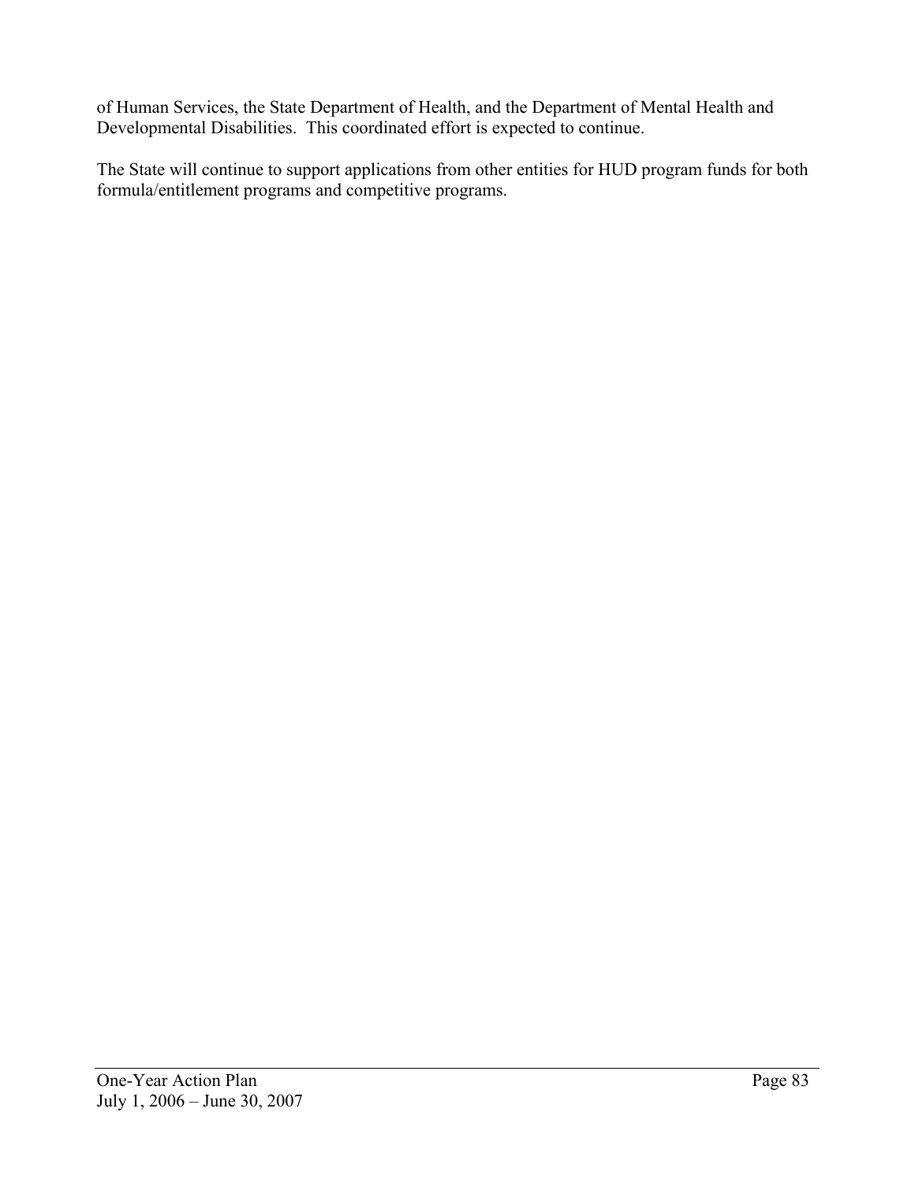of Human Services, the State Department of Health, and the Department of Mental Health and Developmental Disabilities. This coordinated effort is expected to continue.

The State will continue to support applications from other entities for HUD program funds for both formula/entitlement programs and competitive programs.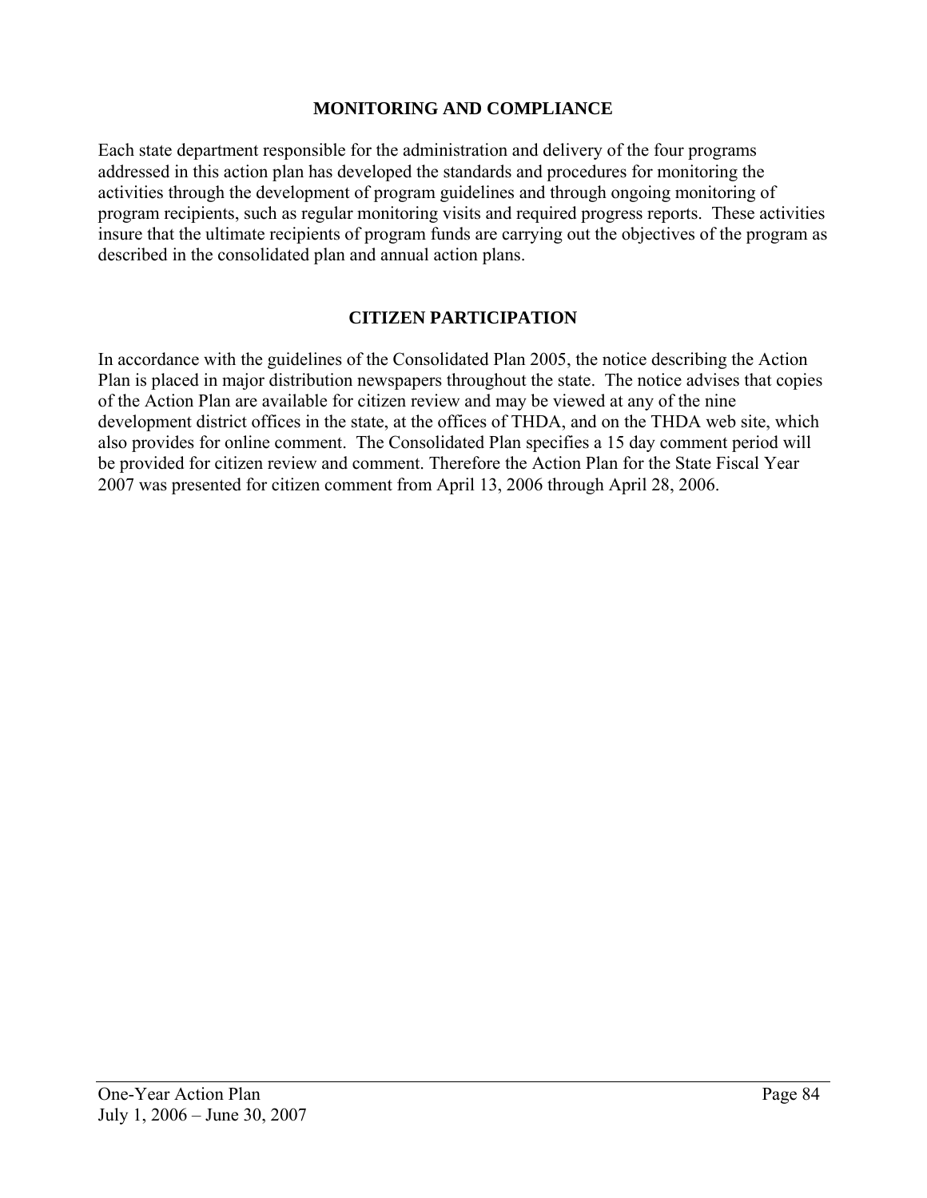## MONITORING AND COMPLIANCE

Each state department responsible for the administration and delivery of the four programs addressed in this action plan has developed the standards and procedures for monitoring the activities through the development of program guidelines and through ongoing monitoring of program recipients, such as regular monitoring visits and required progress reports. These activities insure that the ultimate recipients of program funds are carrying out the objectives of the program as described in the consolidated plan and annual action plans.

## CITIZEN PARTICIPATION

In accordance with the guidelines of the Consolidated Plan 2005, the notice describing the Action Plan is placed in major distribution newspapers throughout the state. The notice advises that copies of the Action Plan are available for citizen review and may be viewed at any of the nine development district offices in the state, at the offices of THDA, and on the THDA web site, which also provides for online comment. The Consolidated Plan specifies a 15 day comment period will be provided for citizen review and comment. Therefore the Action Plan for the State Fiscal Year 2007 was presented for citizen comment from April 13, 2006 through April 28, 2006.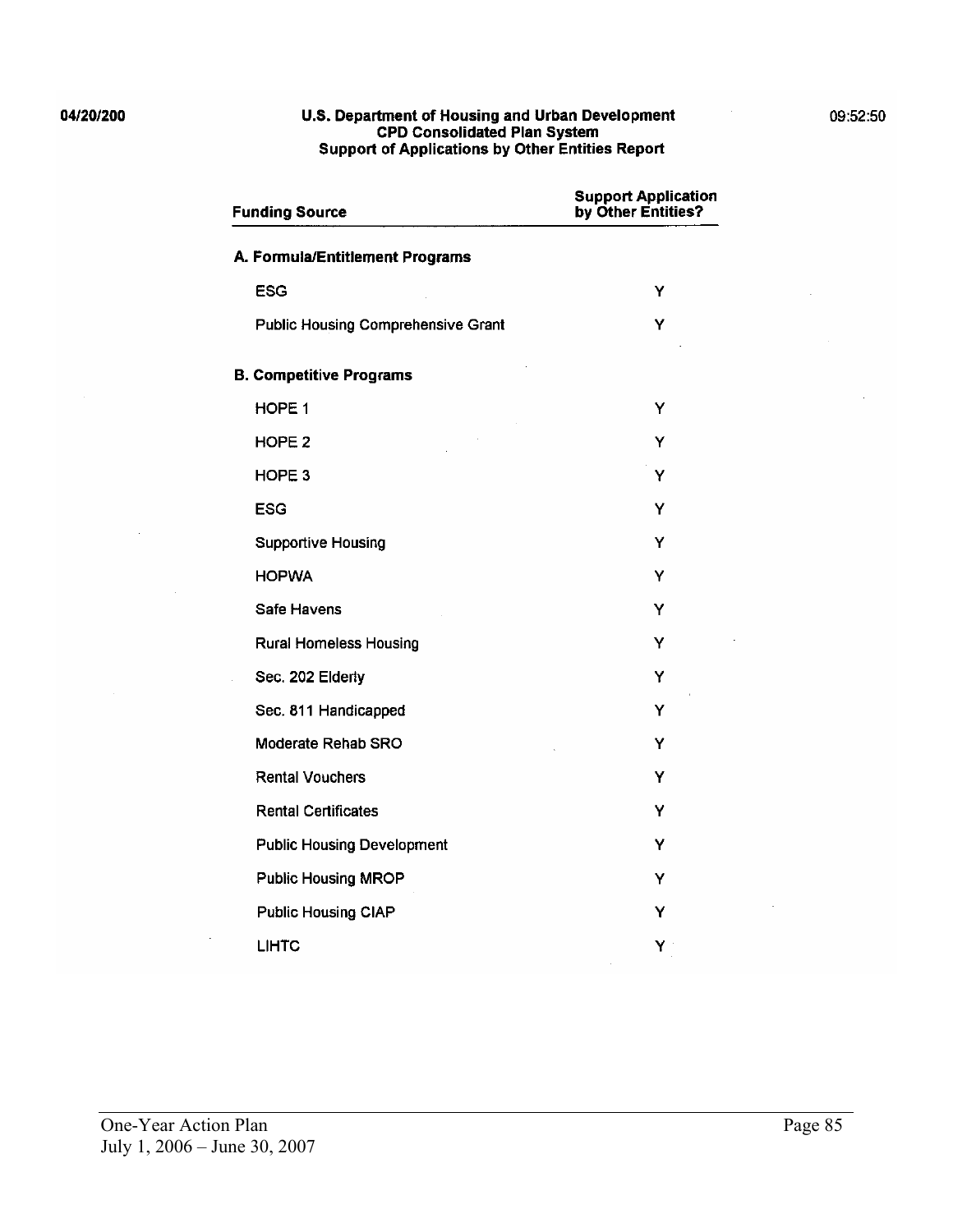U.S. Department of Housing and Urban Development
CPD Consolidated Plan System
Support of Applications by Other Entities Report

| Funding Source | Support Application by Other Entities? |
| --- | --- |
| **A. Formula/Entitlement Programs** | |
| ESG | Y |
| Public Housing Comprehensive Grant | Y |
| **B. Competitive Programs** | |
| HOPE 1 | Y |
| HOPE 2 | Y |
| HOPE 3 | Y |
| ESG | Y |
| Supportive Housing | Y |
| HOPWA | Y |
| Safe Havens | Y |
| Rural Homeless Housing | Y |
| Sec. 202 Elderly | Y |
| Sec. 811 Handicapped | Y |
| Moderate Rehab SRO | Y |
| Rental Vouchers | Y |
| Rental Certificates | Y |
| Public Housing Development | Y |
| Public Housing MROP | Y |
| Public Housing CIAP | Y |
| LIHTC | Y |